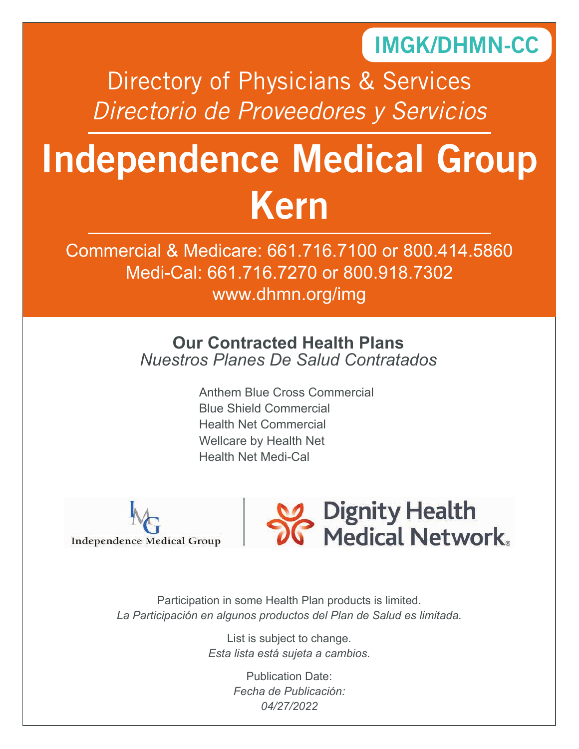IMGK/DHMN-CC

Directory of Physicians & Services
*Directorio de Proveedores y Servicios*

# Independence Medical Group Kern

Commercial & Medicare: 661.716.7100 or 800.414.5860
Medi-Cal: 661.716.7270 or 800.918.7302
www.dhmn.org/img

## Our Contracted Health Plans
*Nuestros Planes De Salud Contratados*

- Anthem Blue Cross Commercial
- Blue Shield Commercial
- Health Net Commercial
- Wellcare by Health Net
- Health Net Medi-Cal

Independence Medical Group | Dignity Health Medical Network

Participation in some Health Plan products is limited.
*La Participación en algunos productos del Plan de Salud es limitada.*

List is subject to change.
*Esta lista está sujeta a cambios.*

Publication Date:
*Fecha de Publicación:*
*04/27/2022*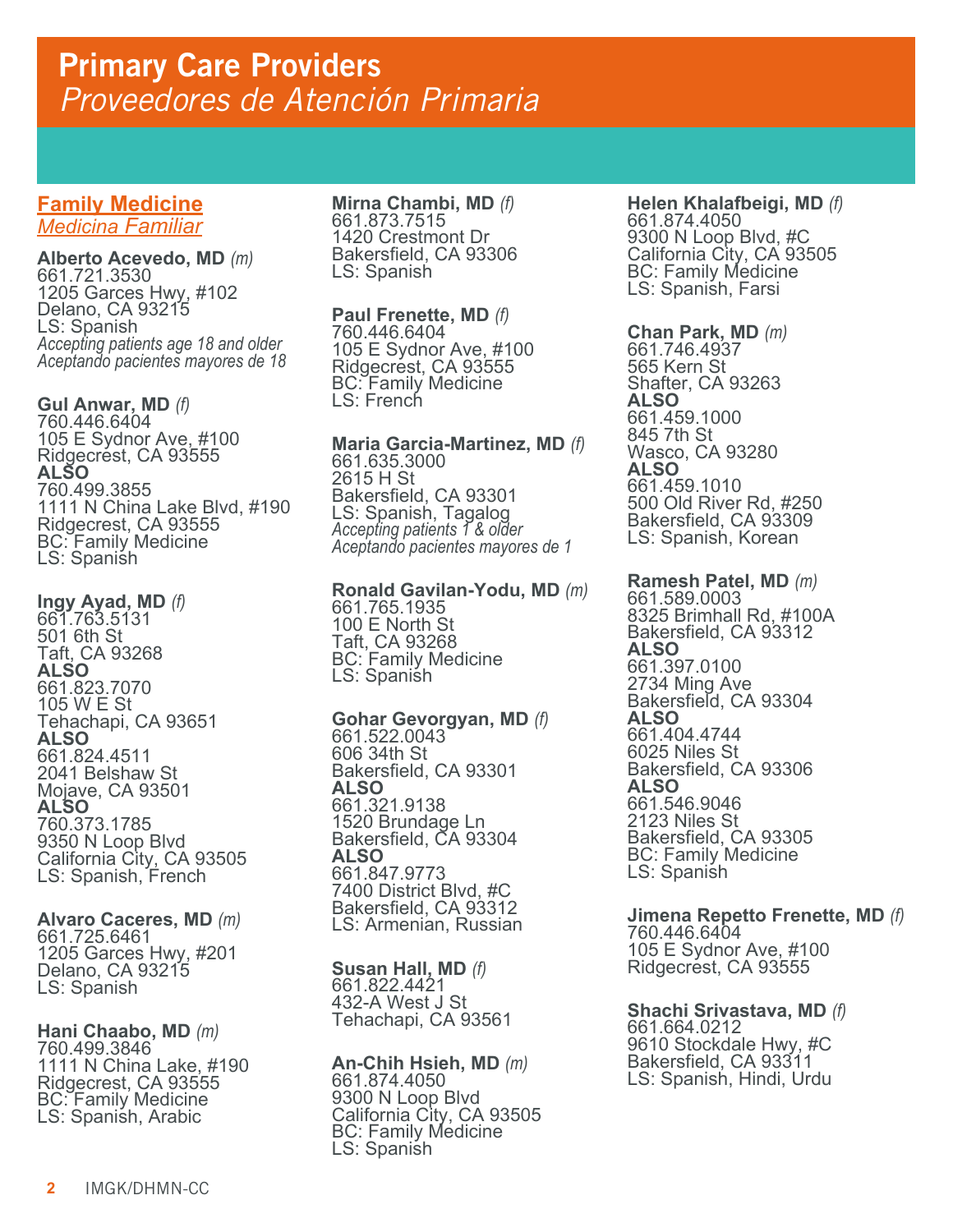# Primary Care Providers
*Proveedores de Atención Primaria*

## Family Medicine
*Medicina Familiar*

**Alberto Acevedo, MD** *(m)*
661.721.3530
1205 Garces Hwy, #102
Delano, CA 93215
LS: Spanish
*Accepting patients age 18 and older*
*Aceptando pacientes mayores de 18*

**Gul Anwar, MD** *(f)*
760.446.6404
105 E Sydnor Ave, #100
Ridgecrest, CA 93555
**ALSO**
760.499.3855
1111 N China Lake Blvd, #190
Ridgecrest, CA 93555
BC: Family Medicine
LS: Spanish

**Ingy Ayad, MD** *(f)*
661.763.5131
501 6th St
Taft, CA 93268
**ALSO**
661.823.7070
105 W E St
Tehachapi, CA 93651
**ALSO**
661.824.4511
2041 Belshaw St
Mojave, CA 93501
**ALSO**
760.373.1785
9350 N Loop Blvd
California City, CA 93505
LS: Spanish, French

**Alvaro Caceres, MD** *(m)*
661.725.6461
1205 Garces Hwy, #201
Delano, CA 93215
LS: Spanish

**Hani Chaabo, MD** *(m)*
760.499.3846
1111 N China Lake, #190
Ridgecrest, CA 93555
BC: Family Medicine
LS: Spanish, Arabic

**Mirna Chambi, MD** *(f)*
661.873.7515
1420 Crestmont Dr
Bakersfield, CA 93306
LS: Spanish

**Paul Frenette, MD** *(f)*
760.446.6404
105 E Sydnor Ave, #100
Ridgecrest, CA 93555
BC: Family Medicine
LS: French

**Maria Garcia-Martinez, MD** *(f)*
661.635.3000
2615 H St
Bakersfield, CA 93301
LS: Spanish, Tagalog
*Accepting patients 1 & older*
*Aceptando pacientes mayores de 1*

**Ronald Gavilan-Yodu, MD** *(m)*
661.765.1935
100 E North St
Taft, CA 93268
BC: Family Medicine
LS: Spanish

**Gohar Gevorgyan, MD** *(f)*
661.522.0043
606 34th St
Bakersfield, CA 93301
**ALSO**
661.321.9138
1520 Brundage Ln
Bakersfield, CA 93304
**ALSO**
661.847.9773
7400 District Blvd, #C
Bakersfield, CA 93312
LS: Armenian, Russian

**Susan Hall, MD** *(f)*
661.822.4421
432-A West J St
Tehachapi, CA 93561

**An-Chih Hsieh, MD** *(m)*
661.874.4050
9300 N Loop Blvd
California City, CA 93505
BC: Family Medicine
LS: Spanish

**Helen Khalafbeigi, MD** *(f)*
661.874.4050
9300 N Loop Blvd, #C
California City, CA 93505
BC: Family Medicine
LS: Spanish, Farsi

**Chan Park, MD** *(m)*
661.746.4937
565 Kern St
Shafter, CA 93263
**ALSO**
661.459.1000
845 7th St
Wasco, CA 93280
**ALSO**
661.459.1010
500 Old River Rd, #250
Bakersfield, CA 93309
LS: Spanish, Korean

**Ramesh Patel, MD** *(m)*
661.589.0003
8325 Brimhall Rd, #100A
Bakersfield, CA 93312
**ALSO**
661.397.0100
2734 Ming Ave
Bakersfield, CA 93304
**ALSO**
661.404.4744
6025 Niles St
Bakersfield, CA 93306
**ALSO**
661.546.9046
2123 Niles St
Bakersfield, CA 93305
BC: Family Medicine
LS: Spanish

**Jimena Repetto Frenette, MD** *(f)*
760.446.6404
105 E Sydnor Ave, #100
Ridgecrest, CA 93555

**Shachi Srivastava, MD** *(f)*
661.664.0212
9610 Stockdale Hwy, #C
Bakersfield, CA 93311
LS: Spanish, Hindi, Urdu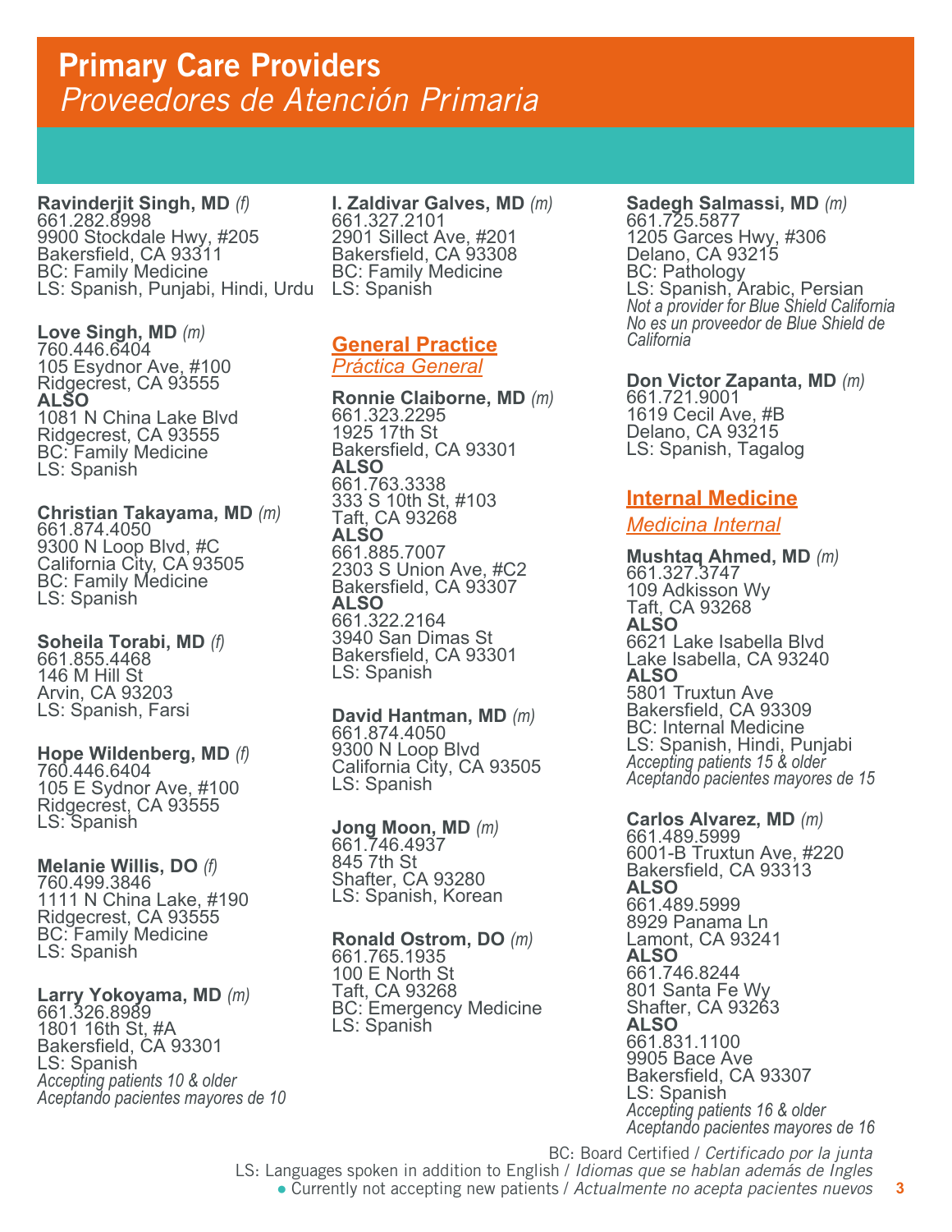# Primary Care Providers
*Proveedores de Atención Primaria*

**Ravinderjit Singh, MD** *(f)*
661.282.8998
9900 Stockdale Hwy, #205
Bakersfield, CA 93311
BC: Family Medicine
LS: Spanish, Punjabi, Hindi, Urdu

**Love Singh, MD** *(m)*
760.446.6404
105 Esydnor Ave, #100
Ridgecrest, CA 93555
**ALSO**
1081 N China Lake Blvd
Ridgecrest, CA 93555
BC: Family Medicine
LS: Spanish

**Christian Takayama, MD** *(m)*
661.874.4050
9300 N Loop Blvd, #C
California City, CA 93505
BC: Family Medicine
LS: Spanish

**Soheila Torabi, MD** *(f)*
661.855.4468
146 M Hill St
Arvin, CA 93203
LS: Spanish, Farsi

**Hope Wildenberg, MD** *(f)*
760.446.6404
105 E Sydnor Ave, #100
Ridgecrest, CA 93555
LS: Spanish

**Melanie Willis, DO** *(f)*
760.499.3846
1111 N China Lake, #190
Ridgecrest, CA 93555
BC: Family Medicine
LS: Spanish

**Larry Yokoyama, MD** *(m)*
661.326.8989
1801 16th St, #A
Bakersfield, CA 93301
LS: Spanish
*Accepting patients 10 & older*
*Aceptando pacientes mayores de 10*

**I. Zaldivar Galves, MD** *(m)*
661.327.2101
2901 Sillect Ave, #201
Bakersfield, CA 93308
BC: Family Medicine
LS: Spanish

## General Practice
*Práctica General*

**Ronnie Claiborne, MD** *(m)*
661.323.2295
1925 17th St
Bakersfield, CA 93301
**ALSO**
661.763.3338
333 S 10th St, #103
Taft, CA 93268
**ALSO**
661.885.7007
2303 S Union Ave, #C2
Bakersfield, CA 93307
**ALSO**
661.322.2164
3940 San Dimas St
Bakersfield, CA 93301
LS: Spanish

**David Hantman, MD** *(m)*
661.874.4050
9300 N Loop Blvd
California City, CA 93505
LS: Spanish

**Jong Moon, MD** *(m)*
661.746.4937
845 7th St
Shafter, CA 93280
LS: Spanish, Korean

**Ronald Ostrom, DO** *(m)*
661.765.1935
100 E North St
Taft, CA 93268
BC: Emergency Medicine
LS: Spanish

**Sadegh Salmassi, MD** *(m)*
661.725.5877
1205 Garces Hwy, #306
Delano, CA 93215
BC: Pathology
LS: Spanish, Arabic, Persian
*Not a provider for Blue Shield California*
*No es un proveedor de Blue Shield de California*

**Don Victor Zapanta, MD** *(m)*
661.721.9001
1619 Cecil Ave, #B
Delano, CA 93215
LS: Spanish, Tagalog

## Internal Medicine
*Medicina Internal*

**Mushtaq Ahmed, MD** *(m)*
661.327.3747
109 Adkisson Wy
Taft, CA 93268
**ALSO**
6621 Lake Isabella Blvd
Lake Isabella, CA 93240
**ALSO**
5801 Truxtun Ave
Bakersfield, CA 93309
BC: Internal Medicine
LS: Spanish, Hindi, Punjabi
*Accepting patients 15 & older*
*Aceptando pacientes mayores de 15*

**Carlos Alvarez, MD** *(m)*
661.489.5999
6001-B Truxtun Ave, #220
Bakersfield, CA 93313
**ALSO**
661.489.5999
8929 Panama Ln
Lamont, CA 93241
**ALSO**
661.746.8244
801 Santa Fe Wy
Shafter, CA 93263
**ALSO**
661.831.1100
9905 Bace Ave
Bakersfield, CA 93307
LS: Spanish
*Accepting patients 16 & older*
*Aceptando pacientes mayores de 16*

BC: Board Certified / *Certificado por la junta*
LS: Languages spoken in addition to English / *Idiomas que se hablan además de Ingles*
● Currently not accepting new patients / *Actualmente no acepta pacientes nuevos*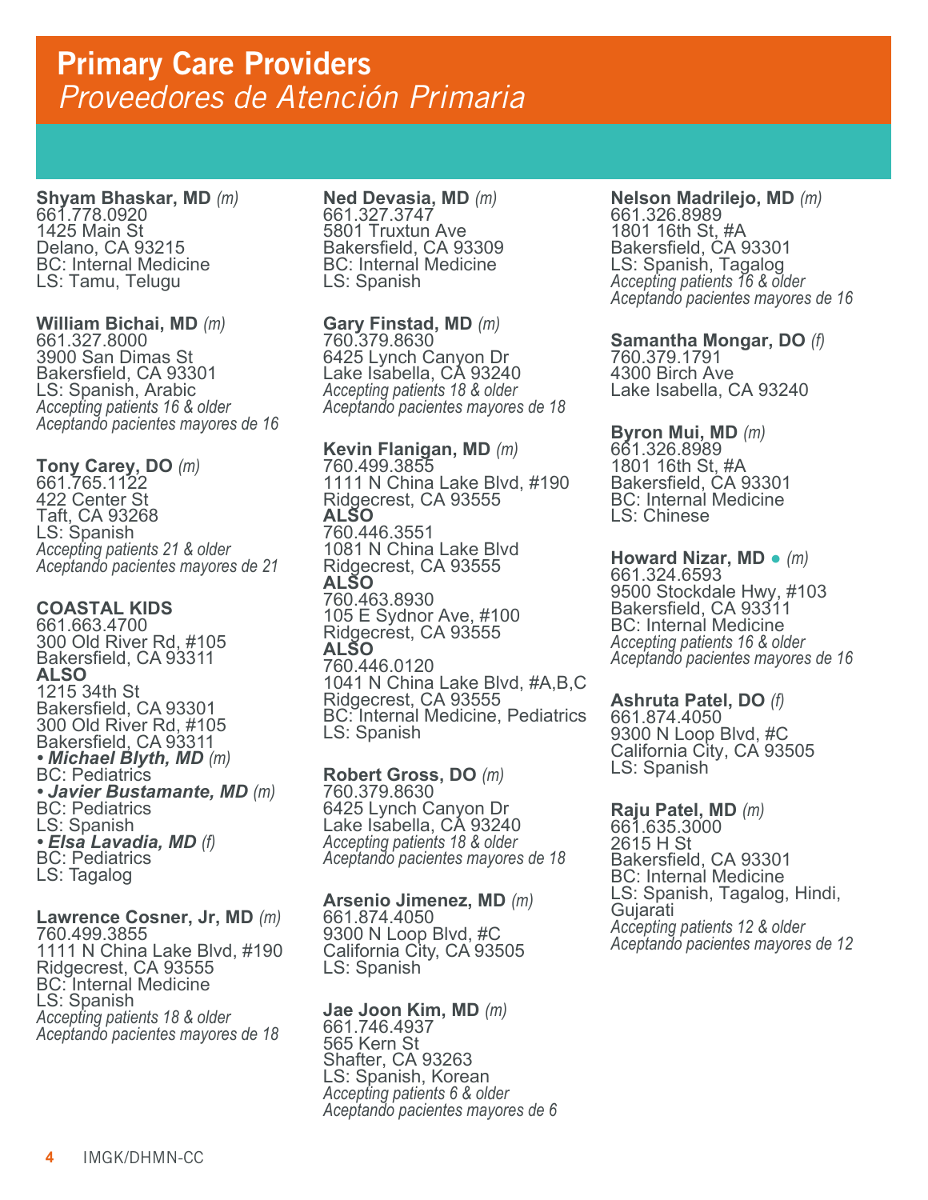# Primary Care Providers
## *Proveedores de Atención Primaria*

**Shyam Bhaskar, MD** *(m)*
661.778.0920
1425 Main St
Delano, CA 93215
BC: Internal Medicine
LS: Tamu, Telugu

**William Bichai, MD** *(m)*
661.327.8000
3900 San Dimas St
Bakersfield, CA 93301
LS: Spanish, Arabic
*Accepting patients 16 & older*
*Aceptando pacientes mayores de 16*

**Tony Carey, DO** *(m)*
661.765.1122
422 Center St
Taft, CA 93268
LS: Spanish
*Accepting patients 21 & older*
*Aceptando pacientes mayores de 21*

**COASTAL KIDS**
661.663.4700
300 Old River Rd, #105
Bakersfield, CA 93311
**ALSO**
1215 34th St
Bakersfield, CA 93301
300 Old River Rd, #105
Bakersfield, CA 93311
***• Michael Blyth, MD*** *(m)*
BC: Pediatrics
***• Javier Bustamante, MD*** *(m)*
BC: Pediatrics
LS: Spanish
***• Elsa Lavadia, MD*** *(f)*
BC: Pediatrics
LS: Tagalog

**Lawrence Cosner, Jr, MD** *(m)*
760.499.3855
1111 N China Lake Blvd, #190
Ridgecrest, CA 93555
BC: Internal Medicine
LS: Spanish
*Accepting patients 18 & older*
*Aceptando pacientes mayores de 18*

**Ned Devasia, MD** *(m)*
661.327.3747
5801 Truxtun Ave
Bakersfield, CA 93309
BC: Internal Medicine
LS: Spanish

**Gary Finstad, MD** *(m)*
760.379.8630
6425 Lynch Canyon Dr
Lake Isabella, CA 93240
*Accepting patients 18 & older*
*Aceptando pacientes mayores de 18*

**Kevin Flanigan, MD** *(m)*
760.499.3855
1111 N China Lake Blvd, #190
Ridgecrest, CA 93555
**ALSO**
760.446.3551
1081 N China Lake Blvd
Ridgecrest, CA 93555
**ALSO**
760.463.8930
105 E Sydnor Ave, #100
Ridgecrest, CA 93555
**ALSO**
760.446.0120
1041 N China Lake Blvd, #A,B,C
Ridgecrest, CA 93555
BC: Internal Medicine, Pediatrics
LS: Spanish

**Robert Gross, DO** *(m)*
760.379.8630
6425 Lynch Canyon Dr
Lake Isabella, CA 93240
*Accepting patients 18 & older*
*Aceptando pacientes mayores de 18*

**Arsenio Jimenez, MD** *(m)*
661.874.4050
9300 N Loop Blvd, #C
California City, CA 93505
LS: Spanish

**Jae Joon Kim, MD** *(m)*
661.746.4937
565 Kern St
Shafter, CA 93263
LS: Spanish, Korean
*Accepting patients 6 & older*
*Aceptando pacientes mayores de 6*

**Nelson Madrilejo, MD** *(m)*
661.326.8989
1801 16th St, #A
Bakersfield, CA 93301
LS: Spanish, Tagalog
*Accepting patients 16 & older*
*Aceptando pacientes mayores de 16*

**Samantha Mongar, DO** *(f)*
760.379.1791
4300 Birch Ave
Lake Isabella, CA 93240

**Byron Mui, MD** *(m)*
661.326.8989
1801 16th St, #A
Bakersfield, CA 93301
BC: Internal Medicine
LS: Chinese

**Howard Nizar, MD** ● *(m)*
661.324.6593
9500 Stockdale Hwy, #103
Bakersfield, CA 93311
BC: Internal Medicine
*Accepting patients 16 & older*
*Aceptando pacientes mayores de 16*

**Ashruta Patel, DO** *(f)*
661.874.4050
9300 N Loop Blvd, #C
California City, CA 93505
LS: Spanish

**Raju Patel, MD** *(m)*
661.635.3000
2615 H St
Bakersfield, CA 93301
BC: Internal Medicine
LS: Spanish, Tagalog, Hindi, Gujarati
*Accepting patients 12 & older*
*Aceptando pacientes mayores de 12*

IMGK/DHMN-CC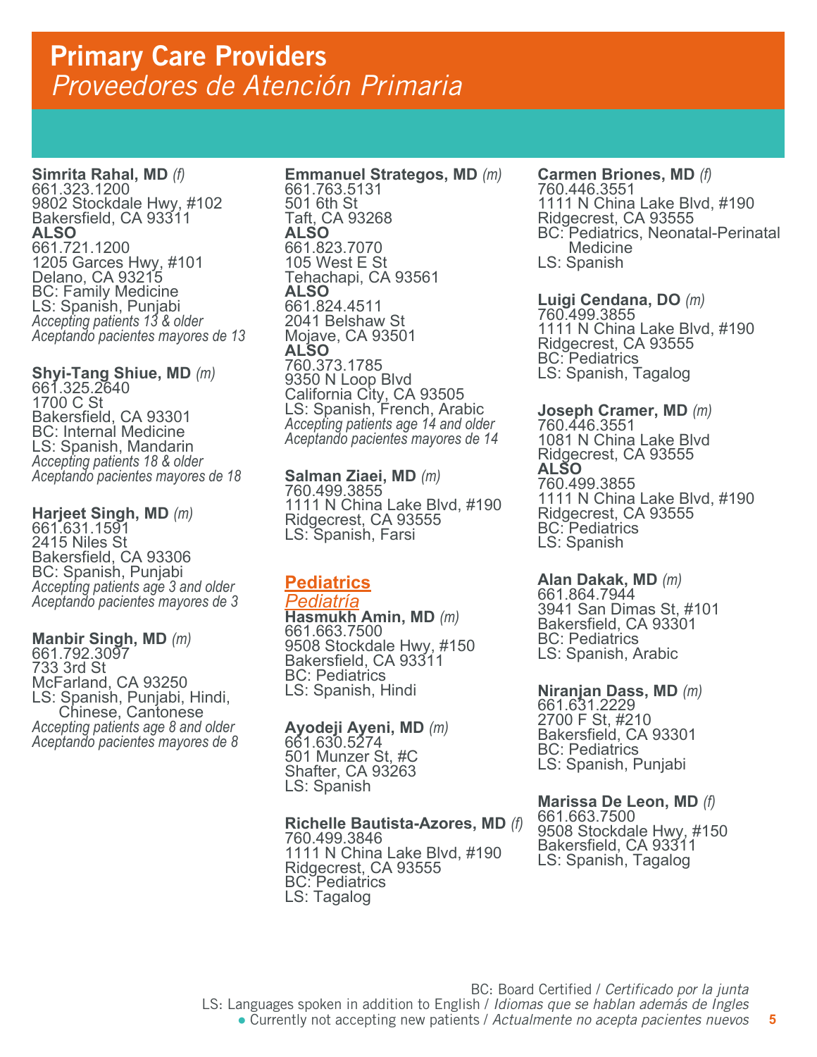# Primary Care Providers
## *Proveedores de Atención Primaria*

**Simrita Rahal, MD** *(f)*
661.323.1200
9802 Stockdale Hwy, #102
Bakersfield, CA 93311
**ALSO**
661.721.1200
1205 Garces Hwy, #101
Delano, CA 93215
BC: Family Medicine
LS: Spanish, Punjabi
*Accepting patients 13 & older*
*Aceptando pacientes mayores de 13*

**Shyi-Tang Shiue, MD** *(m)*
661.325.2640
1700 C St
Bakersfield, CA 93301
BC: Internal Medicine
LS: Spanish, Mandarin
*Accepting patients 18 & older*
*Aceptando pacientes mayores de 18*

**Harjeet Singh, MD** *(m)*
661.631.1591
2415 Niles St
Bakersfield, CA 93306
BC: Spanish, Punjabi
*Accepting patients age 3 and older*
*Aceptando pacientes mayores de 3*

**Manbir Singh, MD** *(m)*
661.792.3097
733 3rd St
McFarland, CA 93250
LS: Spanish, Punjabi, Hindi, Chinese, Cantonese
*Accepting patients age 8 and older*
*Aceptando pacientes mayores de 8*

**Emmanuel Strategos, MD** *(m)*
661.763.5131
501 6th St
Taft, CA 93268
**ALSO**
661.823.7070
105 West E St
Tehachapi, CA 93561
**ALSO**
661.824.4511
2041 Belshaw St
Mojave, CA 93501
**ALSO**
760.373.1785
9350 N Loop Blvd
California City, CA 93505
LS: Spanish, French, Arabic
*Accepting patients age 14 and older*
*Aceptando pacientes mayores de 14*

**Salman Ziaei, MD** *(m)*
760.499.3855
1111 N China Lake Blvd, #190
Ridgecrest, CA 93555
LS: Spanish, Farsi

## Pediatrics
### *Pediatría*

**Hasmukh Amin, MD** *(m)*
661.663.7500
9508 Stockdale Hwy, #150
Bakersfield, CA 93311
BC: Pediatrics
LS: Spanish, Hindi

**Ayodeji Ayeni, MD** *(m)*
661.630.5274
501 Munzer St, #C
Shafter, CA 93263
LS: Spanish

**Richelle Bautista-Azores, MD** *(f)*
760.499.3846
1111 N China Lake Blvd, #190
Ridgecrest, CA 93555
BC: Pediatrics
LS: Tagalog

**Carmen Briones, MD** *(f)*
760.446.3551
1111 N China Lake Blvd, #190
Ridgecrest, CA 93555
BC: Pediatrics, Neonatal-Perinatal Medicine
LS: Spanish

**Luigi Cendana, DO** *(m)*
760.499.3855
1111 N China Lake Blvd, #190
Ridgecrest, CA 93555
BC: Pediatrics
LS: Spanish, Tagalog

**Joseph Cramer, MD** *(m)*
760.446.3551
1081 N China Lake Blvd
Ridgecrest, CA 93555
**ALSO**
760.499.3855
1111 N China Lake Blvd, #190
Ridgecrest, CA 93555
BC: Pediatrics
LS: Spanish

**Alan Dakak, MD** *(m)*
661.864.7944
3941 San Dimas St, #101
Bakersfield, CA 93301
BC: Pediatrics
LS: Spanish, Arabic

**Niranjan Dass, MD** *(m)*
661.631.2229
2700 F St, #210
Bakersfield, CA 93301
BC: Pediatrics
LS: Spanish, Punjabi

**Marissa De Leon, MD** *(f)*
661.663.7500
9508 Stockdale Hwy, #150
Bakersfield, CA 93311
LS: Spanish, Tagalog

BC: Board Certified / *Certificado por la junta*
LS: Languages spoken in addition to English / *Idiomas que se hablan además de Ingles*
● Currently not accepting new patients / *Actualmente no acepta pacientes nuevos*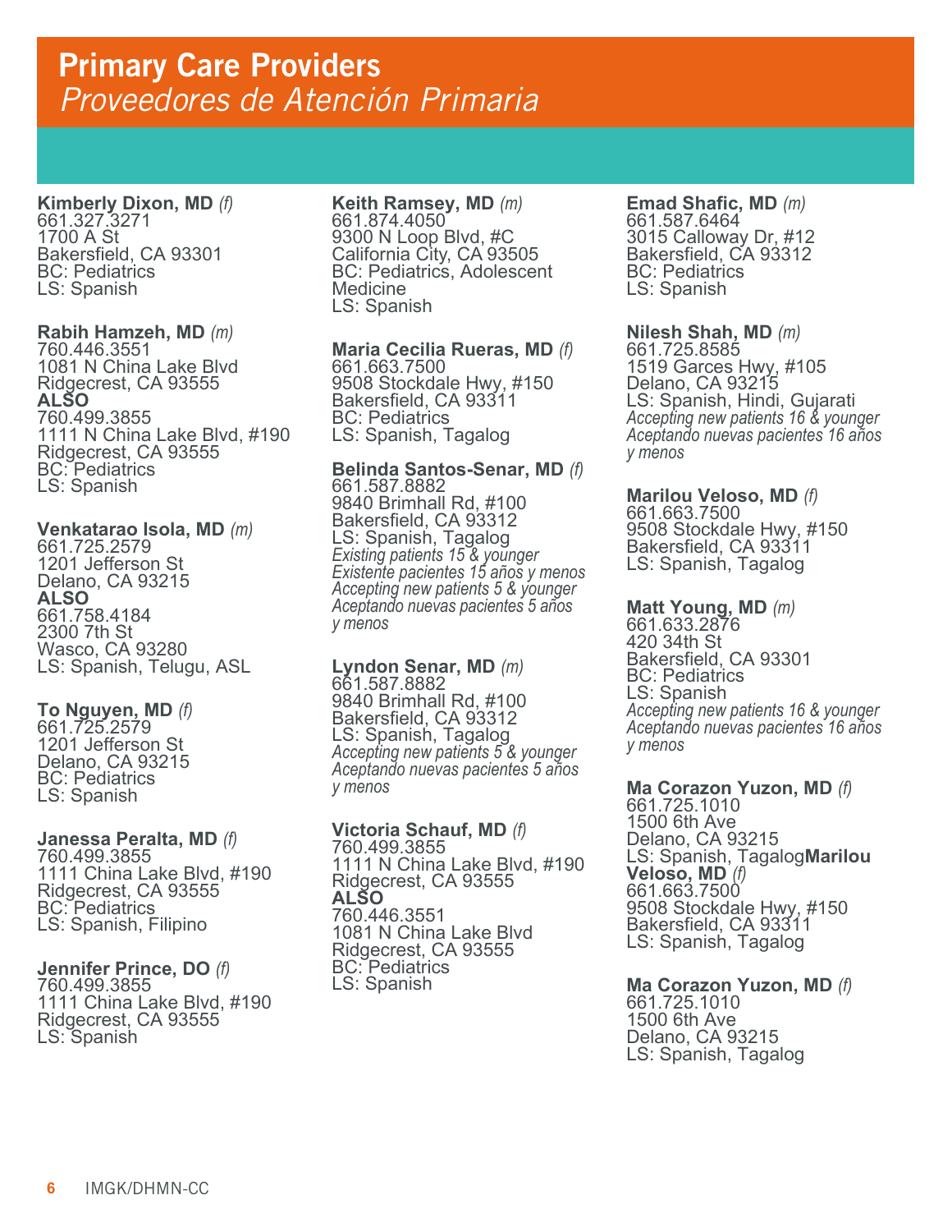# Primary Care Providers
## *Proveedores de Atención Primaria*

**Kimberly Dixon, MD** *(f)*
661.327.3271
1700 A St
Bakersfield, CA 93301
BC: Pediatrics
LS: Spanish

**Rabih Hamzeh, MD** *(m)*
760.446.3551
1081 N China Lake Blvd
Ridgecrest, CA 93555
**ALSO**
760.499.3855
1111 N China Lake Blvd, #190
Ridgecrest, CA 93555
BC: Pediatrics
LS: Spanish

**Venkatarao Isola, MD** *(m)*
661.725.2579
1201 Jefferson St
Delano, CA 93215
**ALSO**
661.758.4184
2300 7th St
Wasco, CA 93280
LS: Spanish, Telugu, ASL

**To Nguyen, MD** *(f)*
661.725.2579
1201 Jefferson St
Delano, CA 93215
BC: Pediatrics
LS: Spanish

**Janessa Peralta, MD** *(f)*
760.499.3855
1111 China Lake Blvd, #190
Ridgecrest, CA 93555
BC: Pediatrics
LS: Spanish, Filipino

**Jennifer Prince, DO** *(f)*
760.499.3855
1111 China Lake Blvd, #190
Ridgecrest, CA 93555
LS: Spanish

**Keith Ramsey, MD** *(m)*
661.874.4050
9300 N Loop Blvd, #C
California City, CA 93505
BC: Pediatrics, Adolescent Medicine
LS: Spanish

**Maria Cecilia Rueras, MD** *(f)*
661.663.7500
9508 Stockdale Hwy, #150
Bakersfield, CA 93311
BC: Pediatrics
LS: Spanish, Tagalog

**Belinda Santos-Senar, MD** *(f)*
661.587.8882
9840 Brimhall Rd, #100
Bakersfield, CA 93312
LS: Spanish, Tagalog
*Existing patients 15 & younger*
*Existente pacientes 15 años y menos*
*Accepting new patients 5 & younger*
*Aceptando nuevas pacientes 5 años y menos*

**Lyndon Senar, MD** *(m)*
661.587.8882
9840 Brimhall Rd, #100
Bakersfield, CA 93312
LS: Spanish, Tagalog
*Accepting new patients 5 & younger*
*Aceptando nuevas pacientes 5 años y menos*

**Victoria Schauf, MD** *(f)*
760.499.3855
1111 N China Lake Blvd, #190
Ridgecrest, CA 93555
**ALSO**
760.446.3551
1081 N China Lake Blvd
Ridgecrest, CA 93555
BC: Pediatrics
LS: Spanish

**Emad Shafic, MD** *(m)*
661.587.6464
3015 Calloway Dr, #12
Bakersfield, CA 93312
BC: Pediatrics
LS: Spanish

**Nilesh Shah, MD** *(m)*
661.725.8585
1519 Garces Hwy, #105
Delano, CA 93215
LS: Spanish, Hindi, Gujarati
*Accepting new patients 16 & younger*
*Aceptando nuevas pacientes 16 años y menos*

**Marilou Veloso, MD** *(f)*
661.663.7500
9508 Stockdale Hwy, #150
Bakersfield, CA 93311
LS: Spanish, Tagalog

**Matt Young, MD** *(m)*
661.633.2876
420 34th St
Bakersfield, CA 93301
BC: Pediatrics
LS: Spanish
*Accepting new patients 16 & younger*
*Aceptando nuevas pacientes 16 años y menos*

**Ma Corazon Yuzon, MD** *(f)*
661.725.1010
1500 6th Ave
Delano, CA 93215
LS: Spanish, Tagalog**Marilou Veloso, MD** *(f)*
661.663.7500
9508 Stockdale Hwy, #150
Bakersfield, CA 93311
LS: Spanish, Tagalog

**Ma Corazon Yuzon, MD** *(f)*
661.725.1010
1500 6th Ave
Delano, CA 93215
LS: Spanish, Tagalog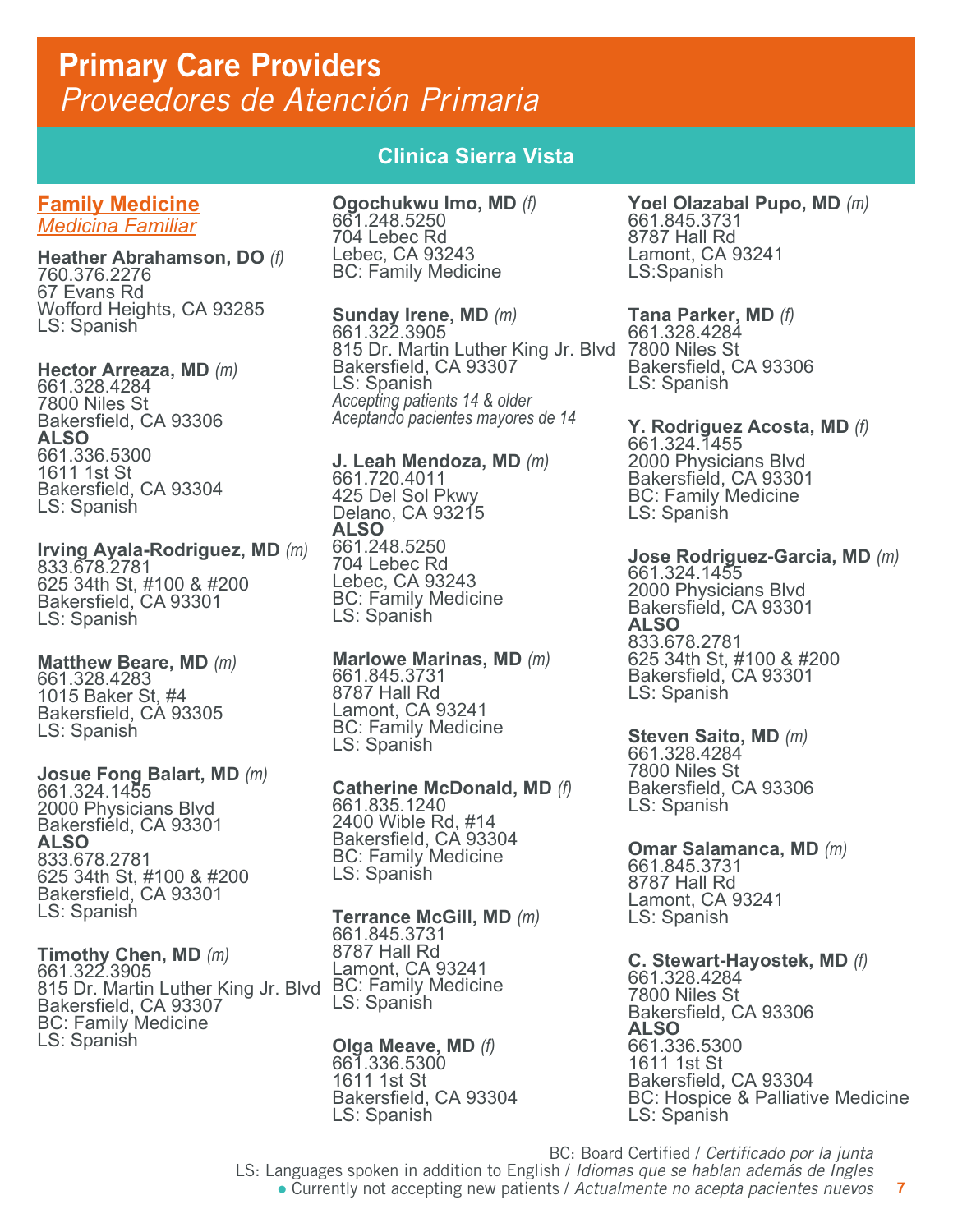# Primary Care Providers
*Proveedores de Atención Primaria*

## Clinica Sierra Vista

### Family Medicine
*Medicina Familiar*

**Heather Abrahamson, DO** *(f)*
760.376.2276
67 Evans Rd
Wofford Heights, CA 93285
LS: Spanish

**Hector Arreaza, MD** *(m)*
661.328.4284
7800 Niles St
Bakersfield, CA 93306
**ALSO**
661.336.5300
1611 1st St
Bakersfield, CA 93304
LS: Spanish

**Irving Ayala-Rodriguez, MD** *(m)*
833.678.2781
625 34th St, #100 & #200
Bakersfield, CA 93301
LS: Spanish

**Matthew Beare, MD** *(m)*
661.328.4283
1015 Baker St, #4
Bakersfield, CA 93305
LS: Spanish

**Josue Fong Balart, MD** *(m)*
661.324.1455
2000 Physicians Blvd
Bakersfield, CA 93301
**ALSO**
833.678.2781
625 34th St, #100 & #200
Bakersfield, CA 93301
LS: Spanish

**Timothy Chen, MD** *(m)*
661.322.3905
815 Dr. Martin Luther King Jr. Blvd
Bakersfield, CA 93307
BC: Family Medicine
LS: Spanish

**Ogochukwu Imo, MD** *(f)*
661.248.5250
704 Lebec Rd
Lebec, CA 93243
BC: Family Medicine

**Sunday Irene, MD** *(m)*
661.322.3905
815 Dr. Martin Luther King Jr. Blvd
Bakersfield, CA 93307
LS: Spanish
*Accepting patients 14 & older*
*Aceptando pacientes mayores de 14*

**J. Leah Mendoza, MD** *(m)*
661.720.4011
425 Del Sol Pkwy
Delano, CA 93215
**ALSO**
661.248.5250
704 Lebec Rd
Lebec, CA 93243
BC: Family Medicine
LS: Spanish

**Marlowe Marinas, MD** *(m)*
661.845.3731
8787 Hall Rd
Lamont, CA 93241
BC: Family Medicine
LS: Spanish

**Catherine McDonald, MD** *(f)*
661.835.1240
2400 Wible Rd, #14
Bakersfield, CA 93304
BC: Family Medicine
LS: Spanish

**Terrance McGill, MD** *(m)*
661.845.3731
8787 Hall Rd
Lamont, CA 93241
BC: Family Medicine
LS: Spanish

**Olga Meave, MD** *(f)*
661.336.5300
1611 1st St
Bakersfield, CA 93304
LS: Spanish

**Yoel Olazabal Pupo, MD** *(m)*
661.845.3731
8787 Hall Rd
Lamont, CA 93241
LS:Spanish

**Tana Parker, MD** *(f)*
661.328.4284
7800 Niles St
Bakersfield, CA 93306
LS: Spanish

**Y. Rodriguez Acosta, MD** *(f)*
661.324.1455
2000 Physicians Blvd
Bakersfield, CA 93301
BC: Family Medicine
LS: Spanish

**Jose Rodriguez-Garcia, MD** *(m)*
661.324.1455
2000 Physicians Blvd
Bakersfield, CA 93301
**ALSO**
833.678.2781
625 34th St, #100 & #200
Bakersfield, CA 93301
LS: Spanish

**Steven Saito, MD** *(m)*
661.328.4284
7800 Niles St
Bakersfield, CA 93306
LS: Spanish

**Omar Salamanca, MD** *(m)*
661.845.3731
8787 Hall Rd
Lamont, CA 93241
LS: Spanish

**C. Stewart-Hayostek, MD** *(f)*
661.328.4284
7800 Niles St
Bakersfield, CA 93306
**ALSO**
661.336.5300
1611 1st St
Bakersfield, CA 93304
BC: Hospice & Palliative Medicine
LS: Spanish

BC: Board Certified / *Certificado por la junta*
LS: Languages spoken in addition to English / *Idiomas que se hablan además de Ingles*
● Currently not accepting new patients / *Actualmente no acepta pacientes nuevos*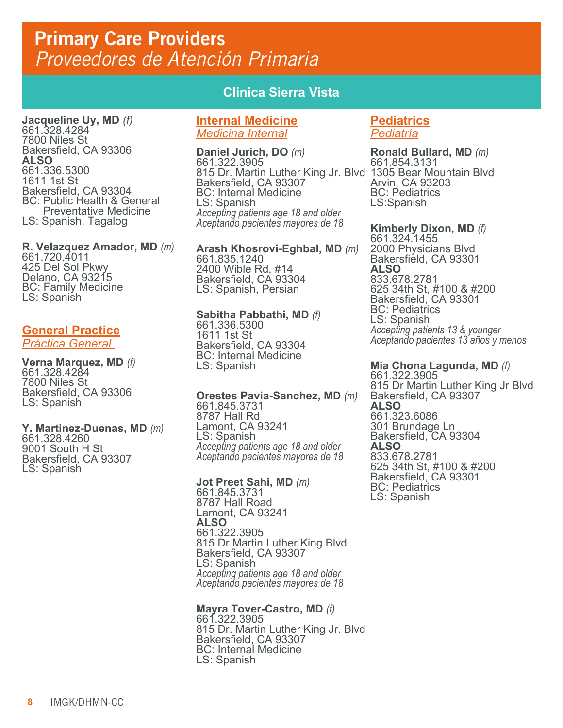# Primary Care Providers
# *Proveedores de Atención Primaria*

## Clinica Sierra Vista

**Jacqueline Uy, MD** *(f)*
661.328.4284
7800 Niles St
Bakersfield, CA 93306
**ALSO**
661.336.5300
1611 1st St
Bakersfield, CA 93304
BC: Public Health & General Preventative Medicine
LS: Spanish, Tagalog

**R. Velazquez Amador, MD** *(m)*
661.720.4011
425 Del Sol Pkwy
Delano, CA 93215
BC: Family Medicine
LS: Spanish

### General Practice
### *Práctica General*

**Verna Marquez, MD** *(f)*
661.328.4284
7800 Niles St
Bakersfield, CA 93306
LS: Spanish

**Y. Martinez-Duenas, MD** *(m)*
661.328.4260
9001 South H St
Bakersfield, CA 93307
LS: Spanish

### Internal Medicine
### *Medicina Internal*

**Daniel Jurich, DO** *(m)*
661.322.3905
815 Dr. Martin Luther King Jr. Blvd
Bakersfield, CA 93307
BC: Internal Medicine
LS: Spanish
*Accepting patients age 18 and older*
*Aceptando pacientes mayores de 18*

**Arash Khosrovi-Eghbal, MD** *(m)*
661.835.1240
2400 Wible Rd, #14
Bakersfield, CA 93304
LS: Spanish, Persian

**Sabitha Pabbathi, MD** *(f)*
661.336.5300
1611 1st St
Bakersfield, CA 93304
BC: Internal Medicine
LS: Spanish

**Orestes Pavia-Sanchez, MD** *(m)*
661.845.3731
8787 Hall Rd
Lamont, CA 93241
LS: Spanish
*Accepting patients age 18 and older*
*Aceptando pacientes mayores de 18*

**Jot Preet Sahi, MD** *(m)*
661.845.3731
8787 Hall Road
Lamont, CA 93241
**ALSO**
661.322.3905
815 Dr Martin Luther King Blvd
Bakersfield, CA 93307
LS: Spanish
*Accepting patients age 18 and older*
*Aceptando pacientes mayores de 18*

**Mayra Tover-Castro, MD** *(f)*
661.322.3905
815 Dr. Martin Luther King Jr. Blvd
Bakersfield, CA 93307
BC: Internal Medicine
LS: Spanish

### Pediatrics
### *Pediatría*

**Ronald Bullard, MD** *(m)*
661.854.3131
1305 Bear Mountain Blvd
Arvin, CA 93203
BC: Pediatrics
LS:Spanish

**Kimberly Dixon, MD** *(f)*
661.324.1455
2000 Physicians Blvd
Bakersfield, CA 93301
**ALSO**
833.678.2781
625 34th St, #100 & #200
Bakersfield, CA 93301
BC: Pediatrics
LS: Spanish
*Accepting patients 13 & younger*
*Aceptando pacientes 13 años y menos*

**Mia Chona Lagunda, MD** *(f)*
661.322.3905
815 Dr Martin Luther King Jr Blvd
Bakersfield, CA 93307
**ALSO**
661.323.6086
301 Brundage Ln
Bakersfield, CA 93304
**ALSO**
833.678.2781
625 34th St, #100 & #200
Bakersfield, CA 93301
BC: Pediatrics
LS: Spanish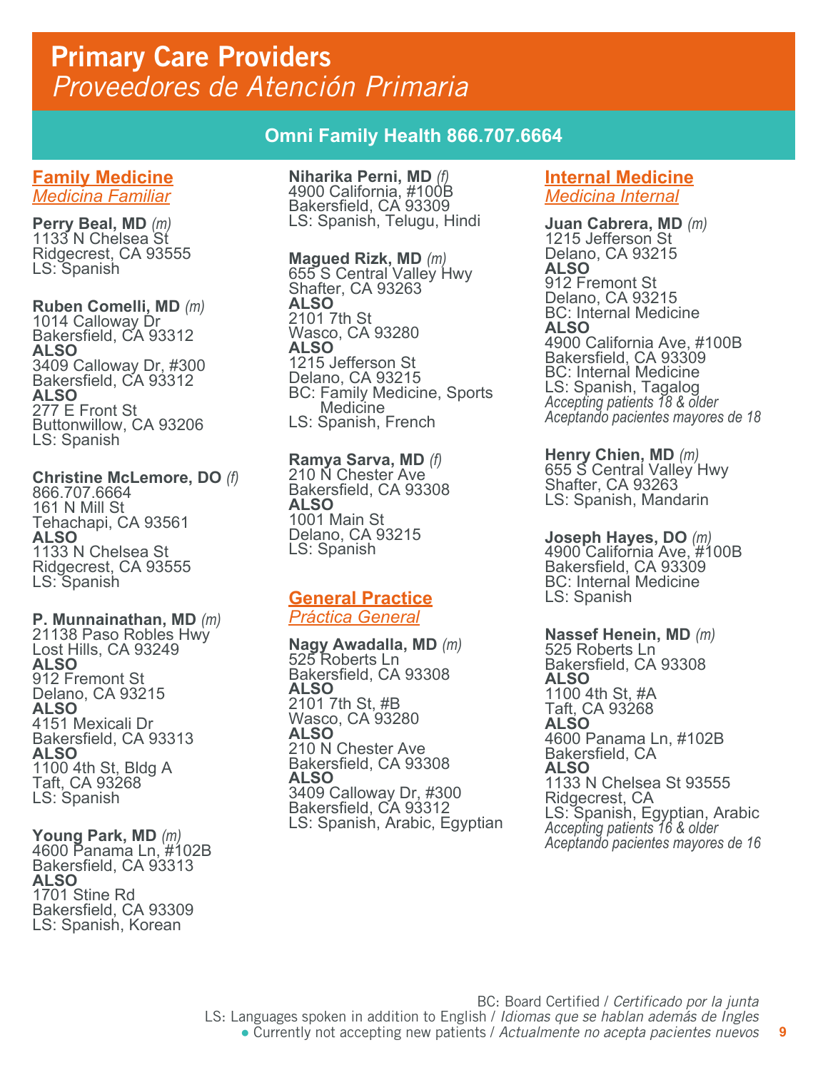# Primary Care Providers
*Proveedores de Atención Primaria*

## Omni Family Health 866.707.6664

### Family Medicine
*Medicina Familiar*

**Perry Beal, MD** *(m)*
1133 N Chelsea St
Ridgecrest, CA 93555
LS: Spanish

**Ruben Comelli, MD** *(m)*
1014 Calloway Dr
Bakersfield, CA 93312
**ALSO**
3409 Calloway Dr, #300
Bakersfield, CA 93312
**ALSO**
277 E Front St
Buttonwillow, CA 93206
LS: Spanish

**Christine McLemore, DO** *(f)*
866.707.6664
161 N Mill St
Tehachapi, CA 93561
**ALSO**
1133 N Chelsea St
Ridgecrest, CA 93555
LS: Spanish

**P. Munnainathan, MD** *(m)*
21138 Paso Robles Hwy
Lost Hills, CA 93249
**ALSO**
912 Fremont St
Delano, CA 93215
**ALSO**
4151 Mexicali Dr
Bakersfield, CA 93313
**ALSO**
1100 4th St, Bldg A
Taft, CA 93268
LS: Spanish

**Young Park, MD** *(m)*
4600 Panama Ln, #102B
Bakersfield, CA 93313
**ALSO**
1701 Stine Rd
Bakersfield, CA 93309
LS: Spanish, Korean

**Niharika Perni, MD** *(f)*
4900 California, #100B
Bakersfield, CA 93309
LS: Spanish, Telugu, Hindi

**Magued Rizk, MD** *(m)*
655 S Central Valley Hwy
Shafter, CA 93263
**ALSO**
2101 7th St
Wasco, CA 93280
**ALSO**
1215 Jefferson St
Delano, CA 93215
BC: Family Medicine, Sports Medicine
LS: Spanish, French

**Ramya Sarva, MD** *(f)*
210 N Chester Ave
Bakersfield, CA 93308
**ALSO**
1001 Main St
Delano, CA 93215
LS: Spanish

### General Practice
*Práctica General*

**Nagy Awadalla, MD** *(m)*
525 Roberts Ln
Bakersfield, CA 93308
**ALSO**
2101 7th St, #B
Wasco, CA 93280
**ALSO**
210 N Chester Ave
Bakersfield, CA 93308
**ALSO**
3409 Calloway Dr, #300
Bakersfield, CA 93312
LS: Spanish, Arabic, Egyptian

### Internal Medicine
*Medicina Internal*

**Juan Cabrera, MD** *(m)*
1215 Jefferson St
Delano, CA 93215
**ALSO**
912 Fremont St
Delano, CA 93215
BC: Internal Medicine
**ALSO**
4900 California Ave, #100B
Bakersfield, CA 93309
BC: Internal Medicine
LS: Spanish, Tagalog
*Accepting patients 18 & older*
*Aceptando pacientes mayores de 18*

**Henry Chien, MD** *(m)*
655 S Central Valley Hwy
Shafter, CA 93263
LS: Spanish, Mandarin

**Joseph Hayes, DO** *(m)*
4900 California Ave, #100B
Bakersfield, CA 93309
BC: Internal Medicine
LS: Spanish

**Nassef Henein, MD** *(m)*
525 Roberts Ln
Bakersfield, CA 93308
**ALSO**
1100 4th St, #A
Taft, CA 93268
**ALSO**
4600 Panama Ln, #102B
Bakersfield, CA
**ALSO**
1133 N Chelsea St 93555
Ridgecrest, CA
LS: Spanish, Egyptian, Arabic
*Accepting patients 16 & older*
*Aceptando pacientes mayores de 16*

BC: Board Certified / *Certificado por la junta*
LS: Languages spoken in addition to English / *Idiomas que se hablan además de Ingles*
● Currently not accepting new patients / *Actualmente no acepta pacientes nuevos*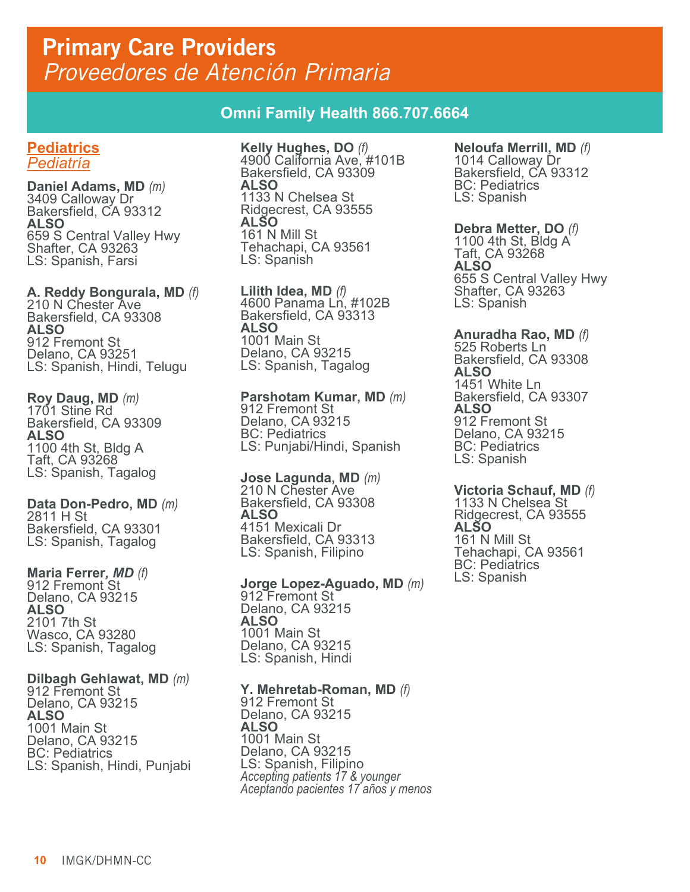# Primary Care Providers
# *Proveedores de Atención Primaria*

## Omni Family Health 866.707.6664

### Pediatrics
### *Pediatría*

**Daniel Adams, MD** *(m)*
3409 Calloway Dr
Bakersfield, CA 93312
**ALSO**
659 S Central Valley Hwy
Shafter, CA 93263
LS: Spanish, Farsi

**A. Reddy Bongurala, MD** *(f)*
210 N Chester Ave
Bakersfield, CA 93308
**ALSO**
912 Fremont St
Delano, CA 93251
LS: Spanish, Hindi, Telugu

**Roy Daug, MD** *(m)*
1701 Stine Rd
Bakersfield, CA 93309
**ALSO**
1100 4th St, Bldg A
Taft, CA 93268
LS: Spanish, Tagalog

**Data Don-Pedro, MD** *(m)*
2811 H St
Bakersfield, CA 93301
LS: Spanish, Tagalog

**Maria Ferrer*, MD*** *(f)*
912 Fremont St
Delano, CA 93215
**ALSO**
2101 7th St
Wasco, CA 93280
LS: Spanish, Tagalog

**Dilbagh Gehlawat, MD** *(m)*
912 Fremont St
Delano, CA 93215
**ALSO**
1001 Main St
Delano, CA 93215
BC: Pediatrics
LS: Spanish, Hindi, Punjabi

**Kelly Hughes, DO** *(f)*
4900 California Ave, #101B
Bakersfield, CA 93309
**ALSO**
1133 N Chelsea St
Ridgecrest, CA 93555
**ALSO**
161 N Mill St
Tehachapi, CA 93561
LS: Spanish

**Lilith Idea, MD** *(f)*
4600 Panama Ln, #102B
Bakersfield, CA 93313
**ALSO**
1001 Main St
Delano, CA 93215
LS: Spanish, Tagalog

**Parshotam Kumar, MD** *(m)*
912 Fremont St
Delano, CA 93215
BC: Pediatrics
LS: Punjabi/Hindi, Spanish

**Jose Lagunda, MD** *(m)*
210 N Chester Ave
Bakersfield, CA 93308
**ALSO**
4151 Mexicali Dr
Bakersfield, CA 93313
LS: Spanish, Filipino

**Jorge Lopez-Aguado, MD** *(m)*
912 Fremont St
Delano, CA 93215
**ALSO**
1001 Main St
Delano, CA 93215
LS: Spanish, Hindi

**Y. Mehretab-Roman, MD** *(f)*
912 Fremont St
Delano, CA 93215
**ALSO**
1001 Main St
Delano, CA 93215
LS: Spanish, Filipino
*Accepting patients 17 & younger*
*Aceptando pacientes 17 años y menos*

**Neloufa Merrill, MD** *(f)*
1014 Calloway Dr
Bakersfield, CA 93312
BC: Pediatrics
LS: Spanish

**Debra Metter, DO** *(f)*
1100 4th St, Bldg A
Taft, CA 93268
**ALSO**
655 S Central Valley Hwy
Shafter, CA 93263
LS: Spanish

**Anuradha Rao, MD** *(f)*
525 Roberts Ln
Bakersfield, CA 93308
**ALSO**
1451 White Ln
Bakersfield, CA 93307
**ALSO**
912 Fremont St
Delano, CA 93215
BC: Pediatrics
LS: Spanish

**Victoria Schauf, MD** *(f)*
1133 N Chelsea St
Ridgecrest, CA 93555
**ALSO**
161 N Mill St
Tehachapi, CA 93561
BC: Pediatrics
LS: Spanish

IMGK/DHMN-CC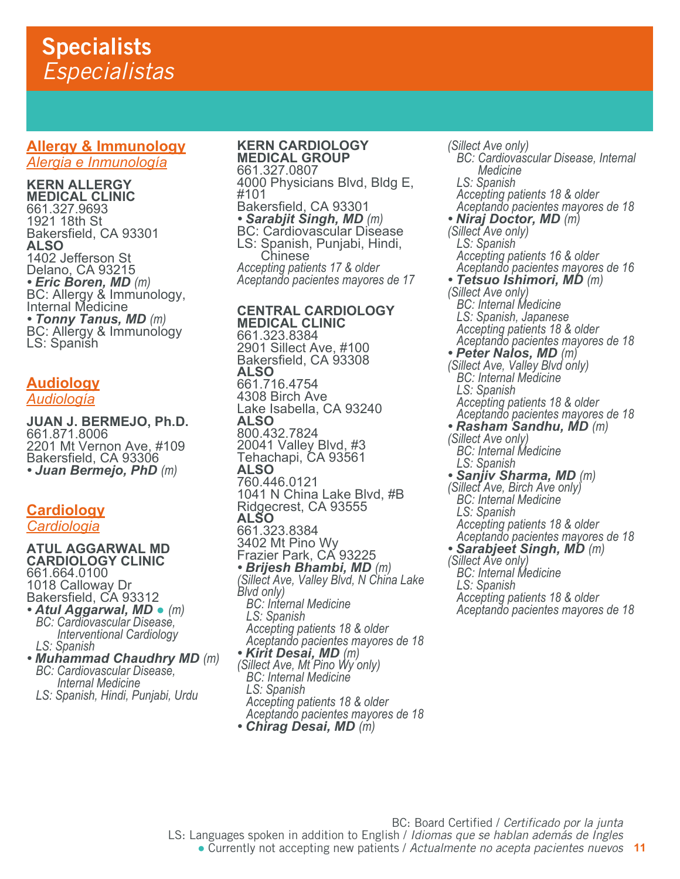# Specialists
*Especialistas*

## Allergy & Immunology
*Alergia e Inmunología*

**KERN ALLERGY MEDICAL CLINIC**
661.327.9693
1921 18th St
Bakersfield, CA 93301
**ALSO**
1402 Jefferson St
Delano, CA 93215

- ***Eric Boren, MD*** *(m)*
  BC: Allergy & Immunology, Internal Medicine
- ***Tonny Tanus, MD*** *(m)*
  BC: Allergy & Immunology
  LS: Spanish

## Audiology
*Audiología*

**JUAN J. BERMEJO, Ph.D.**
661.871.8006
2201 Mt Vernon Ave, #109
Bakersfield, CA 93306

- ***Juan Bermejo, PhD*** *(m)*

## Cardiology
*Cardiología*

**ATUL AGGARWAL MD CARDIOLOGY CLINIC**
661.664.0100
1018 Calloway Dr
Bakersfield, CA 93312

- ***Atul Aggarwal, MD*** ● *(m)*
  *BC: Cardiovascular Disease, Interventional Cardiology*
  *LS: Spanish*
- ***Muhammad Chaudhry MD*** *(m)*
  *BC: Cardiovascular Disease, Internal Medicine*
  *LS: Spanish, Hindi, Punjabi, Urdu*

**KERN CARDIOLOGY MEDICAL GROUP**
661.327.0807
4000 Physicians Blvd, Bldg E, #101
Bakersfield, CA 93301

- ***Sarabjit Singh, MD*** *(m)*
  BC: Cardiovascular Disease
  LS: Spanish, Punjabi, Hindi, Chinese
  *Accepting patients 17 & older*
  *Aceptando pacientes mayores de 17*

**CENTRAL CARDIOLOGY MEDICAL CLINIC**
661.323.8384
2901 Sillect Ave, #100
Bakersfield, CA 93308
**ALSO**
661.716.4754
4308 Birch Ave
Lake Isabella, CA 93240
**ALSO**
800.432.7824
20041 Valley Blvd, #3
Tehachapi, CA 93561
**ALSO**
760.446.0121
1041 N China Lake Blvd, #B
Ridgecrest, CA 93555
**ALSO**
661.323.8384
3402 Mt Pino Wy
Frazier Park, CA 93225

- ***Brijesh Bhambi, MD*** *(m)*
  *(Sillect Ave, Valley Blvd, N China Lake Blvd only)*
  *BC: Internal Medicine*
  *LS: Spanish*
  *Accepting patients 18 & older*
  *Aceptando pacientes mayores de 18*
- ***Kirit Desai, MD*** *(m)*
  *(Sillect Ave, Mt Pino Wy only)*
  *BC: Internal Medicine*
  *LS: Spanish*
  *Accepting patients 18 & older*
  *Aceptando pacientes mayores de 18*
- ***Chirag Desai, MD*** *(m)*
  *(Sillect Ave only)*
  *BC: Cardiovascular Disease, Internal Medicine*
  *LS: Spanish*
  *Accepting patients 18 & older*
  *Aceptando pacientes mayores de 18*
- ***Niraj Doctor, MD*** *(m)*
  *(Sillect Ave only)*
  *LS: Spanish*
  *Accepting patients 16 & older*
  *Aceptando pacientes mayores de 16*
- ***Tetsuo Ishimori, MD*** *(m)*
  *(Sillect Ave only)*
  *BC: Internal Medicine*
  *LS: Spanish, Japanese*
  *Accepting patients 18 & older*
  *Aceptando pacientes mayores de 18*
- ***Peter Nalos, MD*** *(m)*
  *(Sillect Ave, Valley Blvd only)*
  *BC: Internal Medicine*
  *LS: Spanish*
  *Accepting patients 18 & older*
  *Aceptando pacientes mayores de 18*
- ***Rasham Sandhu, MD*** *(m)*
  *(Sillect Ave only)*
  *BC: Internal Medicine*
  *LS: Spanish*
- ***Sanjiv Sharma, MD*** *(m)*
  *(Sillect Ave, Birch Ave only)*
  *BC: Internal Medicine*
  *LS: Spanish*
  *Accepting patients 18 & older*
  *Aceptando pacientes mayores de 18*
- ***Sarabjeet Singh, MD*** *(m)*
  *(Sillect Ave only)*
  *BC: Internal Medicine*
  *LS: Spanish*
  *Accepting patients 18 & older*
  *Aceptando pacientes mayores de 18*

BC: Board Certified / *Certificado por la junta*
LS: Languages spoken in addition to English / *Idiomas que se hablan además de Ingles*
● Currently not accepting new patients / *Actualmente no acepta pacientes nuevos*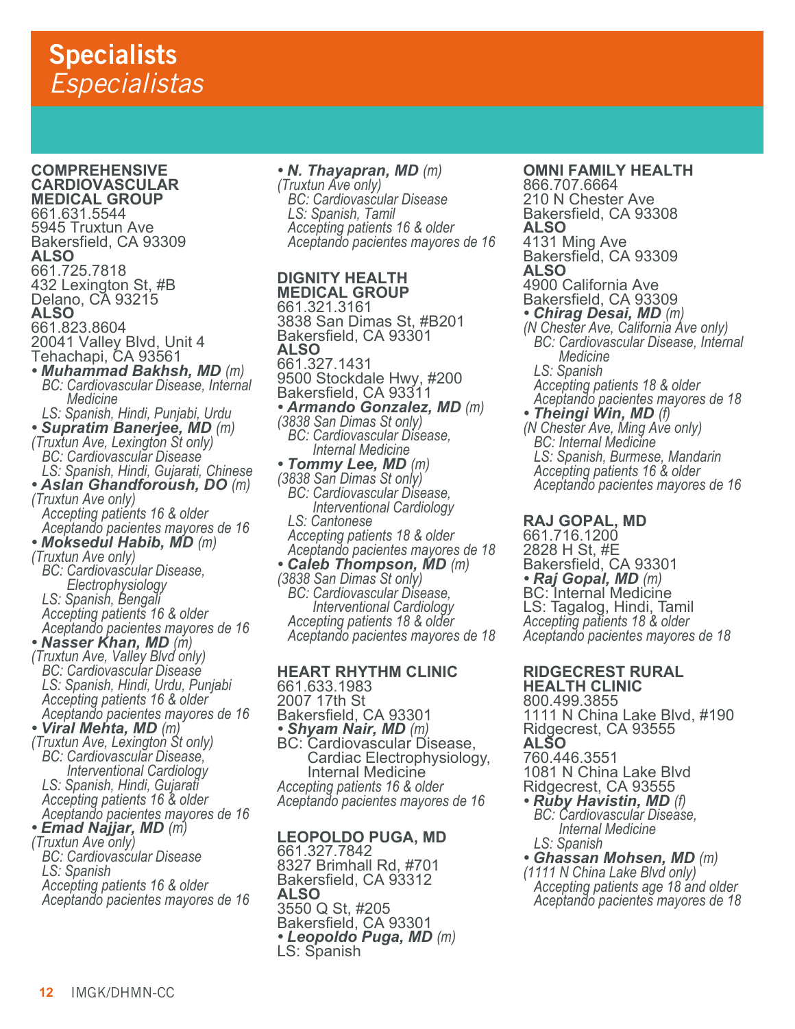# Specialists
## *Especialistas*

**COMPREHENSIVE CARDIOVASCULAR MEDICAL GROUP**
661.631.5544
5945 Truxtun Ave
Bakersfield, CA 93309
**ALSO**
661.725.7818
432 Lexington St, #B
Delano, CA 93215
**ALSO**
661.823.8604
20041 Valley Blvd, Unit 4
Tehachapi, CA 93561

- ***Muhammad Bakhsh, MD*** *(m)*
  *BC: Cardiovascular Disease, Internal Medicine*
  *LS: Spanish, Hindi, Punjabi, Urdu*
- ***Supratim Banerjee, MD*** *(m)*
  *(Truxtun Ave, Lexington St only)*
  *BC: Cardiovascular Disease*
  *LS: Spanish, Hindi, Gujarati, Chinese*
- ***Aslan Ghandforoush, DO*** *(m)*
  *(Truxtun Ave only)*
  *Accepting patients 16 & older*
  *Aceptando pacientes mayores de 16*
- ***Moksedul Habib, MD*** *(m)*
  *(Truxtun Ave only)*
  *BC: Cardiovascular Disease, Electrophysiology*
  *LS: Spanish, Bengali*
  *Accepting patients 16 & older*
  *Aceptando pacientes mayores de 16*
- ***Nasser Khan, MD*** *(m)*
  *(Truxtun Ave, Valley Blvd only)*
  *BC: Cardiovascular Disease*
  *LS: Spanish, Hindi, Urdu, Punjabi*
  *Accepting patients 16 & older*
  *Aceptando pacientes mayores de 16*
- ***Viral Mehta, MD*** *(m)*
  *(Truxtun Ave, Lexington St only)*
  *BC: Cardiovascular Disease, Interventional Cardiology*
  *LS: Spanish, Hindi, Gujarati*
  *Accepting patients 16 & older*
  *Aceptando pacientes mayores de 16*
- ***Emad Najjar, MD*** *(m)*
  *(Truxtun Ave only)*
  *BC: Cardiovascular Disease*
  *LS: Spanish*
  *Accepting patients 16 & older*
  *Aceptando pacientes mayores de 16*
- ***N. Thayapran, MD*** *(m)*
  *(Truxtun Ave only)*
  *BC: Cardiovascular Disease*
  *LS: Spanish, Tamil*
  *Accepting patients 16 & older*
  *Aceptando pacientes mayores de 16*

**DIGNITY HEALTH MEDICAL GROUP**
661.321.3161
3838 San Dimas St, #B201
Bakersfield, CA 93301
**ALSO**
661.327.1431
9500 Stockdale Hwy, #200
Bakersfield, CA 93311

- ***Armando Gonzalez, MD*** *(m)*
  *(3838 San Dimas St only)*
  *BC: Cardiovascular Disease, Internal Medicine*
- ***Tommy Lee, MD*** *(m)*
  *(3838 San Dimas St only)*
  *BC: Cardiovascular Disease, Interventional Cardiology*
  *LS: Cantonese*
  *Accepting patients 18 & older*
  *Aceptando pacientes mayores de 18*
- ***Caleb Thompson, MD*** *(m)*
  *(3838 San Dimas St only)*
  *BC: Cardiovascular Disease, Interventional Cardiology*
  *Accepting patients 18 & older*
  *Aceptando pacientes mayores de 18*

**HEART RHYTHM CLINIC**
661.633.1983
2007 17th St
Bakersfield, CA 93301

- ***Shyam Nair, MD*** *(m)*
  BC: Cardiovascular Disease, Cardiac Electrophysiology, Internal Medicine
  *Accepting patients 16 & older*
  *Aceptando pacientes mayores de 16*

**LEOPOLDO PUGA, MD**
661.327.7842
8327 Brimhall Rd, #701
Bakersfield, CA 93312
**ALSO**
3550 Q St, #205
Bakersfield, CA 93301

- ***Leopoldo Puga, MD*** *(m)*
  LS: Spanish

**OMNI FAMILY HEALTH**
866.707.6664
210 N Chester Ave
Bakersfield, CA 93308
**ALSO**
4131 Ming Ave
Bakersfield, CA 93309
**ALSO**
4900 California Ave
Bakersfield, CA 93309

- ***Chirag Desai, MD*** *(m)*
  *(N Chester Ave, California Ave only)*
  *BC: Cardiovascular Disease, Internal Medicine*
  *LS: Spanish*
  *Accepting patients 18 & older*
  *Aceptando pacientes mayores de 18*
- ***Theingi Win, MD*** *(f)*
  *(N Chester Ave, Ming Ave only)*
  *BC: Internal Medicine*
  *LS: Spanish, Burmese, Mandarin*
  *Accepting patients 16 & older*
  *Aceptando pacientes mayores de 16*

**RAJ GOPAL, MD**
661.716.1200
2828 H St, #E
Bakersfield, CA 93301

- ***Raj Gopal, MD*** *(m)*
  BC: Internal Medicine
  LS: Tagalog, Hindi, Tamil
  *Accepting patients 18 & older*
  *Aceptando pacientes mayores de 18*

**RIDGECREST RURAL HEALTH CLINIC**
800.499.3855
1111 N China Lake Blvd, #190
Ridgecrest, CA 93555
**ALSO**
760.446.3551
1081 N China Lake Blvd
Ridgecrest, CA 93555

- ***Ruby Havistin, MD*** *(f)*
  *BC: Cardiovascular Disease, Internal Medicine*
  *LS: Spanish*
- ***Ghassan Mohsen, MD*** *(m)*
  *(1111 N China Lake Blvd only)*
  *Accepting patients age 18 and older*
  *Aceptando pacientes mayores de 18*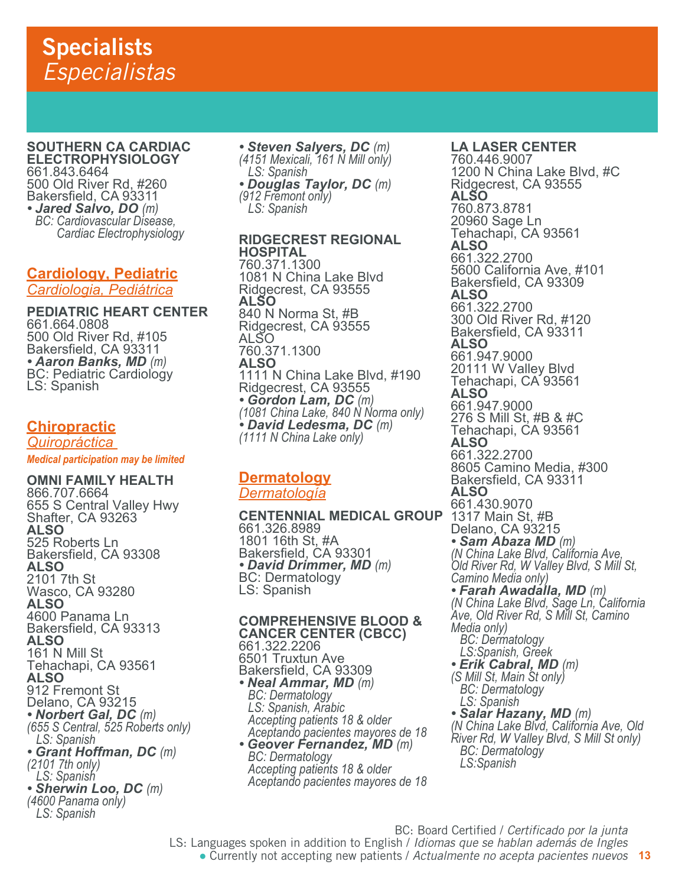# Specialists
*Especialistas*

**SOUTHERN CA CARDIAC ELECTROPHYSIOLOGY**
661.843.6464
500 Old River Rd, #260
Bakersfield, CA 93311
- ***Jared Salvo, DO*** *(m)*
  *BC: Cardiovascular Disease, Cardiac Electrophysiology*

## Cardiology, Pediatric
*Cardiologia, Pediátrica*

**PEDIATRIC HEART CENTER**
661.664.0808
500 Old River Rd, #105
Bakersfield, CA 93311
- ***Aaron Banks, MD*** *(m)*
  BC: Pediatric Cardiology
  LS: Spanish

## Chiropractic
*Quiropráctica*

*Medical participation may be limited*

**OMNI FAMILY HEALTH**
866.707.6664
655 S Central Valley Hwy
Shafter, CA 93263
**ALSO**
525 Roberts Ln
Bakersfield, CA 93308
**ALSO**
2101 7th St
Wasco, CA 93280
**ALSO**
4600 Panama Ln
Bakersfield, CA 93313
**ALSO**
161 N Mill St
Tehachapi, CA 93561
**ALSO**
912 Fremont St
Delano, CA 93215
- ***Norbert Gal, DC*** *(m)*
  *(655 S Central, 525 Roberts only)*
  *LS: Spanish*
- ***Grant Hoffman, DC*** *(m)*
  *(2101 7th only)*
  *LS: Spanish*
- ***Sherwin Loo, DC*** *(m)*
  *(4600 Panama only)*
  *LS: Spanish*
- ***Steven Salyers, DC*** *(m)*
  *(4151 Mexicali, 161 N Mill only)*
  *LS: Spanish*
- ***Douglas Taylor, DC*** *(m)*
  *(912 Fremont only)*
  *LS: Spanish*

**RIDGECREST REGIONAL HOSPITAL**
760.371.1300
1081 N China Lake Blvd
Ridgecrest, CA 93555
**ALSO**
840 N Norma St, #B
Ridgecrest, CA 93555
ALSO
760.371.1300
**ALSO**
1111 N China Lake Blvd, #190
Ridgecrest, CA 93555
- ***Gordon Lam, DC*** *(m)*
  *(1081 China Lake, 840 N Norma only)*
- ***David Ledesma, DC*** *(m)*
  *(1111 N China Lake only)*

## Dermatology
*Dermatología*

**CENTENNIAL MEDICAL GROUP**
661.326.8989
1801 16th St, #A
Bakersfield, CA 93301
- ***David Drimmer, MD*** *(m)*
  BC: Dermatology
  LS: Spanish

**COMPREHENSIVE BLOOD & CANCER CENTER (CBCC)**
661.322.2206
6501 Truxtun Ave
Bakersfield, CA 93309
- ***Neal Ammar, MD*** *(m)*
  *BC: Dermatology*
  *LS: Spanish, Arabic*
  *Accepting patients 18 & older*
  *Aceptando pacientes mayores de 18*
- ***Geover Fernandez, MD*** *(m)*
  *BC: Dermatology*
  *Accepting patients 18 & older*
  *Aceptando pacientes mayores de 18*

**LA LASER CENTER**
760.446.9007
1200 N China Lake Blvd, #C
Ridgecrest, CA 93555
**ALSO**
760.873.8781
20960 Sage Ln
Tehachapi, CA 93561
**ALSO**
661.322.2700
5600 California Ave, #101
Bakersfield, CA 93309
**ALSO**
661.322.2700
300 Old River Rd, #120
Bakersfield, CA 93311
**ALSO**
661.947.9000
20111 W Valley Blvd
Tehachapi, CA 93561
**ALSO**
661.947.9000
276 S Mill St, #B & #C
Tehachapi, CA 93561
**ALSO**
661.322.2700
8605 Camino Media, #300
Bakersfield, CA 93311
**ALSO**
661.430.9070
1317 Main St, #B
Delano, CA 93215
- ***Sam Abaza MD*** *(m)*
  *(N China Lake Blvd, California Ave, Old River Rd, W Valley Blvd, S Mill St, Camino Media only)*
- ***Farah Awadalla, MD*** *(m)*
  *(N China Lake Blvd, Sage Ln, California Ave, Old River Rd, S Mill St, Camino Media only)*
  *BC: Dermatology*
  *LS:Spanish, Greek*
- ***Erik Cabral, MD*** *(m)*
  *(S Mill St, Main St only)*
  *BC: Dermatology*
  *LS: Spanish*
- ***Salar Hazany, MD*** *(m)*
  *(N China Lake Blvd, California Ave, Old River Rd, W Valley Blvd, S Mill St only)*
  *BC: Dermatology*
  *LS:Spanish*

BC: Board Certified / *Certificado por la junta*
LS: Languages spoken in addition to English / *Idiomas que se hablan además de Ingles*
● Currently not accepting new patients / *Actualmente no acepta pacientes nuevos*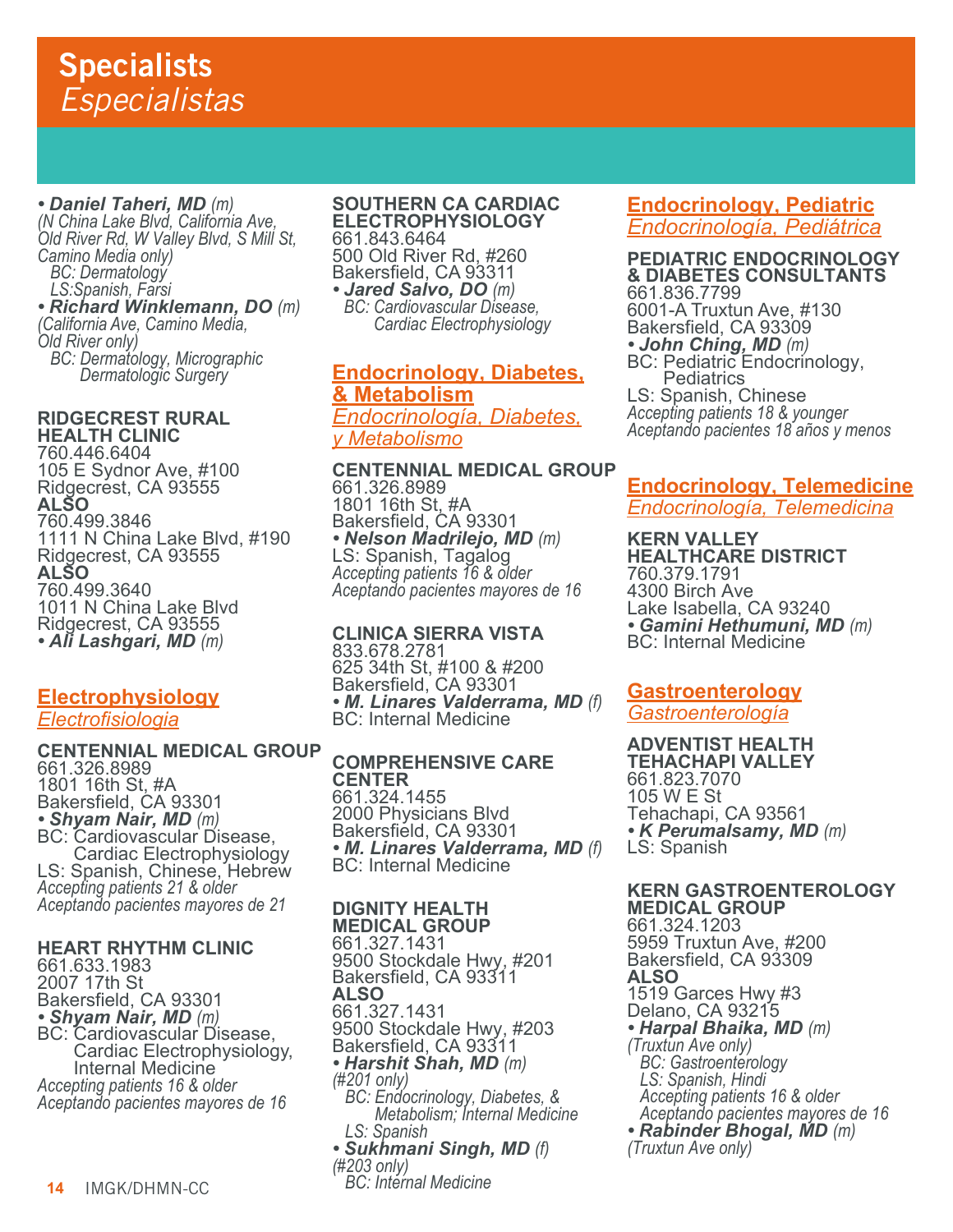# Specialists
*Especialistas*

- ***Daniel Taheri, MD*** *(m)*
  *(N China Lake Blvd, California Ave, Old River Rd, W Valley Blvd, S Mill St, Camino Media only)*
  *BC: Dermatology*
  *LS:Spanish, Farsi*
- ***Richard Winklemann, DO*** *(m)*
  *(California Ave, Camino Media, Old River only)*
  *BC: Dermatology, Micrographic Dermatologic Surgery*

**RIDGECREST RURAL HEALTH CLINIC**
760.446.6404
105 E Sydnor Ave, #100
Ridgecrest, CA 93555
**ALSO**
760.499.3846
1111 N China Lake Blvd, #190
Ridgecrest, CA 93555
**ALSO**
760.499.3640
1011 N China Lake Blvd
Ridgecrest, CA 93555
- ***Ali Lashgari, MD*** *(m)*

## Electrophysiology
*Electrofisiologia*

**CENTENNIAL MEDICAL GROUP**
661.326.8989
1801 16th St, #A
Bakersfield, CA 93301
- ***Shyam Nair, MD*** *(m)*
  BC: Cardiovascular Disease, Cardiac Electrophysiology
  LS: Spanish, Chinese, Hebrew
  *Accepting patients 21 & older*
  *Aceptando pacientes mayores de 21*

**HEART RHYTHM CLINIC**
661.633.1983
2007 17th St
Bakersfield, CA 93301
- ***Shyam Nair, MD*** *(m)*
  BC: Cardiovascular Disease, Cardiac Electrophysiology, Internal Medicine
  *Accepting patients 16 & older*
  *Aceptando pacientes mayores de 16*

**SOUTHERN CA CARDIAC ELECTROPHYSIOLOGY**
661.843.6464
500 Old River Rd, #260
Bakersfield, CA 93311
- ***Jared Salvo, DO*** *(m)*
  *BC: Cardiovascular Disease, Cardiac Electrophysiology*

## Endocrinology, Diabetes, & Metabolism
*Endocrinología, Diabetes, y Metabolismo*

**CENTENNIAL MEDICAL GROUP**
661.326.8989
1801 16th St, #A
Bakersfield, CA 93301
- ***Nelson Madrilejo, MD*** *(m)*
  LS: Spanish, Tagalog
  *Accepting patients 16 & older*
  *Aceptando pacientes mayores de 16*

**CLINICA SIERRA VISTA**
833.678.2781
625 34th St, #100 & #200
Bakersfield, CA 93301
- ***M. Linares Valderrama, MD*** *(f)*
  BC: Internal Medicine

**COMPREHENSIVE CARE CENTER**
661.324.1455
2000 Physicians Blvd
Bakersfield, CA 93301
- ***M. Linares Valderrama, MD*** *(f)*
  BC: Internal Medicine

**DIGNITY HEALTH MEDICAL GROUP**
661.327.1431
9500 Stockdale Hwy, #201
Bakersfield, CA 93311
**ALSO**
661.327.1431
9500 Stockdale Hwy, #203
Bakersfield, CA 93311
- ***Harshit Shah, MD*** *(m)*
  *(#201 only)*
  *BC: Endocrinology, Diabetes, & Metabolism; Internal Medicine*
  *LS: Spanish*
- ***Sukhmani Singh, MD*** *(f)*
  *(#203 only)*
  *BC: Internal Medicine*

## Endocrinology, Pediatric
*Endocrinología, Pediátrica*

**PEDIATRIC ENDOCRINOLOGY & DIABETES CONSULTANTS**
661.836.7799
6001-A Truxtun Ave, #130
Bakersfield, CA 93309
- ***John Ching, MD*** *(m)*
  BC: Pediatric Endocrinology, Pediatrics
  LS: Spanish, Chinese
  *Accepting patients 18 & younger*
  *Aceptando pacientes 18 años y menos*

## Endocrinology, Telemedicine
*Endocrinología, Telemedicina*

**KERN VALLEY HEALTHCARE DISTRICT**
760.379.1791
4300 Birch Ave
Lake Isabella, CA 93240
- ***Gamini Hethumuni, MD*** *(m)*
  BC: Internal Medicine

## Gastroenterology
*Gastroenterología*

**ADVENTIST HEALTH TEHACHAPI VALLEY**
661.823.7070
105 W E St
Tehachapi, CA 93561
- ***K Perumalsamy, MD*** *(m)*
  LS: Spanish

**KERN GASTROENTEROLOGY MEDICAL GROUP**
661.324.1203
5959 Truxtun Ave, #200
Bakersfield, CA 93309
**ALSO**
1519 Garces Hwy #3
Delano, CA 93215
- ***Harpal Bhaika, MD*** *(m)*
  *(Truxtun Ave only)*
  *BC: Gastroenterology*
  *LS: Spanish, Hindi*
  *Accepting patients 16 & older*
  *Aceptando pacientes mayores de 16*
- ***Rabinder Bhogal, MD*** *(m)*
  *(Truxtun Ave only)*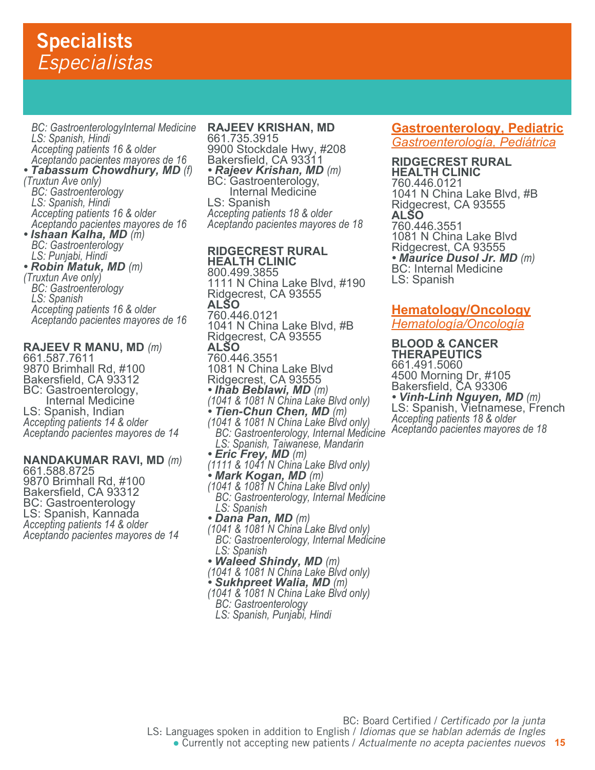# Specialists
*Especialistas*

*BC: GastroenterologyInternal Medicine*
*LS: Spanish, Hindi*
*Accepting patients 16 & older*
*Aceptando pacientes mayores de 16*

**• *Tabassum Chowdhury, MD*** *(f)*
*(Truxtun Ave only)*
*BC: Gastroenterology*
*LS: Spanish, Hindi*
*Accepting patients 16 & older*
*Aceptando pacientes mayores de 16*

**• *Ishaan Kalha, MD*** *(m)*
*BC: Gastroenterology*
*LS: Punjabi, Hindi*

**• *Robin Matuk, MD*** *(m)*
*(Truxtun Ave only)*
*BC: Gastroenterology*
*LS: Spanish*
*Accepting patients 16 & older*
*Aceptando pacientes mayores de 16*

**RAJEEV R MANU, MD** *(m)*
661.587.7611
9870 Brimhall Rd, #100
Bakersfield, CA 93312
BC: Gastroenterology, Internal Medicine
LS: Spanish, Indian
*Accepting patients 14 & older*
*Aceptando pacientes mayores de 14*

**NANDAKUMAR RAVI, MD** *(m)*
661.588.8725
9870 Brimhall Rd, #100
Bakersfield, CA 93312
BC: Gastroenterology
LS: Spanish, Kannada
*Accepting patients 14 & older*
*Aceptando pacientes mayores de 14*

**RAJEEV KRISHAN, MD**
661.735.3915
9900 Stockdale Hwy, #208
Bakersfield, CA 93311

**• *Rajeev Krishan, MD*** *(m)*
BC: Gastroenterology, Internal Medicine
LS: Spanish
*Accepting patients 18 & older*
*Aceptando pacientes mayores de 18*

**RIDGECREST RURAL HEALTH CLINIC**
800.499.3855
1111 N China Lake Blvd, #190
Ridgecrest, CA 93555
**ALSO**
760.446.0121
1041 N China Lake Blvd, #B
Ridgecrest, CA 93555
**ALSO**
760.446.3551
1081 N China Lake Blvd
Ridgecrest, CA 93555

**• *Ihab Beblawi, MD*** *(m)*
*(1041 & 1081 N China Lake Blvd only)*

**• *Tien-Chun Chen, MD*** *(m)*
*(1041 & 1081 N China Lake Blvd only)*
*BC: Gastroenterology, Internal Medicine*
*LS: Spanish, Taiwanese, Mandarin*

**• *Eric Frey, MD*** *(m)*
*(1111 & 1041 N China Lake Blvd only)*

**• *Mark Kogan, MD*** *(m)*
*(1041 & 1081 N China Lake Blvd only)*
*BC: Gastroenterology, Internal Medicine*
*LS: Spanish*

**• *Dana Pan, MD*** *(m)*
*(1041 & 1081 N China Lake Blvd only)*
*BC: Gastroenterology, Internal Medicine*
*LS: Spanish*

**• *Waleed Shindy, MD*** *(m)*
*(1041 & 1081 N China Lake Blvd only)*

**• *Sukhpreet Walia, MD*** *(m)*
*(1041 & 1081 N China Lake Blvd only)*
*BC: Gastroenterology*
*LS: Spanish, Punjabi, Hindi*

## Gastroenterology, Pediatric
*Gastroenterología, Pediátrica*

**RIDGECREST RURAL HEALTH CLINIC**
760.446.0121
1041 N China Lake Blvd, #B
Ridgecrest, CA 93555
**ALSO**
760.446.3551
1081 N China Lake Blvd
Ridgecrest, CA 93555

**• *Maurice Dusol Jr. MD*** *(m)*
BC: Internal Medicine
LS: Spanish

## Hematology/Oncology
*Hematología/Oncología*

**BLOOD & CANCER THERAPEUTICS**
661.491.5060
4500 Morning Dr, #105
Bakersfield, CA 93306

**• *Vinh-Linh Nguyen, MD*** *(m)*
LS: Spanish, Vietnamese, French
*Accepting patients 18 & older*
*Aceptando pacientes mayores de 18*

BC: Board Certified / *Certificado por la junta*
LS: Languages spoken in addition to English / *Idiomas que se hablan además de Ingles*
● Currently not accepting new patients / *Actualmente no acepta pacientes nuevos*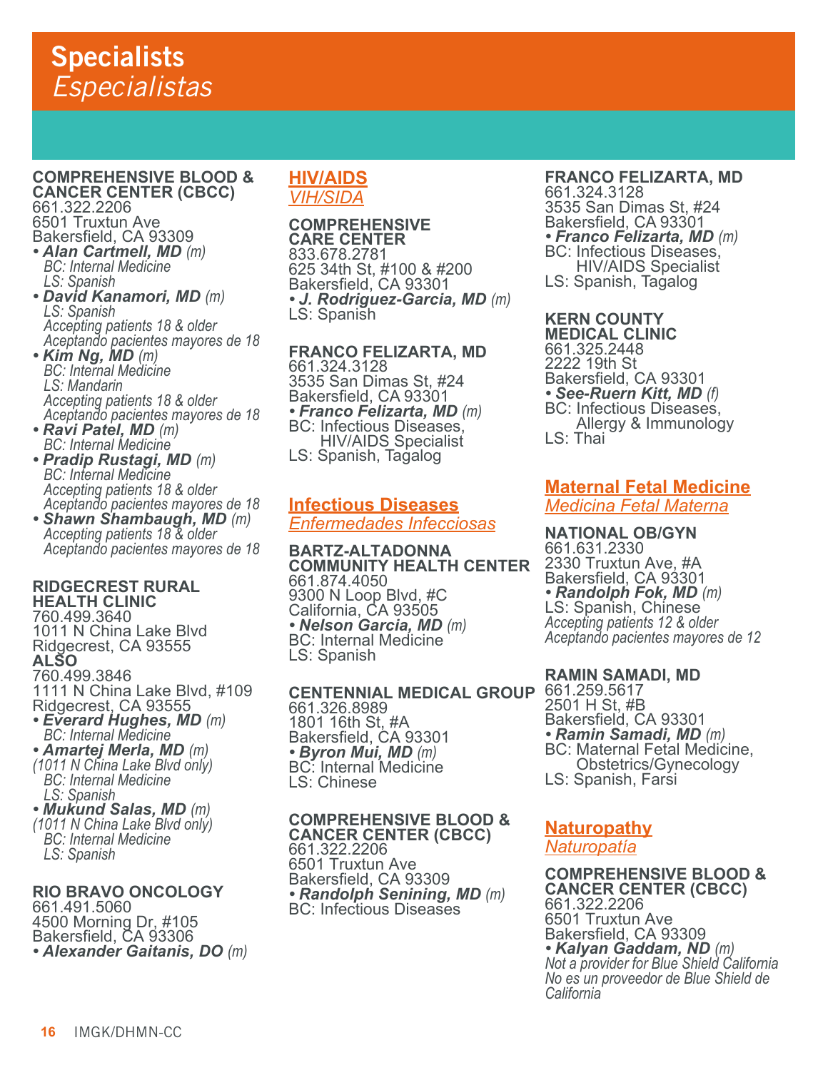# Specialists
*Especialistas*

**COMPREHENSIVE BLOOD & CANCER CENTER (CBCC)**
661.322.2206
6501 Truxtun Ave
Bakersfield, CA 93309
- ***Alan Cartmell, MD*** *(m)*
  *BC: Internal Medicine*
  *LS: Spanish*
- ***David Kanamori, MD*** *(m)*
  *LS: Spanish*
  *Accepting patients 18 & older*
  *Aceptando pacientes mayores de 18*
- ***Kim Ng, MD*** *(m)*
  *BC: Internal Medicine*
  *LS: Mandarin*
  *Accepting patients 18 & older*
  *Aceptando pacientes mayores de 18*
- ***Ravi Patel, MD*** *(m)*
  *BC: Internal Medicine*
- ***Pradip Rustagi, MD*** *(m)*
  *BC: Internal Medicine*
  *Accepting patients 18 & older*
  *Aceptando pacientes mayores de 18*
- ***Shawn Shambaugh, MD*** *(m)*
  *Accepting patients 18 & older*
  *Aceptando pacientes mayores de 18*

**RIDGECREST RURAL HEALTH CLINIC**
760.499.3640
1011 N China Lake Blvd
Ridgecrest, CA 93555
**ALSO**
760.499.3846
1111 N China Lake Blvd, #109
Ridgecrest, CA 93555
- ***Everard Hughes, MD*** *(m)*
  *BC: Internal Medicine*
- ***Amartej Merla, MD*** *(m)*
  *(1011 N China Lake Blvd only)*
  *BC: Internal Medicine*
  *LS: Spanish*
- ***Mukund Salas, MD*** *(m)*
  *(1011 N China Lake Blvd only)*
  *BC: Internal Medicine*
  *LS: Spanish*

**RIO BRAVO ONCOLOGY**
661.491.5060
4500 Morning Dr, #105
Bakersfield, CA 93306
- ***Alexander Gaitanis, DO*** *(m)*

## HIV/AIDS
*VIH/SIDA*

**COMPREHENSIVE CARE CENTER**
833.678.2781
625 34th St, #100 & #200
Bakersfield, CA 93301
- ***J. Rodriguez-Garcia, MD*** *(m)*
LS: Spanish

**FRANCO FELIZARTA, MD**
661.324.3128
3535 San Dimas St, #24
Bakersfield, CA 93301
- ***Franco Felizarta, MD*** *(m)*
BC: Infectious Diseases, HIV/AIDS Specialist
LS: Spanish, Tagalog

## Infectious Diseases
*Enfermedades Infecciosas*

**BARTZ-ALTADONNA COMMUNITY HEALTH CENTER**
661.874.4050
9300 N Loop Blvd, #C
California, CA 93505
- ***Nelson Garcia, MD*** *(m)*
BC: Internal Medicine
LS: Spanish

**CENTENNIAL MEDICAL GROUP**
661.326.8989
1801 16th St, #A
Bakersfield, CA 93301
- ***Byron Mui, MD*** *(m)*
BC: Internal Medicine
LS: Chinese

**COMPREHENSIVE BLOOD & CANCER CENTER (CBCC)**
661.322.2206
6501 Truxtun Ave
Bakersfield, CA 93309
- ***Randolph Senining, MD*** *(m)*
BC: Infectious Diseases

**FRANCO FELIZARTA, MD**
661.324.3128
3535 San Dimas St, #24
Bakersfield, CA 93301
- ***Franco Felizarta, MD*** *(m)*
BC: Infectious Diseases, HIV/AIDS Specialist
LS: Spanish, Tagalog

**KERN COUNTY MEDICAL CLINIC**
661.325.2448
2222 19th St
Bakersfield, CA 93301
- ***See-Ruern Kitt, MD*** *(f)*
BC: Infectious Diseases, Allergy & Immunology
LS: Thai

## Maternal Fetal Medicine
*Medicina Fetal Materna*

**NATIONAL OB/GYN**
661.631.2330
2330 Truxtun Ave, #A
Bakersfield, CA 93301
- ***Randolph Fok, MD*** *(m)*
LS: Spanish, Chinese
*Accepting patients 12 & older*
*Aceptando pacientes mayores de 12*

**RAMIN SAMADI, MD**
661.259.5617
2501 H St, #B
Bakersfield, CA 93301
- ***Ramin Samadi, MD*** *(m)*
BC: Maternal Fetal Medicine, Obstetrics/Gynecology
LS: Spanish, Farsi

## Naturopathy
*Naturopatía*

**COMPREHENSIVE BLOOD & CANCER CENTER (CBCC)**
661.322.2206
6501 Truxtun Ave
Bakersfield, CA 93309
- ***Kalyan Gaddam, ND*** *(m)*
*Not a provider for Blue Shield California*
*No es un proveedor de Blue Shield de California*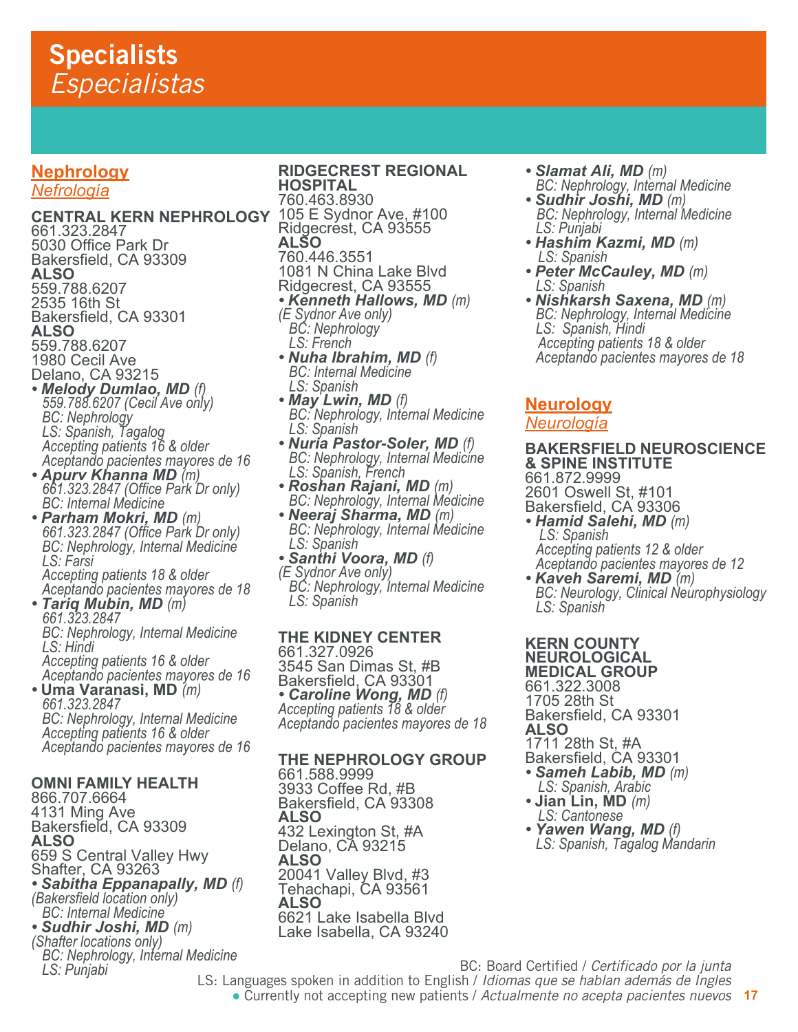# Specialists
*Especialistas*

## Nephrology
*Nefrología*

### CENTRAL KERN NEPHROLOGY
661.323.2847
5030 Office Park Dr
Bakersfield, CA 93309
**ALSO**
559.788.6207
2535 16th St
Bakersfield, CA 93301
**ALSO**
559.788.6207
1980 Cecil Ave
Delano, CA 93215

- ***Melody Dumlao, MD*** *(f)*
  *559.788.6207 (Cecil Ave only)*
  *BC: Nephrology*
  *LS: Spanish, Tagalog*
  *Accepting patients 16 & older*
  *Aceptando pacientes mayores de 16*
- ***Apurv Khanna MD*** *(m)*
  *661.323.2847 (Office Park Dr only)*
  *BC: Internal Medicine*
- ***Parham Mokri, MD*** *(m)*
  *661.323.2847 (Office Park Dr only)*
  *BC: Nephrology, Internal Medicine*
  *LS: Farsi*
  *Accepting patients 18 & older*
  *Aceptando pacientes mayores de 18*
- ***Tariq Mubin, MD*** *(m)*
  *661.323.2847*
  *BC: Nephrology, Internal Medicine*
  *LS: Hindi*
  *Accepting patients 16 & older*
  *Aceptando pacientes mayores de 16*
- **Uma Varanasi, MD** *(m)*
  *661.323.2847*
  *BC: Nephrology, Internal Medicine*
  *Accepting patients 16 & older*
  *Aceptando pacientes mayores de 16*

### OMNI FAMILY HEALTH
866.707.6664
4131 Ming Ave
Bakersfield, CA 93309
**ALSO**
659 S Central Valley Hwy
Shafter, CA 93263

- ***Sabitha Eppanapally, MD*** *(f)*
  *(Bakersfield location only)*
  *BC: Internal Medicine*
- ***Sudhir Joshi, MD*** *(m)*
  *(Shafter locations only)*
  *BC: Nephrology, Internal Medicine*
  *LS: Punjabi*

### RIDGECREST REGIONAL HOSPITAL
760.463.8930
105 E Sydnor Ave, #100
Ridgecrest, CA 93555
**ALSO**
760.446.3551
1081 N China Lake Blvd
Ridgecrest, CA 93555

- ***Kenneth Hallows, MD*** *(m)*
  *(E Sydnor Ave only)*
  *BC: Nephrology*
  *LS: French*
- ***Nuha Ibrahim, MD*** *(f)*
  *BC: Internal Medicine*
  *LS: Spanish*
- ***May Lwin, MD*** *(f)*
  *BC: Nephrology, Internal Medicine*
  *LS: Spanish*
- ***Nuria Pastor-Soler, MD*** *(f)*
  *BC: Nephrology, Internal Medicine*
  *LS: Spanish, French*
- ***Roshan Rajani, MD*** *(m)*
  *BC: Nephrology, Internal Medicine*
- ***Neeraj Sharma, MD*** *(m)*
  *BC: Nephrology, Internal Medicine*
  *LS: Spanish*
- ***Santhi Voora, MD*** *(f)*
  *(E Sydnor Ave only)*
  *BC: Nephrology, Internal Medicine*
  *LS: Spanish*

### THE KIDNEY CENTER
661.327.0926
3545 San Dimas St, #B
Bakersfield, CA 93301

- ***Caroline Wong, MD*** *(f)*
  *Accepting patients 18 & older*
  *Aceptando pacientes mayores de 18*

### THE NEPHROLOGY GROUP
661.588.9999
3933 Coffee Rd, #B
Bakersfield, CA 93308
**ALSO**
432 Lexington St, #A
Delano, CA 93215
**ALSO**
20041 Valley Blvd, #3
Tehachapi, CA 93561
**ALSO**
6621 Lake Isabella Blvd
Lake Isabella, CA 93240

- ***Slamat Ali, MD*** *(m)*
  *BC: Nephrology, Internal Medicine*
- ***Sudhir Joshi, MD*** *(m)*
  *BC: Nephrology, Internal Medicine*
  *LS: Punjabi*
- ***Hashim Kazmi, MD*** *(m)*
  *LS: Spanish*
- ***Peter McCauley, MD*** *(m)*
  *LS: Spanish*
- ***Nishkarsh Saxena, MD*** *(m)*
  *BC: Nephrology, Internal Medicine*
  *LS: Spanish, Hindi*
  *Accepting patients 18 & older*
  *Aceptando pacientes mayores de 18*

## Neurology
*Neurología*

### BAKERSFIELD NEUROSCIENCE & SPINE INSTITUTE
661.872.9999
2601 Oswell St, #101
Bakersfield, CA 93306

- ***Hamid Salehi, MD*** *(m)*
  *LS: Spanish*
  *Accepting patients 12 & older*
  *Aceptando pacientes mayores de 12*
- ***Kaveh Saremi, MD*** *(m)*
  *BC: Neurology, Clinical Neurophysiology*
  *LS: Spanish*

### KERN COUNTY NEUROLOGICAL MEDICAL GROUP
661.322.3008
1705 28th St
Bakersfield, CA 93301
**ALSO**
1711 28th St, #A
Bakersfield, CA 93301

- ***Sameh Labib, MD*** *(m)*
  *LS: Spanish, Arabic*
- **Jian Lin, MD** *(m)*
  *LS: Cantonese*
- ***Yawen Wang, MD*** *(f)*
  *LS: Spanish, Tagalog Mandarin*

BC: Board Certified / *Certificado por la junta*
LS: Languages spoken in addition to English / *Idiomas que se hablan además de Ingles*
● Currently not accepting new patients / *Actualmente no acepta pacientes nuevos*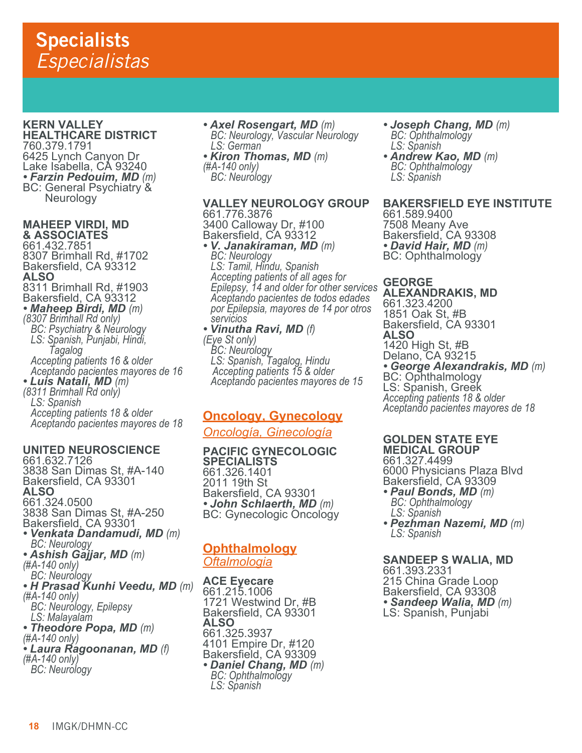# Specialists
*Especialistas*

**KERN VALLEY HEALTHCARE DISTRICT**
760.379.1791
6425 Lynch Canyon Dr
Lake Isabella, CA 93240
- ***Farzin Pedouim, MD*** *(m)*
  BC: General Psychiatry & Neurology

**MAHEEP VIRDI, MD & ASSOCIATES**
661.432.7851
8307 Brimhall Rd, #1702
Bakersfield, CA 93312
**ALSO**
8311 Brimhall Rd, #1903
Bakersfield, CA 93312
- ***Maheep Birdi, MD*** *(m)*
  *(8307 Brimhall Rd only)*
  *BC: Psychiatry & Neurology*
  *LS: Spanish, Punjabi, Hindi, Tagalog*
  *Accepting patients 16 & older*
  *Aceptando pacientes mayores de 16*
- ***Luis Natali, MD*** *(m)*
  *(8311 Brimhall Rd only)*
  *LS: Spanish*
  *Accepting patients 18 & older*
  *Aceptando pacientes mayores de 18*

**UNITED NEUROSCIENCE**
661.632.7126
3838 San Dimas St, #A-140
Bakersfield, CA 93301
**ALSO**
661.324.0500
3838 San Dimas St, #A-250
Bakersfield, CA 93301
- ***Venkata Dandamudi, MD*** *(m)*
  *BC: Neurology*
- ***Ashish Gajjar, MD*** *(m)*
  *(#A-140 only)*
  *BC: Neurology*
- ***H Prasad Kunhi Veedu, MD*** *(m)*
  *(#A-140 only)*
  *BC: Neurology, Epilepsy*
  *LS: Malayalam*
- ***Theodore Popa, MD*** *(m)*
  *(#A-140 only)*
- ***Laura Ragoonanan, MD*** *(f)*
  *(#A-140 only)*
  *BC: Neurology*
- ***Axel Rosengart, MD*** *(m)*
  *BC: Neurology, Vascular Neurology*
  *LS: German*
- ***Kiron Thomas, MD*** *(m)*
  *(#A-140 only)*
  *BC: Neurology*

**VALLEY NEUROLOGY GROUP**
661.776.3876
3400 Calloway Dr, #100
Bakersfield, CA 93312
- ***V. Janakiraman, MD*** *(m)*
  *BC: Neurology*
  *LS: Tamil, Hindu, Spanish*
  *Accepting patients of all ages for Epilepsy, 14 and older for other services*
  *Aceptando pacientes de todos edades por Epilepsia, mayores de 14 por otros servicios*
- ***Vinutha Ravi, MD*** *(f)*
  *(Eye St only)*
  *BC: Neurology*
  *LS: Spanish, Tagalog, Hindu*
  *Accepting patients 15 & older*
  *Aceptando pacientes mayores de 15*

## Oncology, Gynecology
*Oncología, Ginecología*

**PACIFIC GYNECOLOGIC SPECIALISTS**
661.326.1401
2011 19th St
Bakersfield, CA 93301
- ***John Schlaerth, MD*** *(m)*
  BC: Gynecologic Oncology

## Ophthalmology
*Oftalmologia*

**ACE Eyecare**
661.215.1006
1721 Westwind Dr, #B
Bakersfield, CA 93301
**ALSO**
661.325.3937
4101 Empire Dr, #120
Bakersfield, CA 93309
- ***Daniel Chang, MD*** *(m)*
  *BC: Ophthalmology*
  *LS: Spanish*
- ***Joseph Chang, MD*** *(m)*
  *BC: Ophthalmology*
  *LS: Spanish*
- ***Andrew Kao, MD*** *(m)*
  *BC: Ophthalmology*
  *LS: Spanish*

**BAKERSFIELD EYE INSTITUTE**
661.589.9400
7508 Meany Ave
Bakersfield, CA 93308
- ***David Hair, MD*** *(m)*
  BC: Ophthalmology

**GEORGE ALEXANDRAKIS, MD**
661.323.4200
1851 Oak St, #B
Bakersfield, CA 93301
**ALSO**
1420 High St, #B
Delano, CA 93215
- ***George Alexandrakis, MD*** *(m)*
  BC: Ophthalmology
  LS: Spanish, Greek
  *Accepting patients 18 & older*
  *Aceptando pacientes mayores de 18*

**GOLDEN STATE EYE MEDICAL GROUP**
661.327.4499
6000 Physicians Plaza Blvd
Bakersfield, CA 93309
- ***Paul Bonds, MD*** *(m)*
  *BC: Ophthalmology*
  *LS: Spanish*
- ***Pezhman Nazemi, MD*** *(m)*
  *LS: Spanish*

**SANDEEP S WALIA, MD**
661.393.2331
215 China Grade Loop
Bakersfield, CA 93308
- ***Sandeep Walia, MD*** *(m)*
  LS: Spanish, Punjabi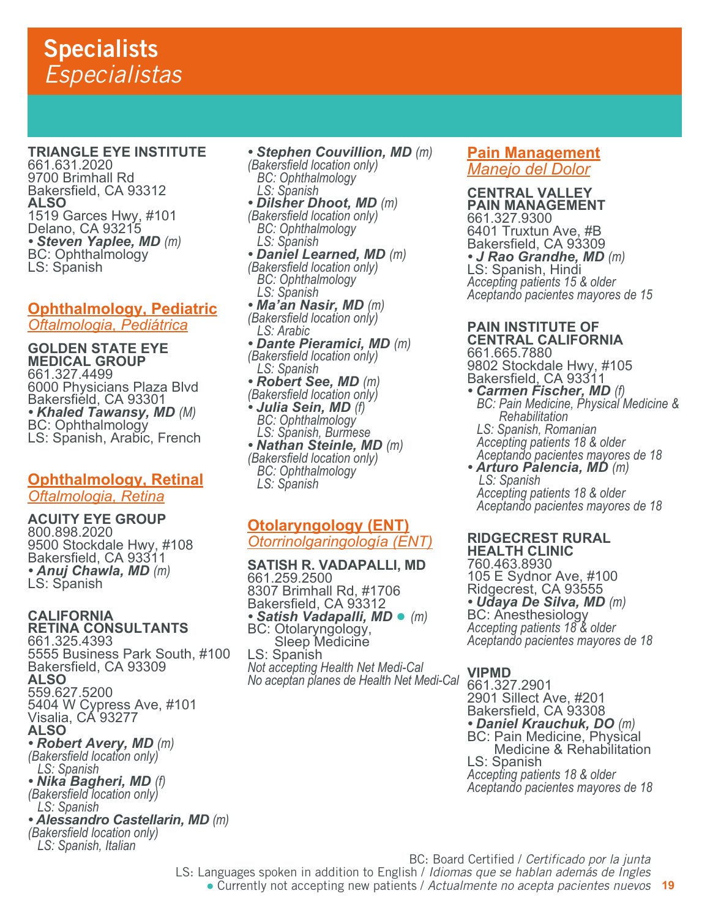# Specialists
*Especialistas*

**TRIANGLE EYE INSTITUTE**
661.631.2020
9700 Brimhall Rd
Bakersfield, CA 93312
**ALSO**
1519 Garces Hwy, #101
Delano, CA 93215
- ***Steven Yaplee, MD*** *(m)*
BC: Ophthalmology
LS: Spanish

## Ophthalmology, Pediatric
*Oftalmologia, Pediátrica*

**GOLDEN STATE EYE MEDICAL GROUP**
661.327.4499
6000 Physicians Plaza Blvd
Bakersfield, CA 93301
- ***Khaled Tawansy, MD*** *(M)*
BC: Ophthalmology
LS: Spanish, Arabic, French

## Ophthalmology, Retinal
*Oftalmologia, Retina*

**ACUITY EYE GROUP**
800.898.2020
9500 Stockdale Hwy, #108
Bakersfield, CA 93311
- ***Anuj Chawla, MD*** *(m)*
LS: Spanish

**CALIFORNIA RETINA CONSULTANTS**
661.325.4393
5555 Business Park South, #100
Bakersfield, CA 93309
**ALSO**
559.627.5200
5404 W Cypress Ave, #101
Visalia, CA 93277
**ALSO**
- ***Robert Avery, MD*** *(m)*
*(Bakersfield location only)*
*LS: Spanish*
- ***Nika Bagheri, MD*** *(f)*
*(Bakersfield location only)*
*LS: Spanish*
- ***Alessandro Castellarin, MD*** *(m)*
*(Bakersfield location only)*
*LS: Spanish, Italian*
- ***Stephen Couvillion, MD*** *(m)*
*(Bakersfield location only)*
*BC: Ophthalmology*
*LS: Spanish*
- ***Dilsher Dhoot, MD*** *(m)*
*(Bakersfield location only)*
*BC: Ophthalmology*
*LS: Spanish*
- ***Daniel Learned, MD*** *(m)*
*(Bakersfield location only)*
*BC: Ophthalmology*
*LS: Spanish*
- ***Ma'an Nasir, MD*** *(m)*
*(Bakersfield location only)*
*LS: Arabic*
- ***Dante Pieramici, MD*** *(m)*
*(Bakersfield location only)*
*LS: Spanish*
- ***Robert See, MD*** *(m)*
*(Bakersfield location only)*
- ***Julia Sein, MD*** *(f)*
*BC: Ophthalmology*
*LS: Spanish, Burmese*
- ***Nathan Steinle, MD*** *(m)*
*(Bakersfield location only)*
*BC: Ophthalmology*
*LS: Spanish*

## Otolaryngology (ENT)
*Otorrinolgaringología (ENT)*

**SATISH R. VADAPALLI, MD**
661.259.2500
8307 Brimhall Rd, #1706
Bakersfield, CA 93312
- ***Satish Vadapalli, MD*** ● *(m)*
BC: Otolaryngology, Sleep Medicine
LS: Spanish
*Not accepting Health Net Medi-Cal*
*No aceptan planes de Health Net Medi-Cal*

## Pain Management
*Manejo del Dolor*

**CENTRAL VALLEY PAIN MANAGEMENT**
661.327.9300
6401 Truxtun Ave, #B
Bakersfield, CA 93309
- ***J Rao Grandhe, MD*** *(m)*
LS: Spanish, Hindi
*Accepting patients 15 & older*
*Aceptando pacientes mayores de 15*

**PAIN INSTITUTE OF CENTRAL CALIFORNIA**
661.665.7880
9802 Stockdale Hwy, #105
Bakersfield, CA 93311
- ***Carmen Fischer, MD*** *(f)*
*BC: Pain Medicine, Physical Medicine & Rehabilitation*
*LS: Spanish, Romanian*
*Accepting patients 18 & older*
*Aceptando pacientes mayores de 18*
- ***Arturo Palencia, MD*** *(m)*
*LS: Spanish*
*Accepting patients 18 & older*
*Aceptando pacientes mayores de 18*

**RIDGECREST RURAL HEALTH CLINIC**
760.463.8930
105 E Sydnor Ave, #100
Ridgecrest, CA 93555
- ***Udaya De Silva, MD*** *(m)*
BC: Anesthesiology
*Accepting patients 18 & older*
*Aceptando pacientes mayores de 18*

**VIPMD**
661.327.2901
2901 Sillect Ave, #201
Bakersfield, CA 93308
- ***Daniel Krauchuk, DO*** *(m)*
BC: Pain Medicine, Physical Medicine & Rehabilitation
LS: Spanish
*Accepting patients 18 & older*
*Aceptando pacientes mayores de 18*

BC: Board Certified / *Certificado por la junta*
LS: Languages spoken in addition to English / *Idiomas que se hablan además de Ingles*
● Currently not accepting new patients / *Actualmente no acepta pacientes nuevos*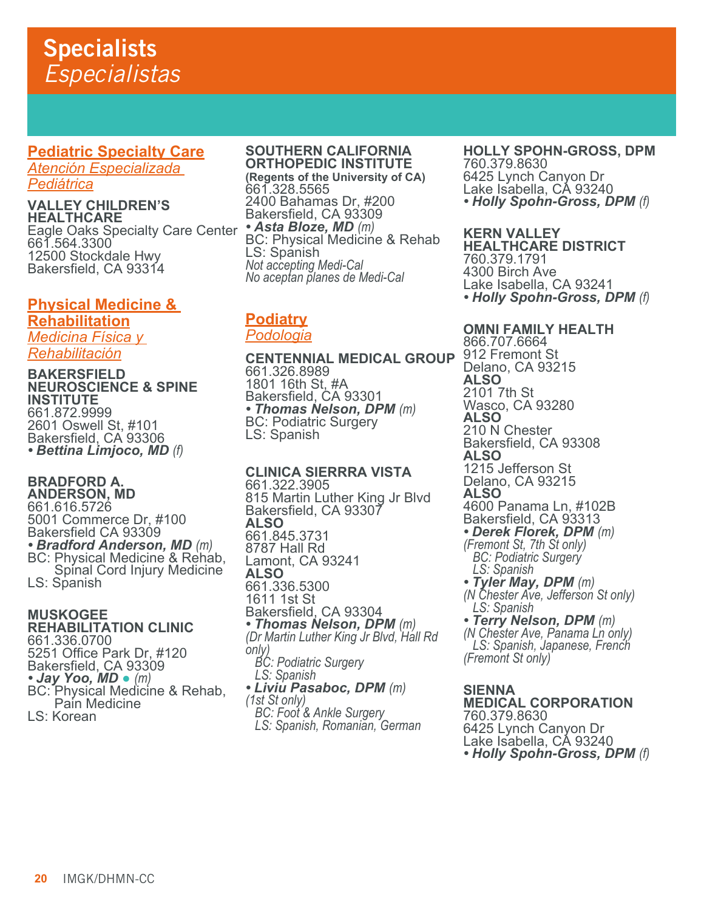# Specialists
*Especialistas*

## Pediatric Specialty Care
*Atención Especializada Pediátrica*

**VALLEY CHILDREN'S HEALTHCARE**
Eagle Oaks Specialty Care Center
661.564.3300
12500 Stockdale Hwy
Bakersfield, CA 93314

## Physical Medicine & Rehabilitation
*Medicina Física y Rehabilitación*

**BAKERSFIELD NEUROSCIENCE & SPINE INSTITUTE**
661.872.9999
2601 Oswell St, #101
Bakersfield, CA 93306
• ***Bettina Limjoco, MD*** *(f)*

**BRADFORD A. ANDERSON, MD**
661.616.5726
5001 Commerce Dr, #100
Bakersfield CA 93309
• ***Bradford Anderson, MD*** *(m)*
BC: Physical Medicine & Rehab, Spinal Cord Injury Medicine
LS: Spanish

**MUSKOGEE REHABILITATION CLINIC**
661.336.0700
5251 Office Park Dr, #120
Bakersfield, CA 93309
• ***Jay Yoo, MD*** ● *(m)*
BC: Physical Medicine & Rehab, Pain Medicine
LS: Korean

**SOUTHERN CALIFORNIA ORTHOPEDIC INSTITUTE**
**(Regents of the University of CA)**
661.328.5565
2400 Bahamas Dr, #200
Bakersfield, CA 93309
• ***Asta Bloze, MD*** *(m)*
BC: Physical Medicine & Rehab
LS: Spanish
*Not accepting Medi-Cal*
*No aceptan planes de Medi-Cal*

## Podiatry
*Podologia*

**CENTENNIAL MEDICAL GROUP**
661.326.8989
1801 16th St, #A
Bakersfield, CA 93301
• ***Thomas Nelson, DPM*** *(m)*
BC: Podiatric Surgery
LS: Spanish

**CLINICA SIERRRA VISTA**
661.322.3905
815 Martin Luther King Jr Blvd
Bakersfield, CA 93307
**ALSO**
661.845.3731
8787 Hall Rd
Lamont, CA 93241
**ALSO**
661.336.5300
1611 1st St
Bakersfield, CA 93304
• ***Thomas Nelson, DPM*** *(m)*
*(Dr Martin Luther King Jr Blvd, Hall Rd only)*
*BC: Podiatric Surgery*
*LS: Spanish*
• ***Liviu Pasaboc, DPM*** *(m)*
*(1st St only)*
*BC: Foot & Ankle Surgery*
*LS: Spanish, Romanian, German*

**HOLLY SPOHN-GROSS, DPM**
760.379.8630
6425 Lynch Canyon Dr
Lake Isabella, CA 93240
• ***Holly Spohn-Gross, DPM*** *(f)*

**KERN VALLEY HEALTHCARE DISTRICT**
760.379.1791
4300 Birch Ave
Lake Isabella, CA 93241
• ***Holly Spohn-Gross, DPM*** *(f)*

**OMNI FAMILY HEALTH**
866.707.6664
912 Fremont St
Delano, CA 93215
**ALSO**
2101 7th St
Wasco, CA 93280
**ALSO**
210 N Chester
Bakersfield, CA 93308
**ALSO**
1215 Jefferson St
Delano, CA 93215
**ALSO**
4600 Panama Ln, #102B
Bakersfield, CA 93313
• ***Derek Florek, DPM*** *(m)*
*(Fremont St, 7th St only)*
*BC: Podiatric Surgery*
*LS: Spanish*
• ***Tyler May, DPM*** *(m)*
*(N Chester Ave, Jefferson St only)*
*LS: Spanish*
• ***Terry Nelson, DPM*** *(m)*
*(N Chester Ave, Panama Ln only)*
*LS: Spanish, Japanese, French (Fremont St only)*

**SIENNA MEDICAL CORPORATION**
760.379.8630
6425 Lynch Canyon Dr
Lake Isabella, CA 93240
• ***Holly Spohn-Gross, DPM*** *(f)*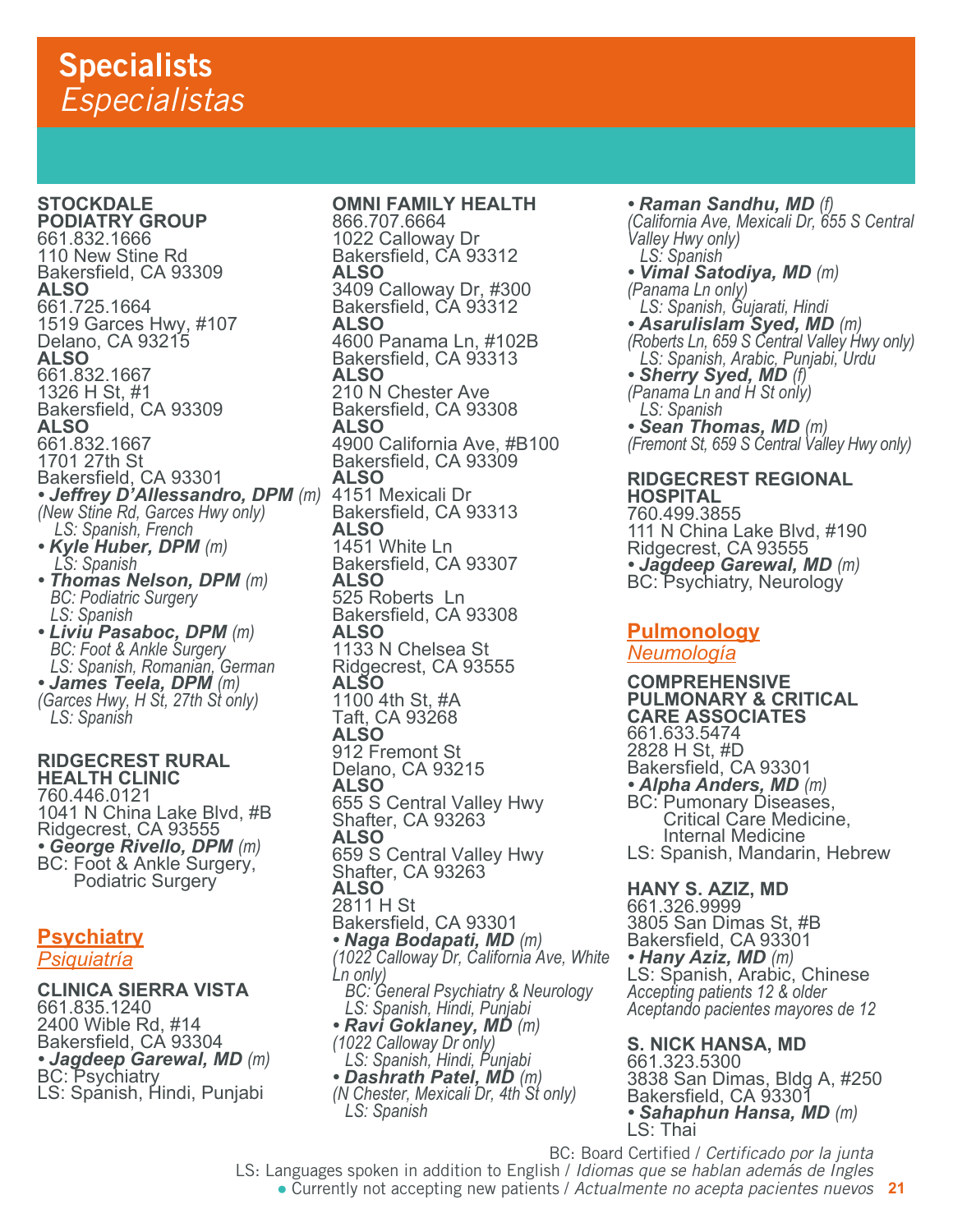# Specialists
*Especialistas*

**STOCKDALE PODIATRY GROUP**
661.832.1666
110 New Stine Rd
Bakersfield, CA 93309
**ALSO**
661.725.1664
1519 Garces Hwy, #107
Delano, CA 93215
**ALSO**
661.832.1667
1326 H St, #1
Bakersfield, CA 93309
**ALSO**
661.832.1667
1701 27th St
Bakersfield, CA 93301

- ***Jeffrey D'Allessandro, DPM*** *(m)*
  *(New Stine Rd, Garces Hwy only)*
  *LS: Spanish, French*
- ***Kyle Huber, DPM*** *(m)*
  *LS: Spanish*
- ***Thomas Nelson, DPM*** *(m)*
  *BC: Podiatric Surgery*
  *LS: Spanish*
- ***Liviu Pasaboc, DPM*** *(m)*
  *BC: Foot & Ankle Surgery*
  *LS: Spanish, Romanian, German*
- ***James Teela, DPM*** *(m)*
  *(Garces Hwy, H St, 27th St only)*
  *LS: Spanish*

**RIDGECREST RURAL HEALTH CLINIC**
760.446.0121
1041 N China Lake Blvd, #B
Ridgecrest, CA 93555

- ***George Rivello, DPM*** *(m)*
  BC: Foot & Ankle Surgery, Podiatric Surgery

## Psychiatry
*Psiquiatría*

**CLINICA SIERRA VISTA**
661.835.1240
2400 Wible Rd, #14
Bakersfield, CA 93304

- ***Jagdeep Garewal, MD*** *(m)*
  BC: Psychiatry
  LS: Spanish, Hindi, Punjabi

**OMNI FAMILY HEALTH**
866.707.6664
1022 Calloway Dr
Bakersfield, CA 93312
**ALSO**
3409 Calloway Dr, #300
Bakersfield, CA 93312
**ALSO**
4600 Panama Ln, #102B
Bakersfield, CA 93313
**ALSO**
210 N Chester Ave
Bakersfield, CA 93308
**ALSO**
4900 California Ave, #B100
Bakersfield, CA 93309
**ALSO**
4151 Mexicali Dr
Bakersfield, CA 93313
**ALSO**
1451 White Ln
Bakersfield, CA 93307
**ALSO**
525 Roberts Ln
Bakersfield, CA 93308
**ALSO**
1133 N Chelsea St
Ridgecrest, CA 93555
**ALSO**
1100 4th St, #A
Taft, CA 93268
**ALSO**
912 Fremont St
Delano, CA 93215
**ALSO**
655 S Central Valley Hwy
Shafter, CA 93263
**ALSO**
659 S Central Valley Hwy
Shafter, CA 93263
**ALSO**
2811 H St
Bakersfield, CA 93301

- ***Naga Bodapati, MD*** *(m)*
  *(1022 Calloway Dr, California Ave, White Ln only)*
  *BC: General Psychiatry & Neurology*
  *LS: Spanish, Hindi, Punjabi*
- ***Ravi Goklaney, MD*** *(m)*
  *(1022 Calloway Dr only)*
  *LS: Spanish, Hindi, Punjabi*
- ***Dashrath Patel, MD*** *(m)*
  *(N Chester, Mexicali Dr, 4th St only)*
  *LS: Spanish*
- ***Raman Sandhu, MD*** *(f)*
  *(California Ave, Mexicali Dr, 655 S Central Valley Hwy only)*
  *LS: Spanish*
- ***Vimal Satodiya, MD*** *(m)*
  *(Panama Ln only)*
  *LS: Spanish, Gujarati, Hindi*
- ***Asarulislam Syed, MD*** *(m)*
  *(Roberts Ln, 659 S Central Valley Hwy only)*
  *LS: Spanish, Arabic, Punjabi, Urdu*
- ***Sherry Syed, MD*** *(f)*
  *(Panama Ln and H St only)*
  *LS: Spanish*
- ***Sean Thomas, MD*** *(m)*
  *(Fremont St, 659 S Central Valley Hwy only)*

**RIDGECREST REGIONAL HOSPITAL**
760.499.3855
111 N China Lake Blvd, #190
Ridgecrest, CA 93555

- ***Jagdeep Garewal, MD*** *(m)*
  BC: Psychiatry, Neurology

## Pulmonology
*Neumología*

**COMPREHENSIVE PULMONARY & CRITICAL CARE ASSOCIATES**
661.633.5474
2828 H St, #D
Bakersfield, CA 93301

- ***Alpha Anders, MD*** *(m)*
  BC: Pumonary Diseases, Critical Care Medicine, Internal Medicine
  LS: Spanish, Mandarin, Hebrew

**HANY S. AZIZ, MD**
661.326.9999
3805 San Dimas St, #B
Bakersfield, CA 93301

- ***Hany Aziz, MD*** *(m)*
  LS: Spanish, Arabic, Chinese
  *Accepting patients 12 & older*
  *Aceptando pacientes mayores de 12*

**S. NICK HANSA, MD**
661.323.5300
3838 San Dimas, Bldg A, #250
Bakersfield, CA 93301

- ***Sahaphun Hansa, MD*** *(m)*
  LS: Thai

BC: Board Certified / *Certificado por la junta*
LS: Languages spoken in addition to English / *Idiomas que se hablan además de Ingles*
● Currently not accepting new patients / *Actualmente no acepta pacientes nuevos*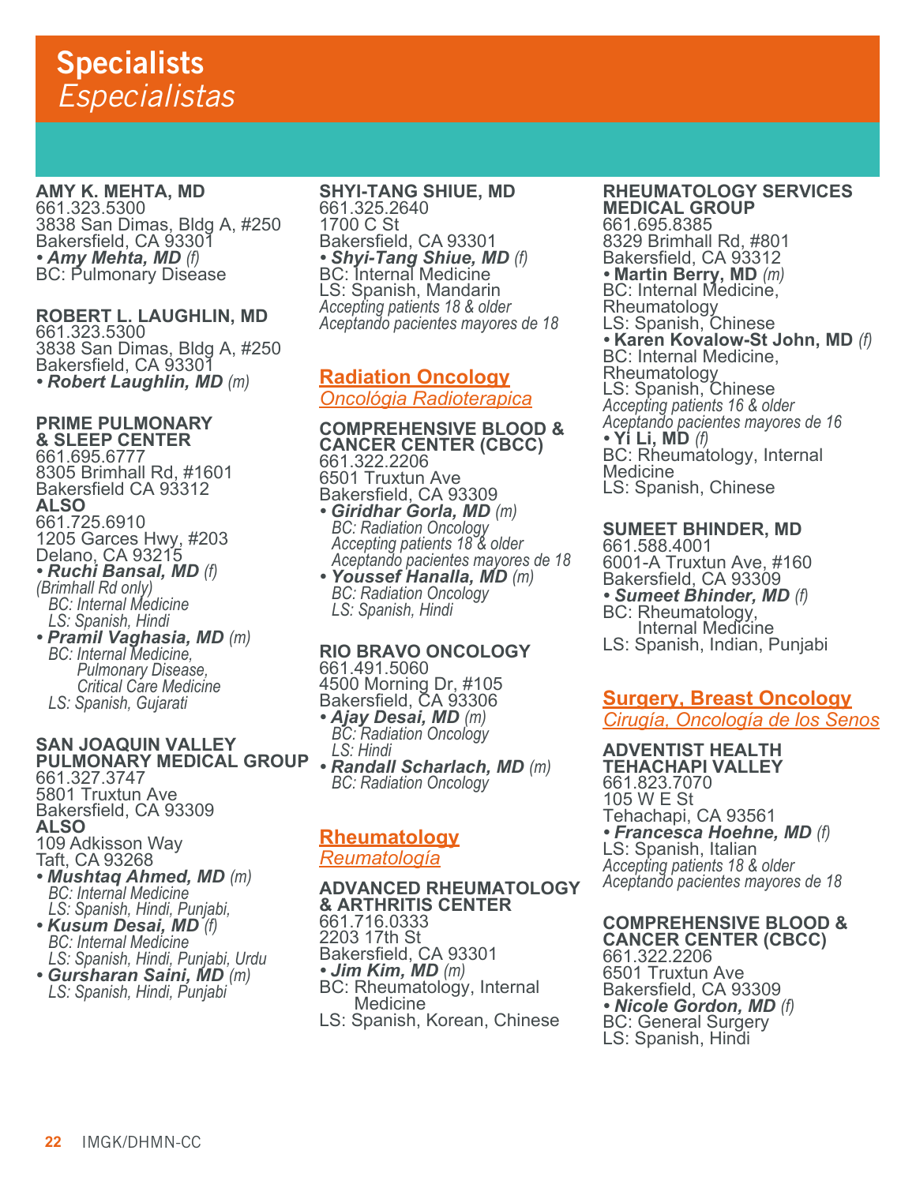# Specialists
*Especialistas*

**AMY K. MEHTA, MD**
661.323.5300
3838 San Dimas, Bldg A, #250
Bakersfield, CA 93301
• ***Amy Mehta, MD*** *(f)*
BC: Pulmonary Disease

**ROBERT L. LAUGHLIN, MD**
661.323.5300
3838 San Dimas, Bldg A, #250
Bakersfield, CA 93301
• ***Robert Laughlin, MD*** *(m)*

**PRIME PULMONARY & SLEEP CENTER**
661.695.6777
8305 Brimhall Rd, #1601
Bakersfield CA 93312
**ALSO**
661.725.6910
1205 Garces Hwy, #203
Delano, CA 93215
• ***Ruchi Bansal, MD*** *(f)*
*(Brimhall Rd only)*
*BC: Internal Medicine*
*LS: Spanish, Hindi*
• ***Pramil Vaghasia, MD*** *(m)*
*BC: Internal Medicine, Pulmonary Disease, Critical Care Medicine*
*LS: Spanish, Gujarati*

**SAN JOAQUIN VALLEY PULMONARY MEDICAL GROUP**
661.327.3747
5801 Truxtun Ave
Bakersfield, CA 93309
**ALSO**
109 Adkisson Way
Taft, CA 93268
• ***Mushtaq Ahmed, MD*** *(m)*
*BC: Internal Medicine*
*LS: Spanish, Hindi, Punjabi,*
• ***Kusum Desai, MD*** *(f)*
*BC: Internal Medicine*
*LS: Spanish, Hindi, Punjabi, Urdu*
• ***Gursharan Saini, MD*** *(m)*
*LS: Spanish, Hindi, Punjabi*

**SHYI-TANG SHIUE, MD**
661.325.2640
1700 C St
Bakersfield, CA 93301
• ***Shyi-Tang Shiue, MD*** *(f)*
BC: Internal Medicine
LS: Spanish, Mandarin
*Accepting patients 18 & older*
*Aceptando pacientes mayores de 18*

## Radiation Oncology
*Oncológia Radioterapica*

**COMPREHENSIVE BLOOD & CANCER CENTER (CBCC)**
661.322.2206
6501 Truxtun Ave
Bakersfield, CA 93309
• ***Giridhar Gorla, MD*** *(m)*
*BC: Radiation Oncology*
*Accepting patients 18 & older*
*Aceptando pacientes mayores de 18*
• ***Youssef Hanalla, MD*** *(m)*
*BC: Radiation Oncology*
*LS: Spanish, Hindi*

**RIO BRAVO ONCOLOGY**
661.491.5060
4500 Morning Dr, #105
Bakersfield, CA 93306
• ***Ajay Desai, MD*** *(m)*
*BC: Radiation Oncology*
*LS: Hindi*
• ***Randall Scharlach, MD*** *(m)*
*BC: Radiation Oncology*

## Rheumatology
*Reumatología*

**ADVANCED RHEUMATOLOGY & ARTHRITIS CENTER**
661.716.0333
2203 17th St
Bakersfield, CA 93301
• ***Jim Kim, MD*** *(m)*
BC: Rheumatology, Internal Medicine
LS: Spanish, Korean, Chinese

**RHEUMATOLOGY SERVICES MEDICAL GROUP**
661.695.8385
8329 Brimhall Rd, #801
Bakersfield, CA 93312
• **Martin Berry, MD** *(m)*
BC: Internal Medicine, Rheumatology
LS: Spanish, Chinese
• **Karen Kovalow-St John, MD** *(f)*
BC: Internal Medicine, Rheumatology
LS: Spanish, Chinese
*Accepting patients 16 & older*
*Aceptando pacientes mayores de 16*
• **Yi Li, MD** *(f)*
BC: Rheumatology, Internal Medicine
LS: Spanish, Chinese

**SUMEET BHINDER, MD**
661.588.4001
6001-A Truxtun Ave, #160
Bakersfield, CA 93309
• ***Sumeet Bhinder, MD*** *(f)*
BC: Rheumatology, Internal Medicine
LS: Spanish, Indian, Punjabi

## Surgery, Breast Oncology
*Cirugía, Oncología de los Senos*

**ADVENTIST HEALTH TEHACHAPI VALLEY**
661.823.7070
105 W E St
Tehachapi, CA 93561
• ***Francesca Hoehne, MD*** *(f)*
LS: Spanish, Italian
*Accepting patients 18 & older*
*Aceptando pacientes mayores de 18*

**COMPREHENSIVE BLOOD & CANCER CENTER (CBCC)**
661.322.2206
6501 Truxtun Ave
Bakersfield, CA 93309
• ***Nicole Gordon, MD*** *(f)*
BC: General Surgery
LS: Spanish, Hindi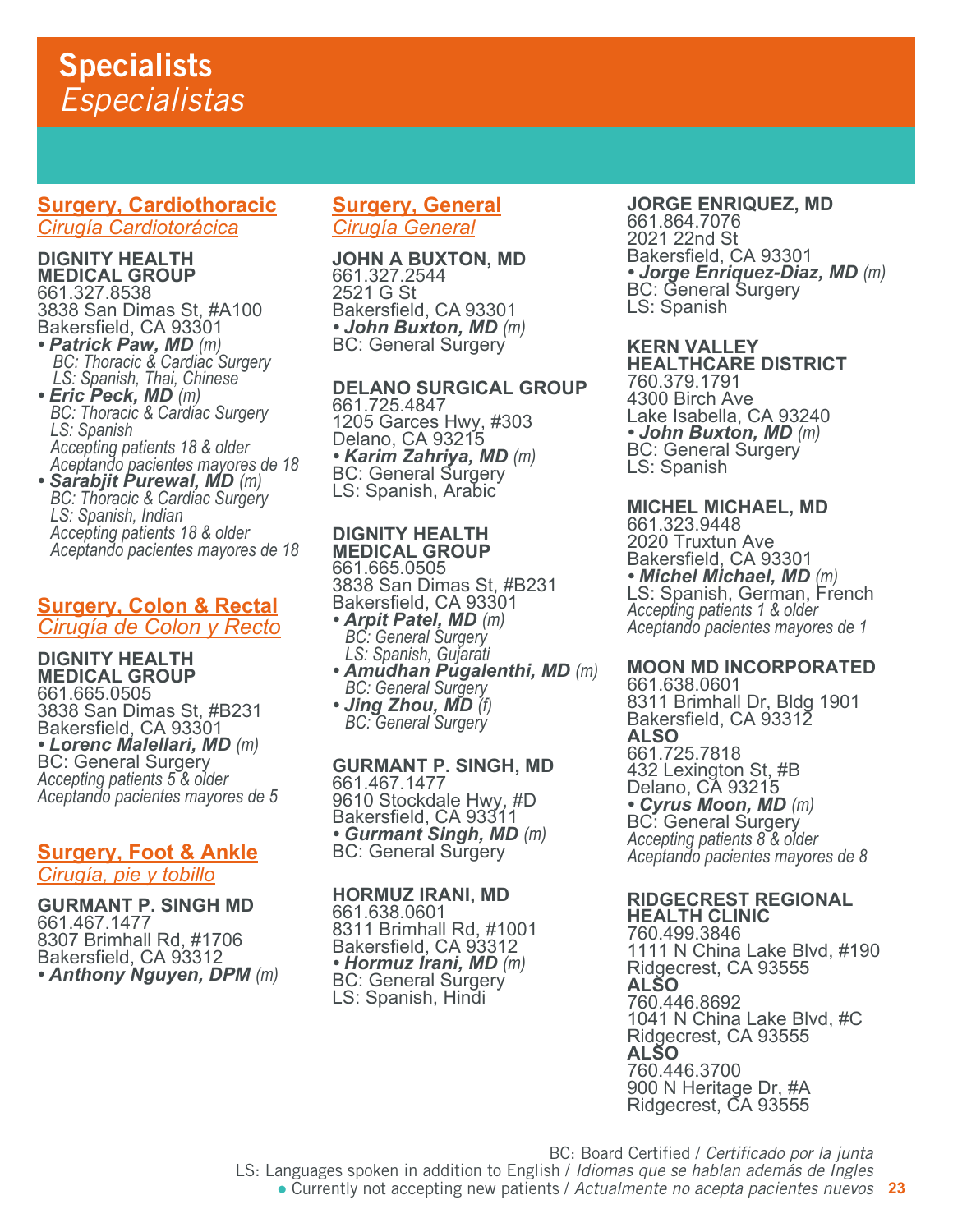# Specialists
*Especialistas*

## Surgery, Cardiothoracic
*Cirugía Cardiotorácica*

**DIGNITY HEALTH MEDICAL GROUP**
661.327.8538
3838 San Dimas St, #A100
Bakersfield, CA 93301
- ***Patrick Paw, MD*** *(m)*
  *BC: Thoracic & Cardiac Surgery*
  *LS: Spanish, Thai, Chinese*
- ***Eric Peck, MD*** *(m)*
  *BC: Thoracic & Cardiac Surgery*
  *LS: Spanish*
  *Accepting patients 18 & older*
  *Aceptando pacientes mayores de 18*
- ***Sarabjit Purewal, MD*** *(m)*
  *BC: Thoracic & Cardiac Surgery*
  *LS: Spanish, Indian*
  *Accepting patients 18 & older*
  *Aceptando pacientes mayores de 18*

## Surgery, Colon & Rectal
*Cirugía de Colon y Recto*

**DIGNITY HEALTH MEDICAL GROUP**
661.665.0505
3838 San Dimas St, #B231
Bakersfield, CA 93301
- ***Lorenc Malellari, MD*** *(m)*
  BC: General Surgery
  *Accepting patients 5 & older*
  *Aceptando pacientes mayores de 5*

## Surgery, Foot & Ankle
*Cirugía, pie y tobillo*

**GURMANT P. SINGH MD**
661.467.1477
8307 Brimhall Rd, #1706
Bakersfield, CA 93312
- ***Anthony Nguyen, DPM*** *(m)*

## Surgery, General
*Cirugía General*

**JOHN A BUXTON, MD**
661.327.2544
2521 G St
Bakersfield, CA 93301
- ***John Buxton, MD*** *(m)*
  BC: General Surgery

**DELANO SURGICAL GROUP**
661.725.4847
1205 Garces Hwy, #303
Delano, CA 93215
- ***Karim Zahriya, MD*** *(m)*
  BC: General Surgery
  LS: Spanish, Arabic

**DIGNITY HEALTH MEDICAL GROUP**
661.665.0505
3838 San Dimas St, #B231
Bakersfield, CA 93301
- ***Arpit Patel, MD*** *(m)*
  *BC: General Surgery*
  *LS: Spanish, Gujarati*
- ***Amudhan Pugalenthi, MD*** *(m)*
  *BC: General Surgery*
- ***Jing Zhou, MD*** *(f)*
  *BC: General Surgery*

**GURMANT P. SINGH, MD**
661.467.1477
9610 Stockdale Hwy, #D
Bakersfield, CA 93311
- ***Gurmant Singh, MD*** *(m)*
  BC: General Surgery

**HORMUZ IRANI, MD**
661.638.0601
8311 Brimhall Rd, #1001
Bakersfield, CA 93312
- ***Hormuz Irani, MD*** *(m)*
  BC: General Surgery
  LS: Spanish, Hindi

**JORGE ENRIQUEZ, MD**
661.864.7076
2021 22nd St
Bakersfield, CA 93301
- ***Jorge Enriquez-Diaz, MD*** *(m)*
  BC: General Surgery
  LS: Spanish

**KERN VALLEY HEALTHCARE DISTRICT**
760.379.1791
4300 Birch Ave
Lake Isabella, CA 93240
- ***John Buxton, MD*** *(m)*
  BC: General Surgery
  LS: Spanish

**MICHEL MICHAEL, MD**
661.323.9448
2020 Truxtun Ave
Bakersfield, CA 93301
- ***Michel Michael, MD*** *(m)*
  LS: Spanish, German, French
  *Accepting patients 1 & older*
  *Aceptando pacientes mayores de 1*

**MOON MD INCORPORATED**
661.638.0601
8311 Brimhall Dr, Bldg 1901
Bakersfield, CA 93312
**ALSO**
661.725.7818
432 Lexington St, #B
Delano, CA 93215
- ***Cyrus Moon, MD*** *(m)*
  BC: General Surgery
  *Accepting patients 8 & older*
  *Aceptando pacientes mayores de 8*

**RIDGECREST REGIONAL HEALTH CLINIC**
760.499.3846
1111 N China Lake Blvd, #190
Ridgecrest, CA 93555
**ALSO**
760.446.8692
1041 N China Lake Blvd, #C
Ridgecrest, CA 93555
**ALSO**
760.446.3700
900 N Heritage Dr, #A
Ridgecrest, CA 93555

BC: Board Certified / *Certificado por la junta*
LS: Languages spoken in addition to English / *Idiomas que se hablan además de Ingles*
● Currently not accepting new patients / *Actualmente no acepta pacientes nuevos*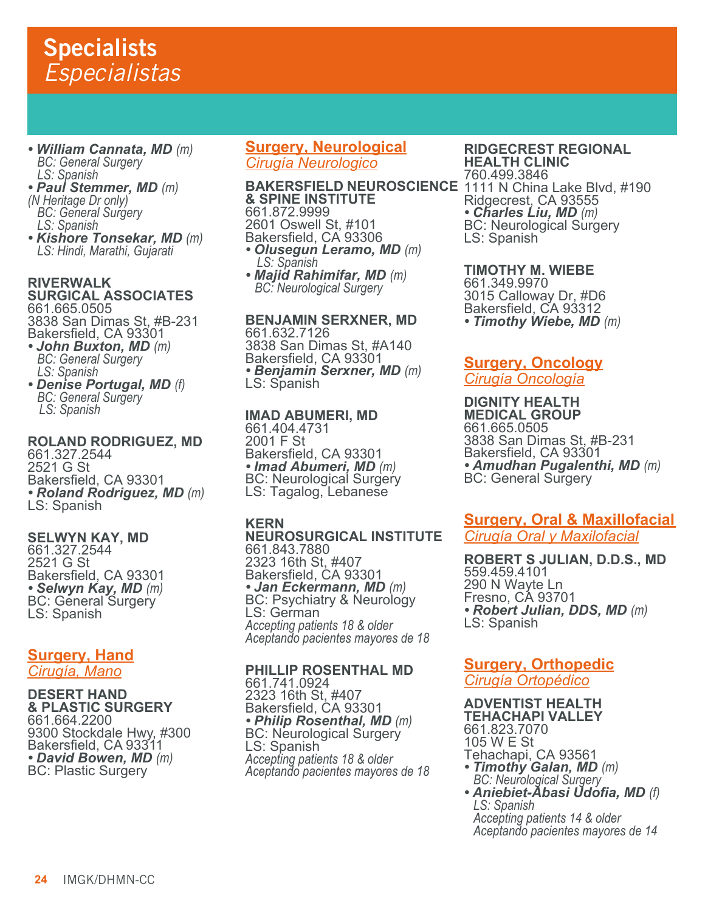# Specialists
*Especialistas*

- ***William Cannata, MD*** *(m)*
  *BC: General Surgery*
  *LS: Spanish*
- ***Paul Stemmer, MD*** *(m)*
  *(N Heritage Dr only)*
  *BC: General Surgery*
  *LS: Spanish*
- ***Kishore Tonsekar, MD*** *(m)*
  *LS: Hindi, Marathi, Gujarati*

**RIVERWALK SURGICAL ASSOCIATES**
661.665.0505
3838 San Dimas St, #B-231
Bakersfield, CA 93301
- ***John Buxton, MD*** *(m)*
  *BC: General Surgery*
  *LS: Spanish*
- ***Denise Portugal, MD*** *(f)*
  *BC: General Surgery*
  *LS: Spanish*

**ROLAND RODRIGUEZ, MD**
661.327.2544
2521 G St
Bakersfield, CA 93301
- ***Roland Rodriguez, MD*** *(m)*

LS: Spanish

**SELWYN KAY, MD**
661.327.2544
2521 G St
Bakersfield, CA 93301
- ***Selwyn Kay, MD*** *(m)*

BC: General Surgery
LS: Spanish

## Surgery, Hand
*Cirugía, Mano*

**DESERT HAND & PLASTIC SURGERY**
661.664.2200
9300 Stockdale Hwy, #300
Bakersfield, CA 93311
- ***David Bowen, MD*** *(m)*

BC: Plastic Surgery

## Surgery, Neurological
*Cirugía Neurologico*

**BAKERSFIELD NEUROSCIENCE & SPINE INSTITUTE**
661.872.9999
2601 Oswell St, #101
Bakersfield, CA 93306
- ***Olusegun Leramo, MD*** *(m)*
  *LS: Spanish*
- ***Majid Rahimifar, MD*** *(m)*
  *BC: Neurological Surgery*

**BENJAMIN SERXNER, MD**
661.632.7126
3838 San Dimas St, #A140
Bakersfield, CA 93301
- ***Benjamin Serxner, MD*** *(m)*

LS: Spanish

**IMAD ABUMERI, MD**
661.404.4731
2001 F St
Bakersfield, CA 93301
- ***Imad Abumeri, MD*** *(m)*

BC: Neurological Surgery
LS: Tagalog, Lebanese

**KERN NEUROSURGICAL INSTITUTE**
661.843.7880
2323 16th St, #407
Bakersfield, CA 93301
- ***Jan Eckermann, MD*** *(m)*

BC: Psychiatry & Neurology
LS: German
*Accepting patients 18 & older*
*Aceptando pacientes mayores de 18*

**PHILLIP ROSENTHAL MD**
661.741.0924
2323 16th St, #407
Bakersfield, CA 93301
- ***Philip Rosenthal, MD*** *(m)*

BC: Neurological Surgery
LS: Spanish
*Accepting patients 18 & older*
*Aceptando pacientes mayores de 18*

**RIDGECREST REGIONAL HEALTH CLINIC**
760.499.3846
1111 N China Lake Blvd, #190
Ridgecrest, CA 93555
- ***Charles Liu, MD*** *(m)*

BC: Neurological Surgery
LS: Spanish

**TIMOTHY M. WIEBE**
661.349.9970
3015 Calloway Dr, #D6
Bakersfield, CA 93312
- ***Timothy Wiebe, MD*** *(m)*

## Surgery, Oncology
*Cirugía Oncología*

**DIGNITY HEALTH MEDICAL GROUP**
661.665.0505
3838 San Dimas St, #B-231
Bakersfield, CA 93301
- ***Amudhan Pugalenthi, MD*** *(m)*

BC: General Surgery

## Surgery, Oral & Maxillofacial
*Cirugía Oral y Maxilofacial*

**ROBERT S JULIAN, D.D.S., MD**
559.459.4101
290 N Wayte Ln
Fresno, CA 93701
- ***Robert Julian, DDS, MD*** *(m)*

LS: Spanish

## Surgery, Orthopedic
*Cirugía Ortopédico*

**ADVENTIST HEALTH TEHACHAPI VALLEY**
661.823.7070
105 W E St
Tehachapi, CA 93561
- ***Timothy Galan, MD*** *(m)*
  *BC: Neurological Surgery*
- ***Aniebiet-Abasi Udofia, MD*** *(f)*
  *LS: Spanish*
  *Accepting patients 14 & older*
  *Aceptando pacientes mayores de 14*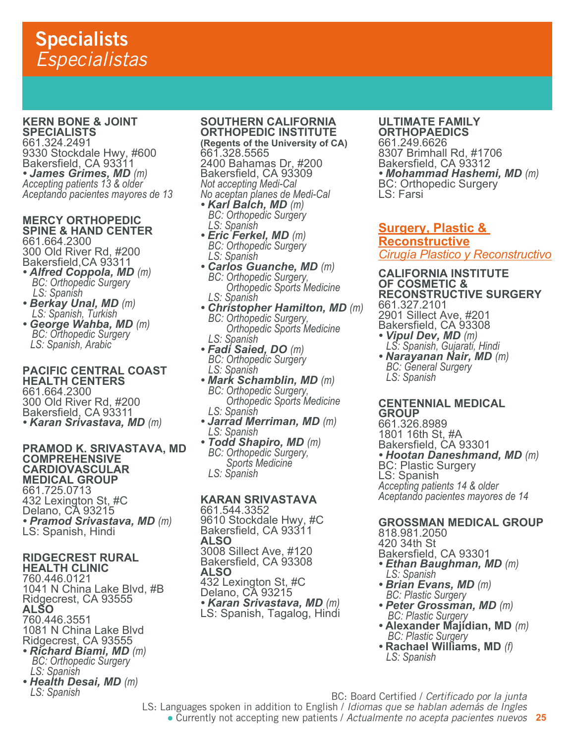# Specialists
*Especialistas*

**KERN BONE & JOINT SPECIALISTS**
661.324.2491
9330 Stockdale Hwy, #600
Bakersfield, CA 93311
- ***James Grimes, MD*** *(m)*
*Accepting patients 13 & older*
*Aceptando pacientes mayores de 13*

**MERCY ORTHOPEDIC SPINE & HAND CENTER**
661.664.2300
300 Old River Rd, #200
Bakersfield,CA 93311
- ***Alfred Coppola, MD*** *(m)*
  *BC: Orthopedic Surgery*
  *LS: Spanish*
- ***Berkay Unal, MD*** *(m)*
  *LS: Spanish, Turkish*
- ***George Wahba, MD*** *(m)*
  *BC: Orthopedic Surgery*
  *LS: Spanish, Arabic*

**PACIFIC CENTRAL COAST HEALTH CENTERS**
661.664.2300
300 Old River Rd, #200
Bakersfield, CA 93311
- ***Karan Srivastava, MD*** *(m)*

**PRAMOD K. SRIVASTAVA, MD COMPREHENSIVE CARDIOVASCULAR MEDICAL GROUP**
661.725.0713
432 Lexington St, #C
Delano, CA 93215
- ***Pramod Srivastava, MD*** *(m)*
  LS: Spanish, Hindi

**RIDGECREST RURAL HEALTH CLINIC**
760.446.0121
1041 N China Lake Blvd, #B
Ridgecrest, CA 93555
**ALSO**
760.446.3551
1081 N China Lake Blvd
Ridgecrest, CA 93555
- ***Richard Biami, MD*** *(m)*
  *BC: Orthopedic Surgery*
  *LS: Spanish*
- ***Health Desai, MD*** *(m)*
  *LS: Spanish*

**SOUTHERN CALIFORNIA ORTHOPEDIC INSTITUTE**
**(Regents of the University of CA)**
661.328.5565
2400 Bahamas Dr, #200
Bakersfield, CA 93309
*Not accepting Medi-Cal*
*No aceptan planes de Medi-Cal*
- ***Karl Balch, MD*** *(m)*
  *BC: Orthopedic Surgery*
  *LS: Spanish*
- ***Eric Ferkel, MD*** *(m)*
  *BC: Orthopedic Surgery*
  *LS: Spanish*
- ***Carlos Guanche, MD*** *(m)*
  *BC: Orthopedic Surgery, Orthopedic Sports Medicine*
  *LS: Spanish*
- ***Christopher Hamilton, MD*** *(m)*
  *BC: Orthopedic Surgery, Orthopedic Sports Medicine*
  *LS: Spanish*
- ***Fadi Saied, DO*** *(m)*
  *BC: Orthopedic Surgery*
  *LS: Spanish*
- ***Mark Schamblin, MD*** *(m)*
  *BC: Orthopedic Surgery, Orthopedic Sports Medicine*
  *LS: Spanish*
- ***Jarrad Merriman, MD*** *(m)*
  *LS: Spanish*
- ***Todd Shapiro, MD*** *(m)*
  *BC: Orthopedic Surgery, Sports Medicine*
  *LS: Spanish*

**KARAN SRIVASTAVA**
661.544.3352
9610 Stockdale Hwy, #C
Bakersfield, CA 93311
**ALSO**
3008 Sillect Ave, #120
Bakersfield, CA 93308
**ALSO**
432 Lexington St, #C
Delano, CA 93215
- ***Karan Srivastava, MD*** *(m)*
  LS: Spanish, Tagalog, Hindi

**ULTIMATE FAMILY ORTHOPAEDICS**
661.249.6626
8307 Brimhall Rd, #1706
Bakersfield, CA 93312
- ***Mohammad Hashemi, MD*** *(m)*
  BC: Orthopedic Surgery
  LS: Farsi

## Surgery, Plastic & Reconstructive
*Cirugía Plastico y Reconstructivo*

**CALIFORNIA INSTITUTE OF COSMETIC & RECONSTRUCTIVE SURGERY**
661.327.2101
2901 Sillect Ave, #201
Bakersfield, CA 93308
- ***Vipul Dev, MD*** *(m)*
  *LS: Spanish, Gujarati, Hindi*
- ***Narayanan Nair, MD*** *(m)*
  *BC: General Surgery*
  *LS: Spanish*

**CENTENNIAL MEDICAL GROUP**
661.326.8989
1801 16th St, #A
Bakersfield, CA 93301
- ***Hootan Daneshmand, MD*** *(m)*
  BC: Plastic Surgery
  LS: Spanish
*Accepting patients 14 & older*
*Aceptando pacientes mayores de 14*

**GROSSMAN MEDICAL GROUP**
818.981.2050
420 34th St
Bakersfield, CA 93301
- ***Ethan Baughman, MD*** *(m)*
  *LS: Spanish*
- ***Brian Evans, MD*** *(m)*
  *BC: Plastic Surgery*
- ***Peter Grossman, MD*** *(m)*
  *BC: Plastic Surgery*
- **Alexander Majidian, MD** *(m)*
  *BC: Plastic Surgery*
- **Rachael Williams, MD** *(f)*
  *LS: Spanish*

BC: Board Certified / *Certificado por la junta*
LS: Languages spoken in addition to English / *Idiomas que se hablan además de Ingles*
● Currently not accepting new patients / *Actualmente no acepta pacientes nuevos*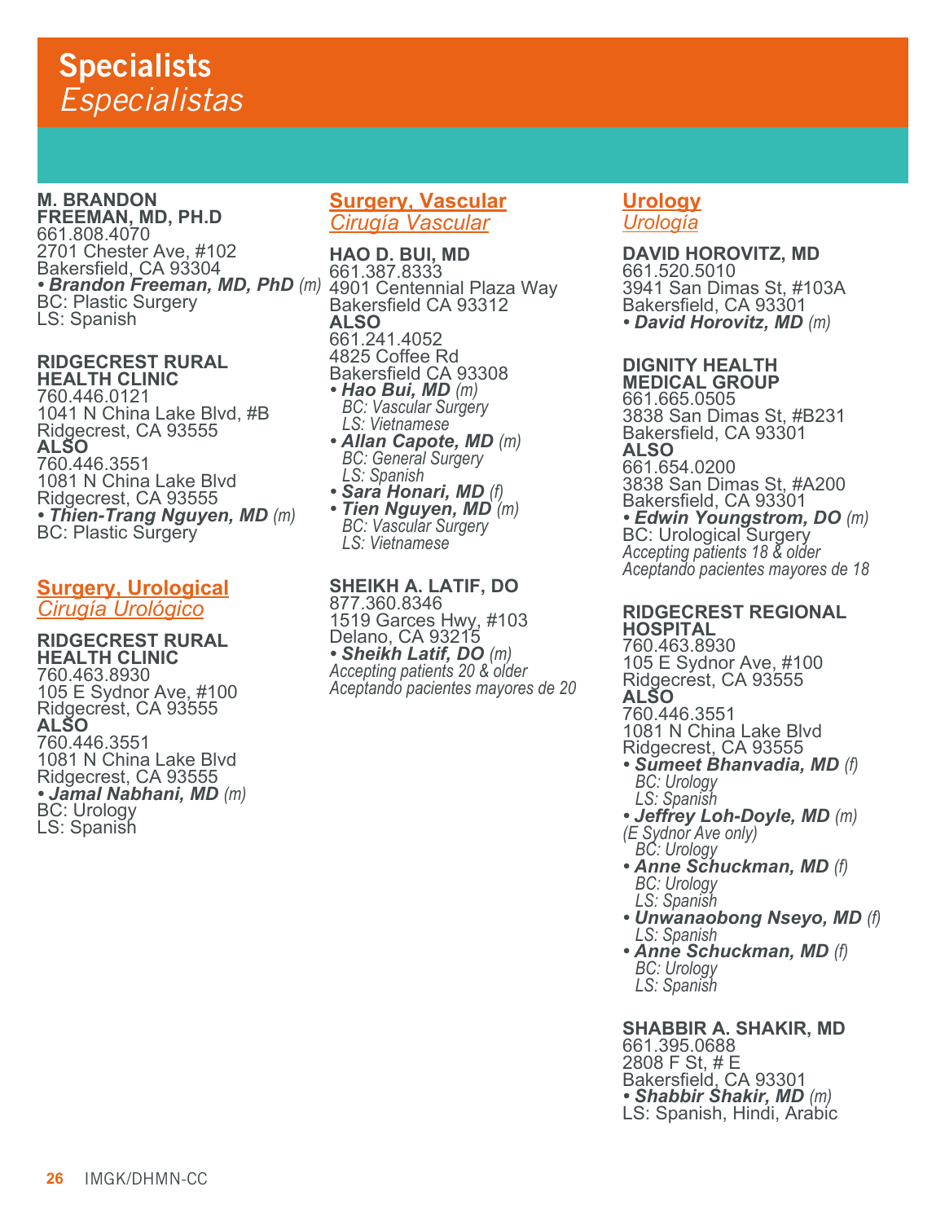# Specialists
*Especialistas*

**M. BRANDON FREEMAN, MD, PH.D**
661.808.4070
2701 Chester Ave, #102
Bakersfield, CA 93304
• ***Brandon Freeman, MD, PhD*** *(m)*
BC: Plastic Surgery
LS: Spanish

**RIDGECREST RURAL HEALTH CLINIC**
760.446.0121
1041 N China Lake Blvd, #B
Ridgecrest, CA 93555
**ALSO**
760.446.3551
1081 N China Lake Blvd
Ridgecrest, CA 93555
• ***Thien-Trang Nguyen, MD*** *(m)*
BC: Plastic Surgery

## Surgery, Urological
*Cirugía Urológico*

**RIDGECREST RURAL HEALTH CLINIC**
760.463.8930
105 E Sydnor Ave, #100
Ridgecrest, CA 93555
**ALSO**
760.446.3551
1081 N China Lake Blvd
Ridgecrest, CA 93555
• ***Jamal Nabhani, MD*** *(m)*
BC: Urology
LS: Spanish

## Surgery, Vascular
*Cirugía Vascular*

**HAO D. BUI, MD**
661.387.8333
4901 Centennial Plaza Way
Bakersfield CA 93312
**ALSO**
661.241.4052
4825 Coffee Rd
Bakersfield CA 93308
• ***Hao Bui, MD*** *(m)*
*BC: Vascular Surgery*
*LS: Vietnamese*
• ***Allan Capote, MD*** *(m)*
*BC: General Surgery*
*LS: Spanish*
• ***Sara Honari, MD*** *(f)*
• ***Tien Nguyen, MD*** *(m)*
*BC: Vascular Surgery*
*LS: Vietnamese*

**SHEIKH A. LATIF, DO**
877.360.8346
1519 Garces Hwy, #103
Delano, CA 93215
• ***Sheikh Latif, DO*** *(m)*
*Accepting patients 20 & older*
*Aceptando pacientes mayores de 20*

## Urology
*Urología*

**DAVID HOROVITZ, MD**
661.520.5010
3941 San Dimas St, #103A
Bakersfield, CA 93301
• ***David Horovitz, MD*** *(m)*

**DIGNITY HEALTH MEDICAL GROUP**
661.665.0505
3838 San Dimas St, #B231
Bakersfield, CA 93301
**ALSO**
661.654.0200
3838 San Dimas St, #A200
Bakersfield, CA 93301
• ***Edwin Youngstrom, DO*** *(m)*
BC: Urological Surgery
*Accepting patients 18 & older*
*Aceptando pacientes mayores de 18*

**RIDGECREST REGIONAL HOSPITAL**
760.463.8930
105 E Sydnor Ave, #100
Ridgecrest, CA 93555
**ALSO**
760.446.3551
1081 N China Lake Blvd
Ridgecrest, CA 93555
• ***Sumeet Bhanvadia, MD*** *(f)*
*BC: Urology*
*LS: Spanish*
• ***Jeffrey Loh-Doyle, MD*** *(m)*
*(E Sydnor Ave only)*
*BC: Urology*
• ***Anne Schuckman, MD*** *(f)*
*BC: Urology*
*LS: Spanish*
• ***Unwanaobong Nseyo, MD*** *(f)*
*LS: Spanish*
• ***Anne Schuckman, MD*** *(f)*
*BC: Urology*
*LS: Spanish*

**SHABBIR A. SHAKIR, MD**
661.395.0688
2808 F St, # E
Bakersfield, CA 93301
• ***Shabbir Shakir, MD*** *(m)*
LS: Spanish, Hindi, Arabic

IMGK/DHMN-CC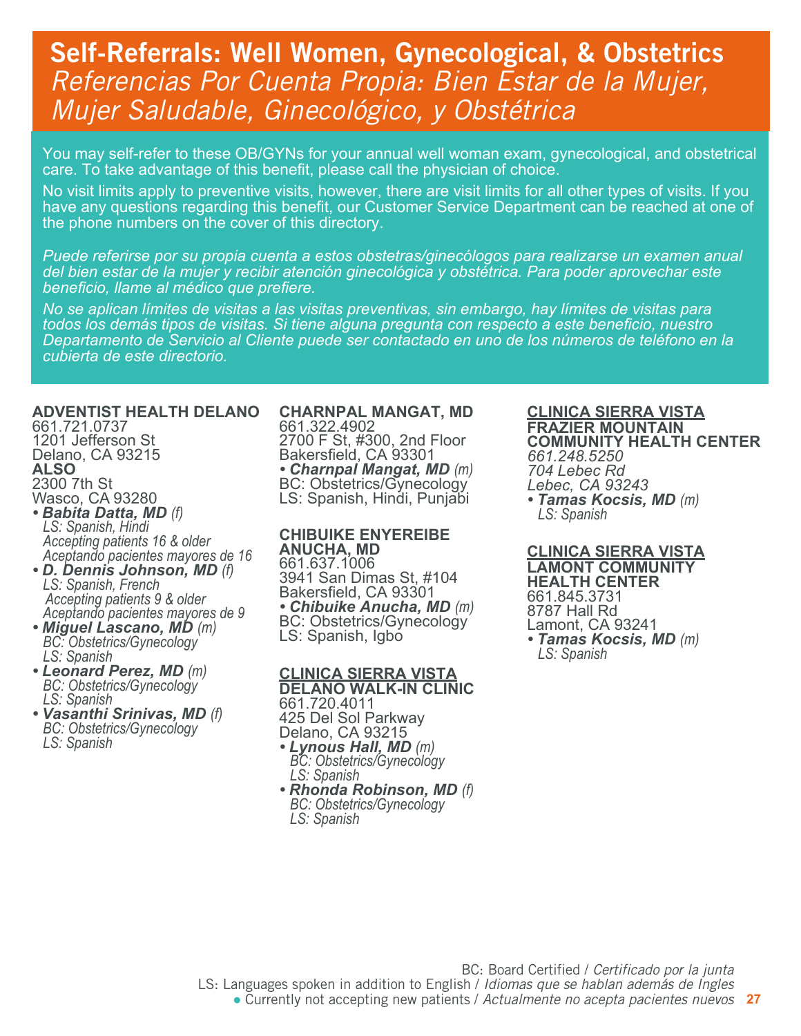# Self-Referrals: Well Women, Gynecological, & Obstetrics
## *Referencias Por Cuenta Propia: Bien Estar de la Mujer, Mujer Saludable, Ginecológico, y Obstétrica*

You may self-refer to these OB/GYNs for your annual well woman exam, gynecological, and obstetrical care. To take advantage of this benefit, please call the physician of choice.

No visit limits apply to preventive visits, however, there are visit limits for all other types of visits. If you have any questions regarding this benefit, our Customer Service Department can be reached at one of the phone numbers on the cover of this directory.

*Puede referirse por su propia cuenta a estos obstetras/ginecólogos para realizarse un examen anual del bien estar de la mujer y recibir atención ginecológica y obstétrica. Para poder aprovechar este beneficio, llame al médico que prefiere.*

*No se aplican límites de visitas a las visitas preventivas, sin embargo, hay límites de visitas para todos los demás tipos de visitas. Si tiene alguna pregunta con respecto a este beneficio, nuestro Departamento de Servicio al Cliente puede ser contactado en uno de los números de teléfono en la cubierta de este directorio.*

**ADVENTIST HEALTH DELANO**
661.721.0737
1201 Jefferson St
Delano, CA 93215
**ALSO**
2300 7th St
Wasco, CA 93280

- ***Babita Datta, MD*** *(f)*
  *LS: Spanish, Hindi*
  *Accepting patients 16 & older*
  *Aceptando pacientes mayores de 16*
- ***D. Dennis Johnson, MD*** *(f)*
  *LS: Spanish, French*
  *Accepting patients 9 & older*
  *Aceptando pacientes mayores de 9*
- ***Miguel Lascano, MD*** *(m)*
  *BC: Obstetrics/Gynecology*
  *LS: Spanish*
- ***Leonard Perez, MD*** *(m)*
  *BC: Obstetrics/Gynecology*
  *LS: Spanish*
- ***Vasanthi Srinivas, MD*** *(f)*
  *BC: Obstetrics/Gynecology*
  *LS: Spanish*

**CHARNPAL MANGAT, MD**
661.322.4902
2700 F St, #300, 2nd Floor
Bakersfield, CA 93301

- ***Charnpal Mangat, MD*** *(m)*
  BC: Obstetrics/Gynecology
  LS: Spanish, Hindi, Punjabi

**CHIBUIKE ENYEREIBE ANUCHA, MD**
661.637.1006
3941 San Dimas St, #104
Bakersfield, CA 93301

- ***Chibuike Anucha, MD*** *(m)*
  BC: Obstetrics/Gynecology
  LS: Spanish, Igbo

**CLINICA SIERRA VISTA**
**DELANO WALK-IN CLINIC**
661.720.4011
425 Del Sol Parkway
Delano, CA 93215

- ***Lynous Hall, MD*** *(m)*
  *BC: Obstetrics/Gynecology*
  *LS: Spanish*
- ***Rhonda Robinson, MD*** *(f)*
  *BC: Obstetrics/Gynecology*
  *LS: Spanish*

**CLINICA SIERRA VISTA**
**FRAZIER MOUNTAIN COMMUNITY HEALTH CENTER**
*661.248.5250*
*704 Lebec Rd*
*Lebec, CA 93243*

- ***Tamas Kocsis, MD*** *(m)*
  *LS: Spanish*

**CLINICA SIERRA VISTA**
**LAMONT COMMUNITY HEALTH CENTER**
661.845.3731
8787 Hall Rd
Lamont, CA 93241

- ***Tamas Kocsis, MD*** *(m)*
  *LS: Spanish*

BC: Board Certified / *Certificado por la junta*
LS: Languages spoken in addition to English / *Idiomas que se hablan además de Ingles*
● Currently not accepting new patients / *Actualmente no acepta pacientes nuevos*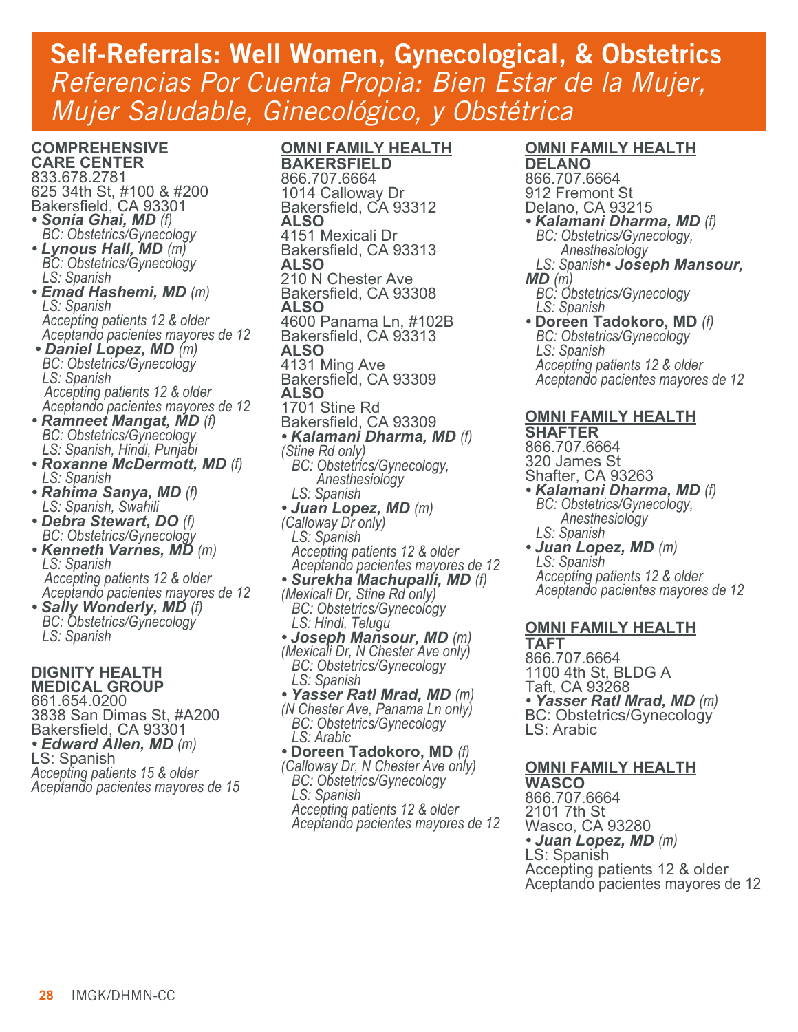# Self-Referrals: Well Women, Gynecological, & Obstetrics
## *Referencias Por Cuenta Propia: Bien Estar de la Mujer, Mujer Saludable, Ginecológico, y Obstétrica*

**COMPREHENSIVE CARE CENTER**
833.678.2781
625 34th St, #100 & #200
Bakersfield, CA 93301

- ***Sonia Ghai, MD*** *(f)*
  *BC: Obstetrics/Gynecology*
- ***Lynous Hall, MD*** *(m)*
  *BC: Obstetrics/Gynecology*
  *LS: Spanish*
- ***Emad Hashemi, MD*** *(m)*
  *LS: Spanish*
  *Accepting patients 12 & older*
  *Aceptando pacientes mayores de 12*
- ***Daniel Lopez, MD*** *(m)*
  *BC: Obstetrics/Gynecology*
  *LS: Spanish*
  *Accepting patients 12 & older*
  *Aceptando pacientes mayores de 12*
- ***Ramneet Mangat, MD*** *(f)*
  *BC: Obstetrics/Gynecology*
  *LS: Spanish, Hindi, Punjabi*
- ***Roxanne McDermott, MD*** *(f)*
  *LS: Spanish*
- ***Rahima Sanya, MD*** *(f)*
  *LS: Spanish, Swahili*
- ***Debra Stewart, DO*** *(f)*
  *BC: Obstetrics/Gynecology*
- ***Kenneth Varnes, MD*** *(m)*
  *LS: Spanish*
  *Accepting patients 12 & older*
  *Aceptando pacientes mayores de 12*
- ***Sally Wonderly, MD*** *(f)*
  *BC: Obstetrics/Gynecology*
  *LS: Spanish*

**DIGNITY HEALTH MEDICAL GROUP**
661.654.0200
3838 San Dimas St, #A200
Bakersfield, CA 93301

- ***Edward Allen, MD*** *(m)*
  LS: Spanish
  *Accepting patients 15 & older*
  *Aceptando pacientes mayores de 15*

**OMNI FAMILY HEALTH**
**BAKERSFIELD**
866.707.6664
1014 Calloway Dr
Bakersfield, CA 93312
**ALSO**
4151 Mexicali Dr
Bakersfield, CA 93313
**ALSO**
210 N Chester Ave
Bakersfield, CA 93308
**ALSO**
4600 Panama Ln, #102B
Bakersfield, CA 93313
**ALSO**
4131 Ming Ave
Bakersfield, CA 93309
**ALSO**
1701 Stine Rd
Bakersfield, CA 93309

- ***Kalamani Dharma, MD*** *(f)*
  *(Stine Rd only)*
  *BC: Obstetrics/Gynecology, Anesthesiology*
  *LS: Spanish*
- ***Juan Lopez, MD*** *(m)*
  *(Calloway Dr only)*
  *LS: Spanish*
  *Accepting patients 12 & older*
  *Aceptando pacientes mayores de 12*
- ***Surekha Machupalli, MD*** *(f)*
  *(Mexicali Dr, Stine Rd only)*
  *BC: Obstetrics/Gynecology*
  *LS: Hindi, Telugu*
- ***Joseph Mansour, MD*** *(m)*
  *(Mexicali Dr, N Chester Ave only)*
  *BC: Obstetrics/Gynecology*
  *LS: Spanish*
- ***Yasser Ratl Mrad, MD*** *(m)*
  *(N Chester Ave, Panama Ln only)*
  *BC: Obstetrics/Gynecology*
  *LS: Arabic*
- **Doreen Tadokoro, MD** *(f)*
  *(Calloway Dr, N Chester Ave only)*
  *BC: Obstetrics/Gynecology*
  *LS: Spanish*
  *Accepting patients 12 & older*
  *Aceptando pacientes mayores de 12*

**OMNI FAMILY HEALTH**
**DELANO**
866.707.6664
912 Fremont St
Delano, CA 93215

- ***Kalamani Dharma, MD*** *(f)*
  *BC: Obstetrics/Gynecology, Anesthesiology*
  *LS: Spanish*
- ***Joseph Mansour, MD*** *(m)*
  *BC: Obstetrics/Gynecology*
  *LS: Spanish*
- **Doreen Tadokoro, MD** *(f)*
  *BC: Obstetrics/Gynecology*
  *LS: Spanish*
  *Accepting patients 12 & older*
  *Aceptando pacientes mayores de 12*

**OMNI FAMILY HEALTH**
**SHAFTER**
866.707.6664
320 James St
Shafter, CA 93263

- ***Kalamani Dharma, MD*** *(f)*
  *BC: Obstetrics/Gynecology, Anesthesiology*
  *LS: Spanish*
- ***Juan Lopez, MD*** *(m)*
  *LS: Spanish*
  *Accepting patients 12 & older*
  *Aceptando pacientes mayores de 12*

**OMNI FAMILY HEALTH**
**TAFT**
866.707.6664
1100 4th St, BLDG A
Taft, CA 93268

- ***Yasser Ratl Mrad, MD*** *(m)*
  BC: Obstetrics/Gynecology
  LS: Arabic

**OMNI FAMILY HEALTH**
**WASCO**
866.707.6664
2101 7th St
Wasco, CA 93280

- ***Juan Lopez, MD*** *(m)*
  LS: Spanish
  Accepting patients 12 & older
  Aceptando pacientes mayores de 12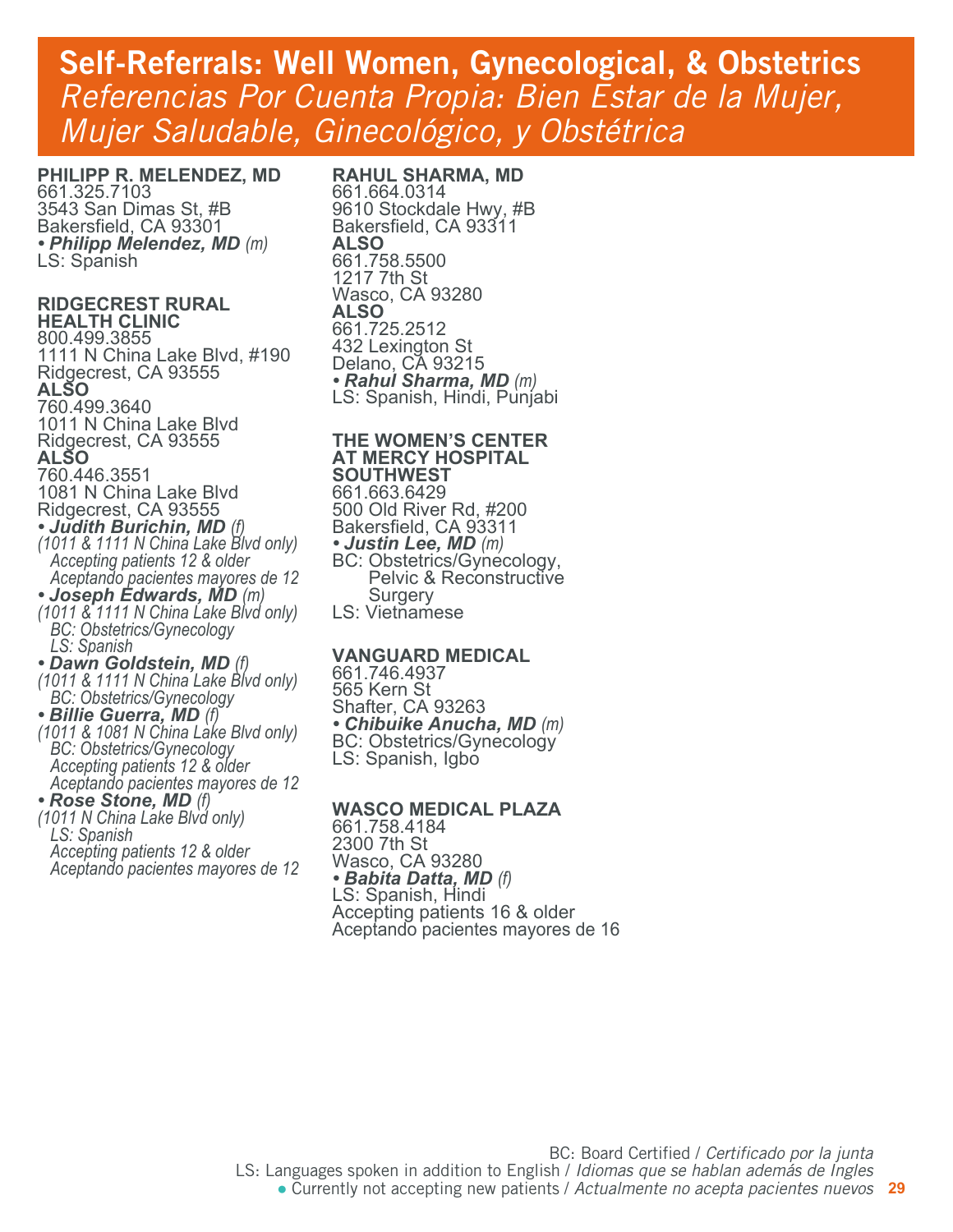# Self-Referrals: Well Women, Gynecological, & Obstetrics
## *Referencias Por Cuenta Propia: Bien Estar de la Mujer, Mujer Saludable, Ginecológico, y Obstétrica*

**PHILIPP R. MELENDEZ, MD**
661.325.7103
3543 San Dimas St, #B
Bakersfield, CA 93301
• ***Philipp Melendez, MD*** *(m)*
LS: Spanish

**RIDGECREST RURAL HEALTH CLINIC**
800.499.3855
1111 N China Lake Blvd, #190
Ridgecrest, CA 93555
**ALSO**
760.499.3640
1011 N China Lake Blvd
Ridgecrest, CA 93555
**ALSO**
760.446.3551
1081 N China Lake Blvd
Ridgecrest, CA 93555
• ***Judith Burichin, MD*** *(f)*
*(1011 & 1111 N China Lake Blvd only)*
*Accepting patients 12 & older*
*Aceptando pacientes mayores de 12*
• ***Joseph Edwards, MD*** *(m)*
*(1011 & 1111 N China Lake Blvd only)*
*BC: Obstetrics/Gynecology*
*LS: Spanish*
• ***Dawn Goldstein, MD*** *(f)*
*(1011 & 1111 N China Lake Blvd only)*
*BC: Obstetrics/Gynecology*
• ***Billie Guerra, MD*** *(f)*
*(1011 & 1081 N China Lake Blvd only)*
*BC: Obstetrics/Gynecology*
*Accepting patients 12 & older*
*Aceptando pacientes mayores de 12*
• ***Rose Stone, MD*** *(f)*
*(1011 N China Lake Blvd only)*
*LS: Spanish*
*Accepting patients 12 & older*
*Aceptando pacientes mayores de 12*

**RAHUL SHARMA, MD**
661.664.0314
9610 Stockdale Hwy, #B
Bakersfield, CA 93311
**ALSO**
661.758.5500
1217 7th St
Wasco, CA 93280
**ALSO**
661.725.2512
432 Lexington St
Delano, CA 93215
• ***Rahul Sharma, MD*** *(m)*
LS: Spanish, Hindi, Punjabi

**THE WOMEN'S CENTER AT MERCY HOSPITAL SOUTHWEST**
661.663.6429
500 Old River Rd, #200
Bakersfield, CA 93311
• ***Justin Lee, MD*** *(m)*
BC: Obstetrics/Gynecology, Pelvic & Reconstructive Surgery
LS: Vietnamese

**VANGUARD MEDICAL**
661.746.4937
565 Kern St
Shafter, CA 93263
• ***Chibuike Anucha, MD*** *(m)*
BC: Obstetrics/Gynecology
LS: Spanish, Igbo

**WASCO MEDICAL PLAZA**
661.758.4184
2300 7th St
Wasco, CA 93280
• ***Babita Datta, MD*** *(f)*
LS: Spanish, Hindi
Accepting patients 16 & older
Aceptando pacientes mayores de 16

BC: Board Certified / *Certificado por la junta*
LS: Languages spoken in addition to English / *Idiomas que se hablan además de Ingles*
● Currently not accepting new patients / *Actualmente no acepta pacientes nuevos*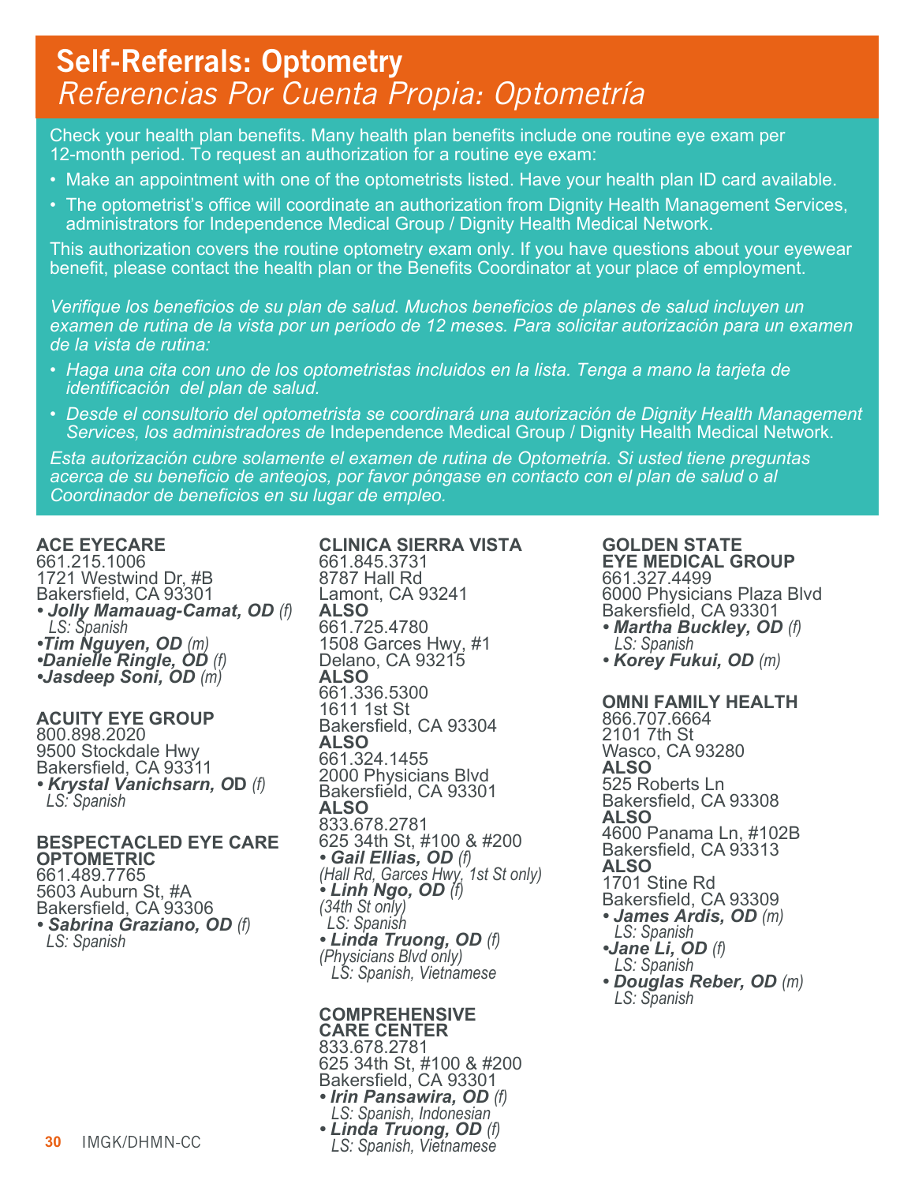# Self-Referrals: Optometry

*Referencias Por Cuenta Propia: Optometría*

Check your health plan benefits. Many health plan benefits include one routine eye exam per 12-month period. To request an authorization for a routine eye exam:

- Make an appointment with one of the optometrists listed. Have your health plan ID card available.
- The optometrist's office will coordinate an authorization from Dignity Health Management Services, administrators for Independence Medical Group / Dignity Health Medical Network.

This authorization covers the routine optometry exam only. If you have questions about your eyewear benefit, please contact the health plan or the Benefits Coordinator at your place of employment.

*Verifique los beneficios de su plan de salud. Muchos beneficios de planes de salud incluyen un examen de rutina de la vista por un período de 12 meses. Para solicitar autorización para un examen de la vista de rutina:*

- *Haga una cita con uno de los optometristas incluidos en la lista. Tenga a mano la tarjeta de identificación del plan de salud.*
- *Desde el consultorio del optometrista se coordinará una autorización de Dignity Health Management Services, los administradores de* Independence Medical Group / Dignity Health Medical Network.

*Esta autorización cubre solamente el examen de rutina de Optometría. Si usted tiene preguntas acerca de su beneficio de anteojos, por favor póngase en contacto con el plan de salud o al Coordinador de beneficios en su lugar de empleo.*

**ACE EYECARE**
661.215.1006
1721 Westwind Dr, #B
Bakersfield, CA 93301
- ***Jolly Mamauag-Camat, OD*** *(f)*
  *LS: Spanish*
- ***Tim Nguyen, OD*** *(m)*
- ***Danielle Ringle, OD*** *(f)*
- ***Jasdeep Soni, OD*** *(m)*

**ACUITY EYE GROUP**
800.898.2020
9500 Stockdale Hwy
Bakersfield, CA 93311
- ***Krystal Vanichsarn, OD*** *(f)*
  *LS: Spanish*

**BESPECTACLED EYE CARE OPTOMETRIC**
661.489.7765
5603 Auburn St, #A
Bakersfield, CA 93306
- ***Sabrina Graziano, OD*** *(f)*
  *LS: Spanish*

**CLINICA SIERRA VISTA**
661.845.3731
8787 Hall Rd
Lamont, CA 93241
**ALSO**
661.725.4780
1508 Garces Hwy, #1
Delano, CA 93215
**ALSO**
661.336.5300
1611 1st St
Bakersfield, CA 93304
**ALSO**
661.324.1455
2000 Physicians Blvd
Bakersfield, CA 93301
**ALSO**
833.678.2781
625 34th St, #100 & #200
- ***Gail Ellias, OD*** *(f)*
  *(Hall Rd, Garces Hwy, 1st St only)*
- ***Linh Ngo, OD*** *(f)*
  *(34th St only)*
  *LS: Spanish*
- ***Linda Truong, OD*** *(f)*
  *(Physicians Blvd only)*
  *LS: Spanish, Vietnamese*

**COMPREHENSIVE CARE CENTER**
833.678.2781
625 34th St, #100 & #200
Bakersfield, CA 93301
- ***Irin Pansawira, OD*** *(f)*
  *LS: Spanish, Indonesian*
- ***Linda Truong, OD*** *(f)*
  *LS: Spanish, Vietnamese*

**GOLDEN STATE EYE MEDICAL GROUP**
661.327.4499
6000 Physicians Plaza Blvd
Bakersfield, CA 93301
- ***Martha Buckley, OD*** *(f)*
  *LS: Spanish*
- ***Korey Fukui, OD*** *(m)*

**OMNI FAMILY HEALTH**
866.707.6664
2101 7th St
Wasco, CA 93280
**ALSO**
525 Roberts Ln
Bakersfield, CA 93308
**ALSO**
4600 Panama Ln, #102B
Bakersfield, CA 93313
**ALSO**
1701 Stine Rd
Bakersfield, CA 93309
- ***James Ardis, OD*** *(m)*
  *LS: Spanish*
- ***Jane Li, OD*** *(f)*
  *LS: Spanish*
- ***Douglas Reber, OD*** *(m)*
  *LS: Spanish*

IMGK/DHMN-CC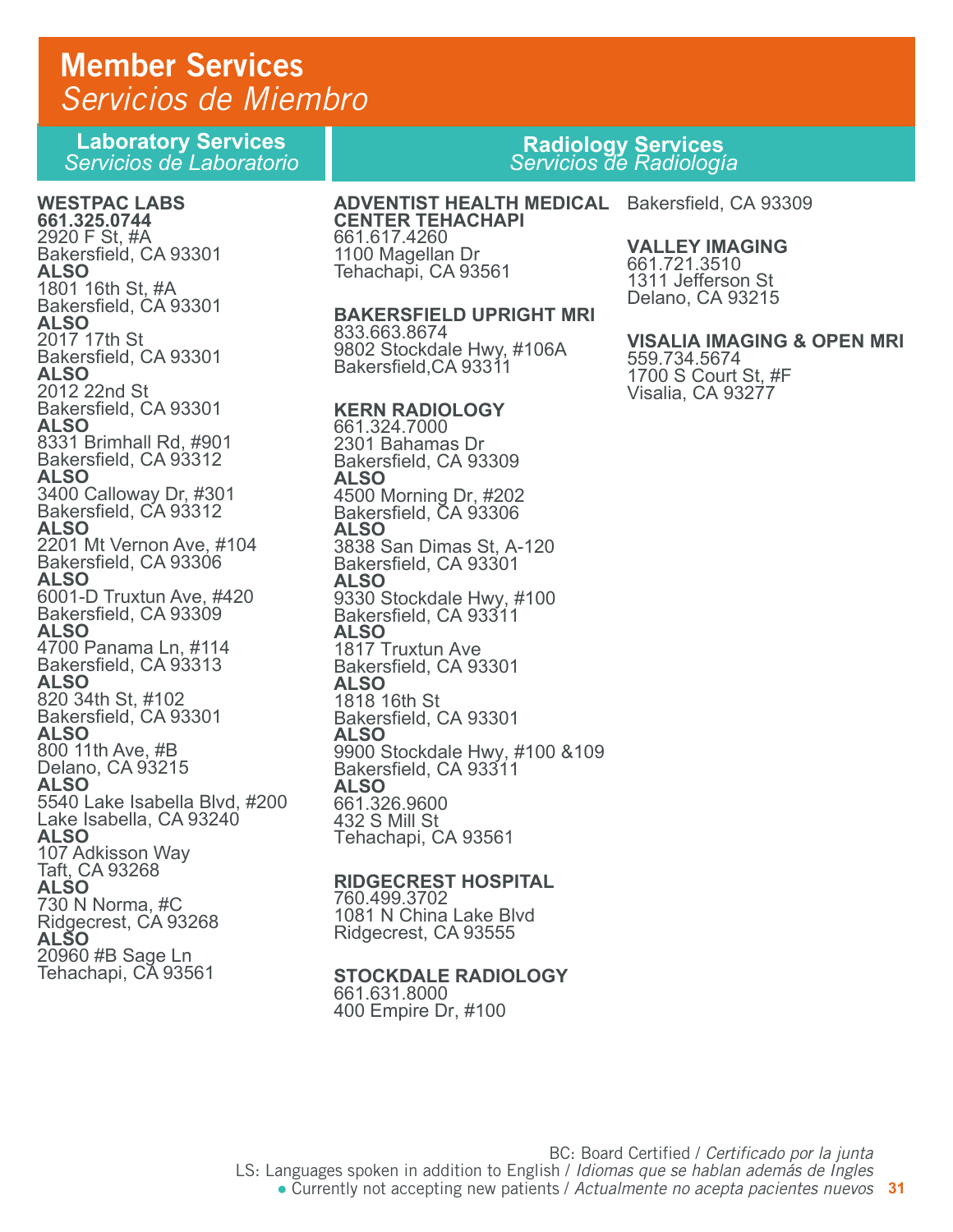# Member Services
*Servicios de Miembro*

## Laboratory Services
*Servicios de Laboratorio*

**WESTPAC LABS**
**661.325.0744**
2920 F St, #A
Bakersfield, CA 93301
**ALSO**
1801 16th St, #A
Bakersfield, CA 93301
**ALSO**
2017 17th St
Bakersfield, CA 93301
**ALSO**
2012 22nd St
Bakersfield, CA 93301
**ALSO**
8331 Brimhall Rd, #901
Bakersfield, CA 93312
**ALSO**
3400 Calloway Dr, #301
Bakersfield, CA 93312
**ALSO**
2201 Mt Vernon Ave, #104
Bakersfield, CA 93306
**ALSO**
6001-D Truxtun Ave, #420
Bakersfield, CA 93309
**ALSO**
4700 Panama Ln, #114
Bakersfield, CA 93313
**ALSO**
820 34th St, #102
Bakersfield, CA 93301
**ALSO**
800 11th Ave, #B
Delano, CA 93215
**ALSO**
5540 Lake Isabella Blvd, #200
Lake Isabella, CA 93240
**ALSO**
107 Adkisson Way
Taft, CA 93268
**ALSO**
730 N Norma, #C
Ridgecrest, CA 93268
**ALSO**
20960 #B Sage Ln
Tehachapi, CA 93561

## Radiology Services
*Servicios de Radiología*

**ADVENTIST HEALTH MEDICAL CENTER TEHACHAPI**
661.617.4260
1100 Magellan Dr
Tehachapi, CA 93561

**BAKERSFIELD UPRIGHT MRI**
833.663.8674
9802 Stockdale Hwy, #106A
Bakersfield,CA 93311

**KERN RADIOLOGY**
661.324.7000
2301 Bahamas Dr
Bakersfield, CA 93309
**ALSO**
4500 Morning Dr, #202
Bakersfield, CA 93306
**ALSO**
3838 San Dimas St, A-120
Bakersfield, CA 93301
**ALSO**
9330 Stockdale Hwy, #100
Bakersfield, CA 93311
**ALSO**
1817 Truxtun Ave
Bakersfield, CA 93301
**ALSO**
1818 16th St
Bakersfield, CA 93301
**ALSO**
9900 Stockdale Hwy, #100 &109
Bakersfield, CA 93311
**ALSO**
661.326.9600
432 S Mill St
Tehachapi, CA 93561

**RIDGECREST HOSPITAL**
760.499.3702
1081 N China Lake Blvd
Ridgecrest, CA 93555

**STOCKDALE RADIOLOGY**
661.631.8000
400 Empire Dr, #100
Bakersfield, CA 93309

**VALLEY IMAGING**
661.721.3510
1311 Jefferson St
Delano, CA 93215

**VISALIA IMAGING & OPEN MRI**
559.734.5674
1700 S Court St, #F
Visalia, CA 93277

BC: Board Certified / *Certificado por la junta*
LS: Languages spoken in addition to English / *Idiomas que se hablan además de Ingles*
● Currently not accepting new patients / *Actualmente no acepta pacientes nuevos*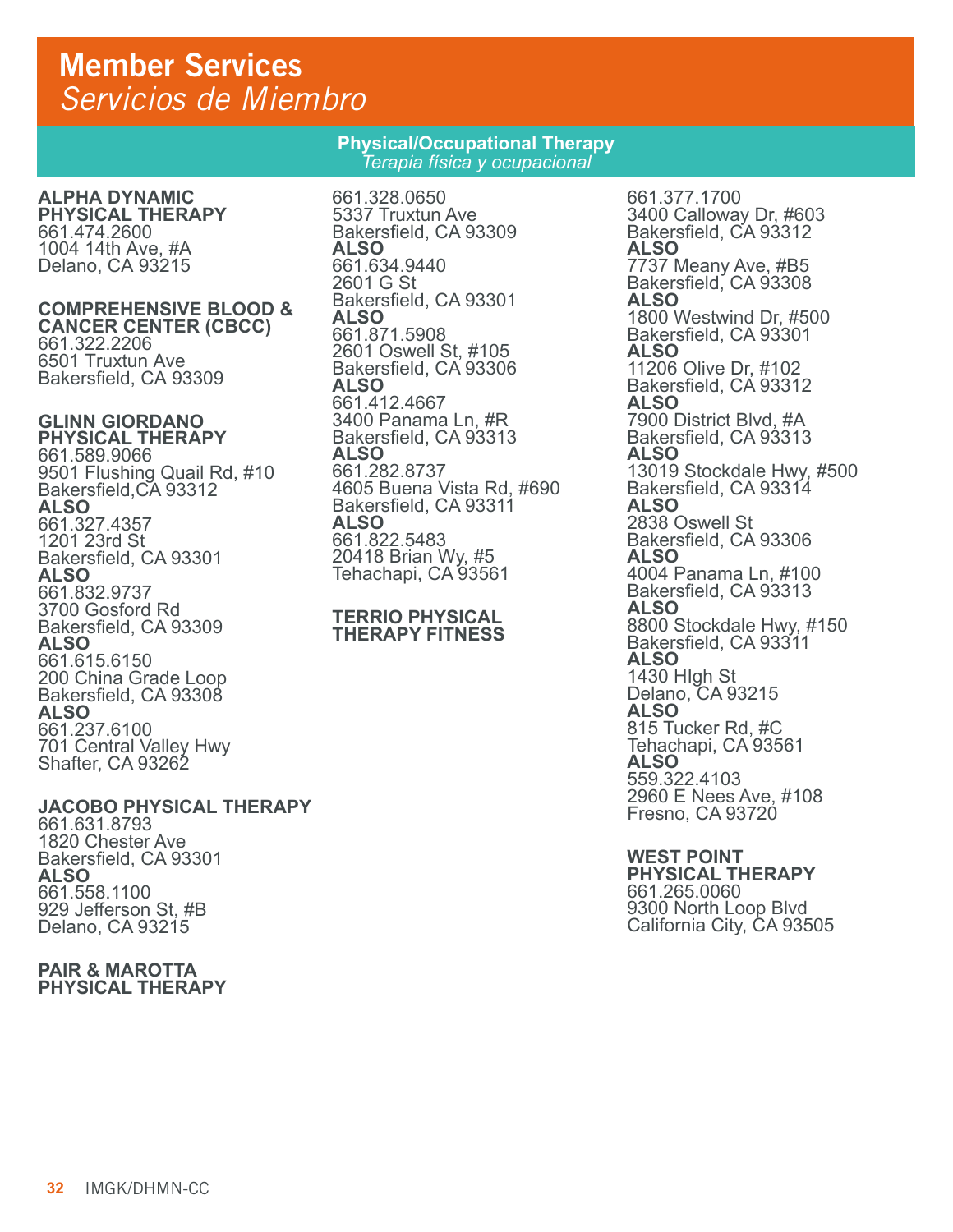# Member Services
*Servicios de Miembro*

## Physical/Occupational Therapy
*Terapia física y ocupacional*

**ALPHA DYNAMIC PHYSICAL THERAPY**
661.474.2600
1004 14th Ave, #A
Delano, CA 93215

**COMPREHENSIVE BLOOD & CANCER CENTER (CBCC)**
661.322.2206
6501 Truxtun Ave
Bakersfield, CA 93309

**GLINN GIORDANO PHYSICAL THERAPY**
661.589.9066
9501 Flushing Quail Rd, #10
Bakersfield,CA 93312
**ALSO**
661.327.4357
1201 23rd St
Bakersfield, CA 93301
**ALSO**
661.832.9737
3700 Gosford Rd
Bakersfield, CA 93309
**ALSO**
661.615.6150
200 China Grade Loop
Bakersfield, CA 93308
**ALSO**
661.237.6100
701 Central Valley Hwy
Shafter, CA 93262

**JACOBO PHYSICAL THERAPY**
661.631.8793
1820 Chester Ave
Bakersfield, CA 93301
**ALSO**
661.558.1100
929 Jefferson St, #B
Delano, CA 93215

**PAIR & MAROTTA PHYSICAL THERAPY**
661.328.0650
5337 Truxtun Ave
Bakersfield, CA 93309
**ALSO**
661.634.9440
2601 G St
Bakersfield, CA 93301
**ALSO**
661.871.5908
2601 Oswell St, #105
Bakersfield, CA 93306
**ALSO**
661.412.4667
3400 Panama Ln, #R
Bakersfield, CA 93313
**ALSO**
661.282.8737
4605 Buena Vista Rd, #690
Bakersfield, CA 93311
**ALSO**
661.822.5483
20418 Brian Wy, #5
Tehachapi, CA 93561

**TERRIO PHYSICAL THERAPY FITNESS**
661.377.1700
3400 Calloway Dr, #603
Bakersfield, CA 93312
**ALSO**
7737 Meany Ave, #B5
Bakersfield, CA 93308
**ALSO**
1800 Westwind Dr, #500
Bakersfield, CA 93301
**ALSO**
11206 Olive Dr, #102
Bakersfield, CA 93312
**ALSO**
7900 District Blvd, #A
Bakersfield, CA 93313
**ALSO**
13019 Stockdale Hwy, #500
Bakersfield, CA 93314
**ALSO**
2838 Oswell St
Bakersfield, CA 93306
**ALSO**
4004 Panama Ln, #100
Bakersfield, CA 93313
**ALSO**
8800 Stockdale Hwy, #150
Bakersfield, CA 93311
**ALSO**
1430 HIgh St
Delano, CA 93215
**ALSO**
815 Tucker Rd, #C
Tehachapi, CA 93561
**ALSO**
559.322.4103
2960 E Nees Ave, #108
Fresno, CA 93720

**WEST POINT PHYSICAL THERAPY**
661.265.0060
9300 North Loop Blvd
California City, CA 93505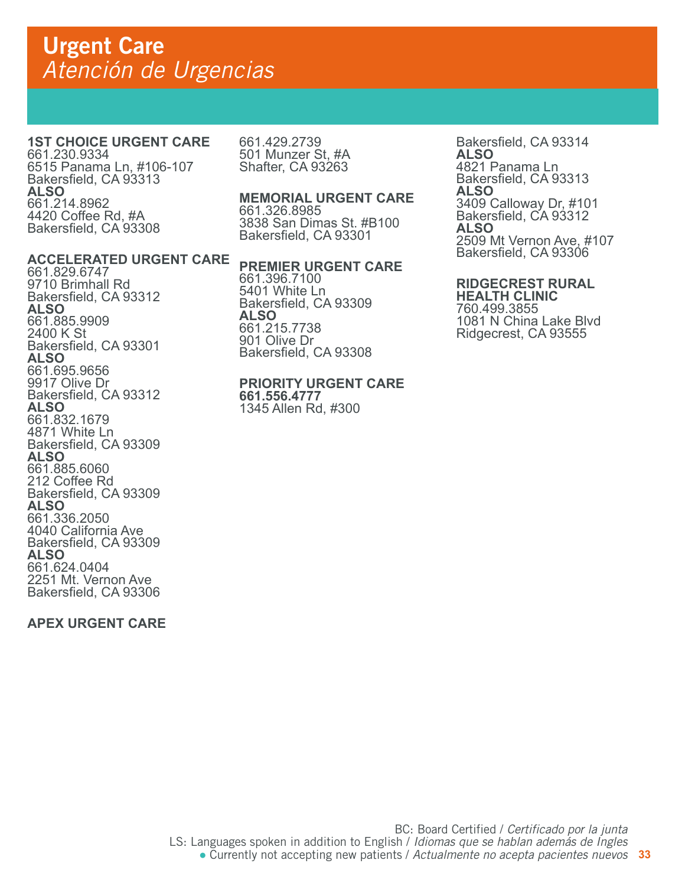# Urgent Care
*Atención de Urgencias*

**1ST CHOICE URGENT CARE**
661.230.9334
6515 Panama Ln, #106-107
Bakersfield, CA 93313
**ALSO**
661.214.8962
4420 Coffee Rd, #A
Bakersfield, CA 93308

**ACCELERATED URGENT CARE**
661.829.6747
9710 Brimhall Rd
Bakersfield, CA 93312
**ALSO**
661.885.9909
2400 K St
Bakersfield, CA 93301
**ALSO**
661.695.9656
9917 Olive Dr
Bakersfield, CA 93312
**ALSO**
661.832.1679
4871 White Ln
Bakersfield, CA 93309
**ALSO**
661.885.6060
212 Coffee Rd
Bakersfield, CA 93309
**ALSO**
661.336.2050
4040 California Ave
Bakersfield, CA 93309
**ALSO**
661.624.0404
2251 Mt. Vernon Ave
Bakersfield, CA 93306

**APEX URGENT CARE**
661.429.2739
501 Munzer St, #A
Shafter, CA 93263

**MEMORIAL URGENT CARE**
661.326.8985
3838 San Dimas St. #B100
Bakersfield, CA 93301

**PREMIER URGENT CARE**
661.396.7100
5401 White Ln
Bakersfield, CA 93309
**ALSO**
661.215.7738
901 Olive Dr
Bakersfield, CA 93308

**PRIORITY URGENT CARE**
**661.556.4777**
1345 Allen Rd, #300
Bakersfield, CA 93314
**ALSO**
4821 Panama Ln
Bakersfield, CA 93313
**ALSO**
3409 Calloway Dr, #101
Bakersfield, CA 93312
**ALSO**
2509 Mt Vernon Ave, #107
Bakersfield, CA 93306

**RIDGECREST RURAL HEALTH CLINIC**
760.499.3855
1081 N China Lake Blvd
Ridgecrest, CA 93555

BC: Board Certified / *Certificado por la junta*
LS: Languages spoken in addition to English / *Idiomas que se hablan además de Ingles*
● Currently not accepting new patients / *Actualmente no acepta pacientes nuevos*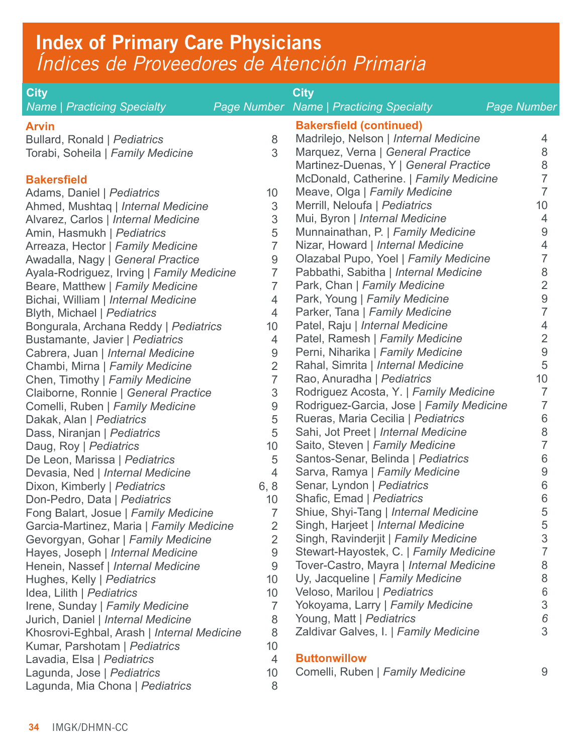# Index of Primary Care Physicians
## *Índices de Proveedores de Atención Primaria*

| City<br>*Name \| Practicing Specialty* | *Page Number* |
|---|---|
| **Arvin** | |
| Bullard, Ronald \| *Pediatrics* | 8 |
| Torabi, Soheila \| *Family Medicine* | 3 |
| **Bakersfield** | |
| Adams, Daniel \| *Pediatrics* | 10 |
| Ahmed, Mushtaq \| *Internal Medicine* | 3 |
| Alvarez, Carlos \| *Internal Medicine* | 3 |
| Amin, Hasmukh \| *Pediatrics* | 5 |
| Arreaza, Hector \| *Family Medicine* | 7 |
| Awadalla, Nagy \| *General Practice* | 9 |
| Ayala-Rodriguez, Irving \| *Family Medicine* | 7 |
| Beare, Matthew \| *Family Medicine* | 7 |
| Bichai, William \| *Internal Medicine* | 4 |
| Blyth, Michael \| *Pediatrics* | 4 |
| Bongurala, Archana Reddy \| *Pediatrics* | 10 |
| Bustamante, Javier \| *Pediatrics* | 4 |
| Cabrera, Juan \| *Internal Medicine* | 9 |
| Chambi, Mirna \| *Family Medicine* | 2 |
| Chen, Timothy \| *Family Medicine* | 7 |
| Claiborne, Ronnie \| *General Practice* | 3 |
| Comelli, Ruben \| *Family Medicine* | 9 |
| Dakak, Alan \| *Pediatrics* | 5 |
| Dass, Niranjan \| *Pediatrics* | 5 |
| Daug, Roy \| *Pediatrics* | 10 |
| De Leon, Marissa \| *Pediatrics* | 5 |
| Devasia, Ned \| *Internal Medicine* | 4 |
| Dixon, Kimberly \| *Pediatrics* | 6, 8 |
| Don-Pedro, Data \| *Pediatrics* | 10 |
| Fong Balart, Josue \| *Family Medicine* | 7 |
| Garcia-Martinez, Maria \| *Family Medicine* | 2 |
| Gevorgyan, Gohar \| *Family Medicine* | 2 |
| Hayes, Joseph \| *Internal Medicine* | 9 |
| Henein, Nassef \| *Internal Medicine* | 9 |
| Hughes, Kelly \| *Pediatrics* | 10 |
| Idea, Lilith \| *Pediatrics* | 10 |
| Irene, Sunday \| *Family Medicine* | 7 |
| Jurich, Daniel \| *Internal Medicine* | 8 |
| Khosrovi-Eghbal, Arash \| *Internal Medicine* | 8 |
| Kumar, Parshotam \| *Pediatrics* | 10 |
| Lavadia, Elsa \| *Pediatrics* | 4 |
| Lagunda, Jose \| *Pediatrics* | 10 |
| Lagunda, Mia Chona \| *Pediatrics* | 8 |
| **Bakersfield (continued)** | |
| Madrilejo, Nelson \| *Internal Medicine* | 4 |
| Marquez, Verna \| *General Practice* | 8 |
| Martinez-Duenas, Y \| *General Practice* | 8 |
| McDonald, Catherine. \| *Family Medicine* | 7 |
| Meave, Olga \| *Family Medicine* | 7 |
| Merrill, Neloufa \| *Pediatrics* | 10 |
| Mui, Byron \| *Internal Medicine* | 4 |
| Munnainathan, P. \| *Family Medicine* | 9 |
| Nizar, Howard \| *Internal Medicine* | 4 |
| Olazabal Pupo, Yoel \| *Family Medicine* | 7 |
| Pabbathi, Sabitha \| *Internal Medicine* | 8 |
| Park, Chan \| *Family Medicine* | 2 |
| Park, Young \| *Family Medicine* | 9 |
| Parker, Tana \| *Family Medicine* | 7 |
| Patel, Raju \| *Internal Medicine* | 4 |
| Patel, Ramesh \| *Family Medicine* | 2 |
| Perni, Niharika \| *Family Medicine* | 9 |
| Rahal, Simrita \| *Internal Medicine* | 5 |
| Rao, Anuradha \| *Pediatrics* | 10 |
| Rodriguez Acosta, Y. \| *Family Medicine* | 7 |
| Rodriguez-Garcia, Jose \| *Family Medicine* | 7 |
| Rueras, Maria Cecilia \| *Pediatrics* | 6 |
| Sahi, Jot Preet \| *Internal Medicine* | 8 |
| Saito, Steven \| *Family Medicine* | 7 |
| Santos-Senar, Belinda \| *Pediatrics* | 6 |
| Sarva, Ramya \| *Family Medicine* | 9 |
| Senar, Lyndon \| *Pediatrics* | 6 |
| Shafic, Emad \| *Pediatrics* | 6 |
| Shiue, Shyi-Tang \| *Internal Medicine* | 5 |
| Singh, Harjeet \| *Internal Medicine* | 5 |
| Singh, Ravinderjit \| *Family Medicine* | 3 |
| Stewart-Hayostek, C. \| *Family Medicine* | 7 |
| Tover-Castro, Mayra \| *Internal Medicine* | 8 |
| Uy, Jacqueline \| *Family Medicine* | 8 |
| Veloso, Marilou \| *Pediatrics* | 6 |
| Yokoyama, Larry \| *Family Medicine* | 3 |
| Young, Matt \| *Pediatrics* | *6* |
| Zaldivar Galves, I. \| *Family Medicine* | 3 |
| **Buttonwillow** | |
| Comelli, Ruben \| *Family Medicine* | 9 |

IMGK/DHMN-CC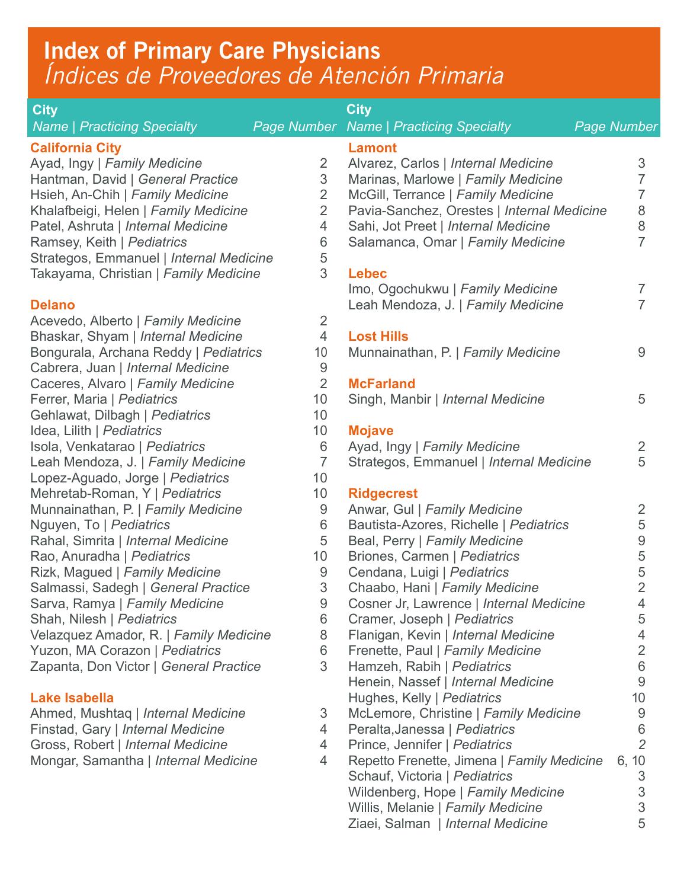# Index of Primary Care Physicians
## *Índices de Proveedores de Atención Primaria*

| City<br>*Name \| Practicing Specialty* | *Page Number* |
|---|---|
| **California City** | |
| Ayad, Ingy \| *Family Medicine* | 2 |
| Hantman, David \| *General Practice* | 3 |
| Hsieh, An-Chih \| *Family Medicine* | 2 |
| Khalafbeigi, Helen \| *Family Medicine* | 2 |
| Patel, Ashruta \| *Internal Medicine* | 4 |
| Ramsey, Keith \| *Pediatrics* | 6 |
| Strategos, Emmanuel \| *Internal Medicine* | 5 |
| Takayama, Christian \| *Family Medicine* | 3 |
| **Delano** | |
| Acevedo, Alberto \| *Family Medicine* | 2 |
| Bhaskar, Shyam \| *Internal Medicine* | 4 |
| Bongurala, Archana Reddy \| *Pediatrics* | 10 |
| Cabrera, Juan \| *Internal Medicine* | 9 |
| Caceres, Alvaro \| *Family Medicine* | 2 |
| Ferrer, Maria \| *Pediatrics* | 10 |
| Gehlawat, Dilbagh \| *Pediatrics* | 10 |
| Idea, Lilith \| *Pediatrics* | 10 |
| Isola, Venkatarao \| *Pediatrics* | 6 |
| Leah Mendoza, J. \| *Family Medicine* | 7 |
| Lopez-Aguado, Jorge \| *Pediatrics* | 10 |
| Mehretab-Roman, Y \| *Pediatrics* | 10 |
| Munnainathan, P. \| *Family Medicine* | 9 |
| Nguyen, To \| *Pediatrics* | 6 |
| Rahal, Simrita \| *Internal Medicine* | 5 |
| Rao, Anuradha \| *Pediatrics* | 10 |
| Rizk, Magued \| *Family Medicine* | 9 |
| Salmassi, Sadegh \| *General Practice* | 3 |
| Sarva, Ramya \| *Family Medicine* | 9 |
| Shah, Nilesh \| *Pediatrics* | 6 |
| Velazquez Amador, R. \| *Family Medicine* | 8 |
| Yuzon, MA Corazon \| *Pediatrics* | 6 |
| Zapanta, Don Victor \| *General Practice* | 3 |
| **Lake Isabella** | |
| Ahmed, Mushtaq \| *Internal Medicine* | 3 |
| Finstad, Gary \| *Internal Medicine* | 4 |
| Gross, Robert \| *Internal Medicine* | 4 |
| Mongar, Samantha \| *Internal Medicine* | 4 |
| **Lamont** | |
| Alvarez, Carlos \| *Internal Medicine* | 3 |
| Marinas, Marlowe \| *Family Medicine* | 7 |
| McGill, Terrance \| *Family Medicine* | 7 |
| Pavia-Sanchez, Orestes \| *Internal Medicine* | 8 |
| Sahi, Jot Preet \| *Internal Medicine* | 8 |
| Salamanca, Omar \| *Family Medicine* | 7 |
| **Lebec** | |
| Imo, Ogochukwu \| *Family Medicine* | 7 |
| Leah Mendoza, J. \| *Family Medicine* | 7 |
| **Lost Hills** | |
| Munnainathan, P. \| *Family Medicine* | 9 |
| **McFarland** | |
| Singh, Manbir \| *Internal Medicine* | 5 |
| **Mojave** | |
| Ayad, Ingy \| *Family Medicine* | 2 |
| Strategos, Emmanuel \| *Internal Medicine* | 5 |
| **Ridgecrest** | |
| Anwar, Gul \| *Family Medicine* | 2 |
| Bautista-Azores, Richelle \| *Pediatrics* | 5 |
| Beal, Perry \| *Family Medicine* | 9 |
| Briones, Carmen \| *Pediatrics* | 5 |
| Cendana, Luigi \| *Pediatrics* | 5 |
| Chaabo, Hani \| *Family Medicine* | 2 |
| Cosner Jr, Lawrence \| *Internal Medicine* | 4 |
| Cramer, Joseph \| *Pediatrics* | 5 |
| Flanigan, Kevin \| *Internal Medicine* | 4 |
| Frenette, Paul \| *Family Medicine* | 2 |
| Hamzeh, Rabih \| *Pediatrics* | 6 |
| Henein, Nassef \| *Internal Medicine* | 9 |
| Hughes, Kelly \| *Pediatrics* | 10 |
| McLemore, Christine \| *Family Medicine* | 9 |
| Peralta,Janessa \| *Pediatrics* | 6 |
| Prince, Jennifer \| *Pediatrics* | 2 |
| Repetto Frenette, Jimena \| *Family Medicine* | 6, 10 |
| Schauf, Victoria \| *Pediatrics* | 3 |
| Wildenberg, Hope \| *Family Medicine* | 3 |
| Willis, Melanie \| *Family Medicine* | 3 |
| Ziaei, Salman \| *Internal Medicine* | 5 |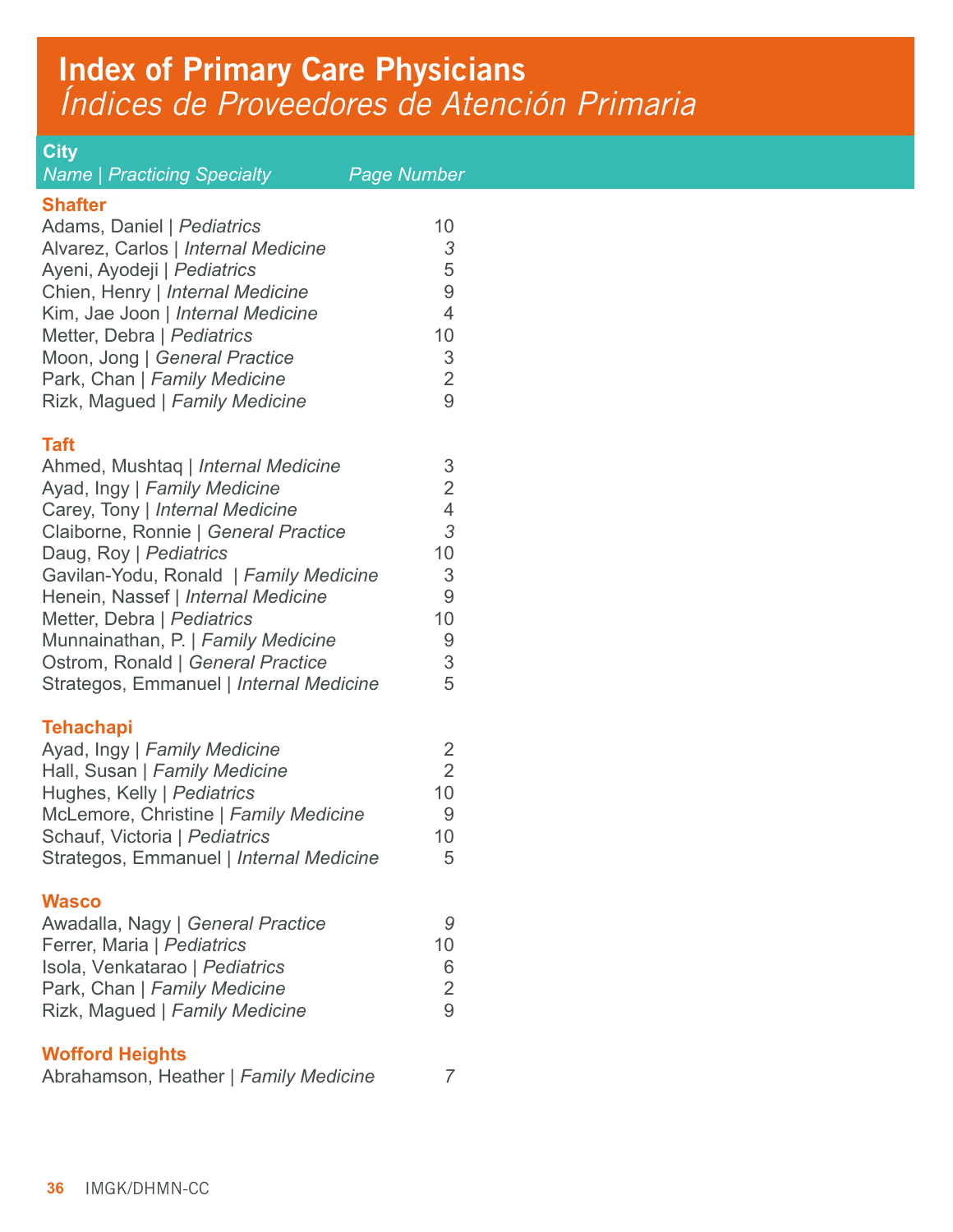# Index of Primary Care Physicians
## *Índices de Proveedores de Atención Primaria*

| City<br>*Name \| Practicing Specialty* | *Page Number* |
| --- | --- |
| **Shafter** | |
| Adams, Daniel \| *Pediatrics* | 10 |
| Alvarez, Carlos \| *Internal Medicine* | *3* |
| Ayeni, Ayodeji \| *Pediatrics* | 5 |
| Chien, Henry \| *Internal Medicine* | 9 |
| Kim, Jae Joon \| *Internal Medicine* | 4 |
| Metter, Debra \| *Pediatrics* | 10 |
| Moon, Jong \| *General Practice* | 3 |
| Park, Chan \| *Family Medicine* | 2 |
| Rizk, Magued \| *Family Medicine* | 9 |
| **Taft** | |
| Ahmed, Mushtaq \| *Internal Medicine* | 3 |
| Ayad, Ingy \| *Family Medicine* | 2 |
| Carey, Tony \| *Internal Medicine* | 4 |
| Claiborne, Ronnie \| *General Practice* | *3* |
| Daug, Roy \| *Pediatrics* | 10 |
| Gavilan-Yodu, Ronald \| *Family Medicine* | 3 |
| Henein, Nassef \| *Internal Medicine* | 9 |
| Metter, Debra \| *Pediatrics* | 10 |
| Munnainathan, P. \| *Family Medicine* | 9 |
| Ostrom, Ronald \| *General Practice* | 3 |
| Strategos, Emmanuel \| *Internal Medicine* | 5 |
| **Tehachapi** | |
| Ayad, Ingy \| *Family Medicine* | 2 |
| Hall, Susan \| *Family Medicine* | 2 |
| Hughes, Kelly \| *Pediatrics* | 10 |
| McLemore, Christine \| *Family Medicine* | 9 |
| Schauf, Victoria \| *Pediatrics* | 10 |
| Strategos, Emmanuel \| *Internal Medicine* | 5 |
| **Wasco** | |
| Awadalla, Nagy \| *General Practice* | *9* |
| Ferrer, Maria \| *Pediatrics* | 10 |
| Isola, Venkatarao \| *Pediatrics* | 6 |
| Park, Chan \| *Family Medicine* | 2 |
| Rizk, Magued \| *Family Medicine* | 9 |
| **Wofford Heights** | |
| Abrahamson, Heather \| *Family Medicine* | *7* |

IMGK/DHMN-CC